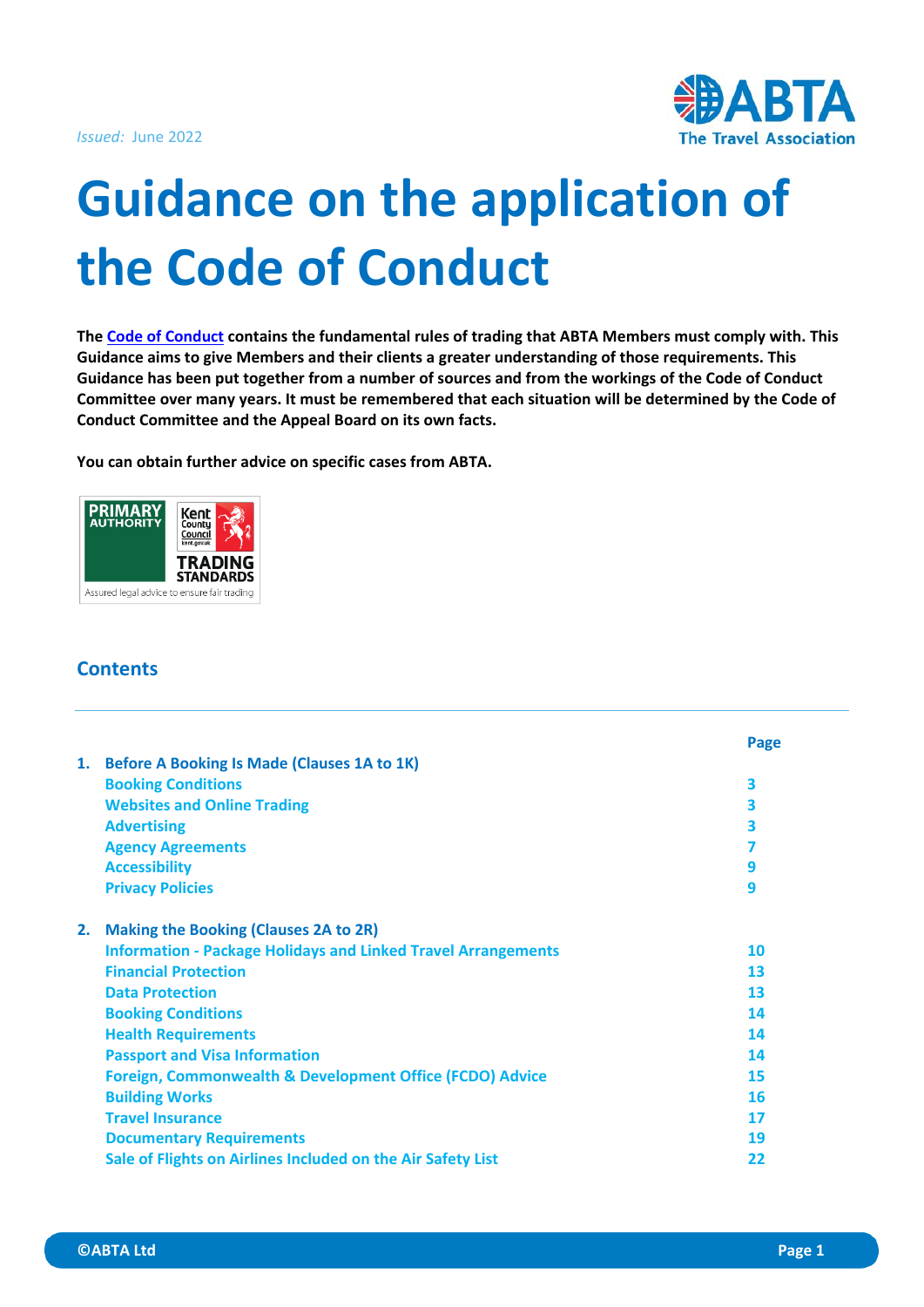*Issued:* June 2022

ABTA The Travel Association

# Guidance on the application of the Code of Conduct

**The [Code of Conduct](#) contains the fundamental rules of trading that ABTA Members must comply with. This Guidance aims to give Members and their clients a greater understanding of those requirements. This Guidance has been put together from a number of sources and from the workings of the Code of Conduct Committee over many years. It must be remembered that each situation will be determined by the Code of Conduct Committee and the Appeal Board on its own facts.**

**You can obtain further advice on specific cases from ABTA.**

PRIMARY AUTHORITY — Kent County Council TRADING STANDARDS — Assured legal advice to ensure fair trading

## Contents

| | | Page |
|---|---|---|
| **1.** | **Before A Booking Is Made (Clauses 1A to 1K)** | |
| | Booking Conditions | 3 |
| | Websites and Online Trading | 3 |
| | Advertising | 3 |
| | Agency Agreements | 7 |
| | Accessibility | 9 |
| | Privacy Policies | 9 |
| **2.** | **Making the Booking (Clauses 2A to 2R)** | |
| | Information - Package Holidays and Linked Travel Arrangements | 10 |
| | Financial Protection | 13 |
| | Data Protection | 13 |
| | Booking Conditions | 14 |
| | Health Requirements | 14 |
| | Passport and Visa Information | 14 |
| | Foreign, Commonwealth & Development Office (FCDO) Advice | 15 |
| | Building Works | 16 |
| | Travel Insurance | 17 |
| | Documentary Requirements | 19 |
| | Sale of Flights on Airlines Included on the Air Safety List | 22 |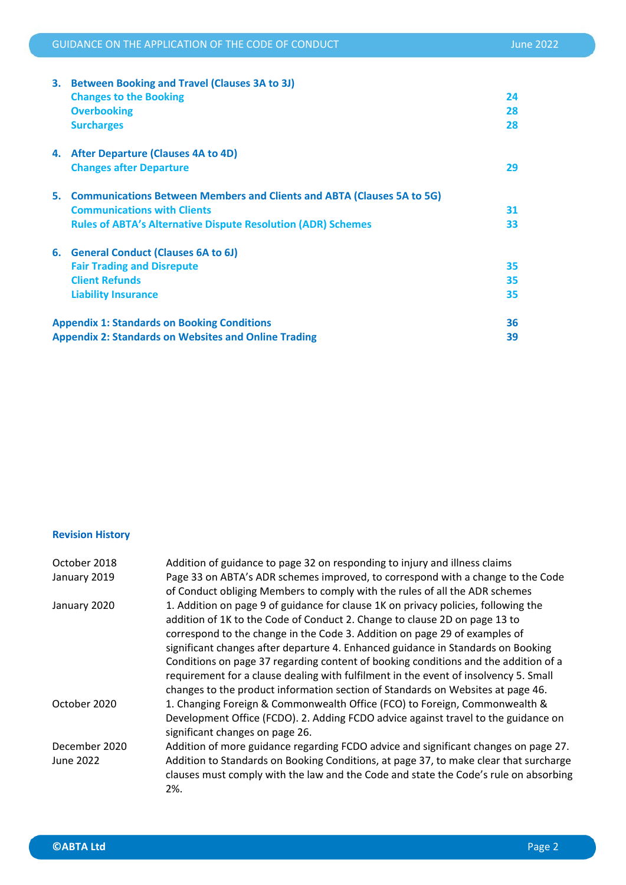| | | |
|---|---|---|
| **3.** | **Between Booking and Travel (Clauses 3A to 3J)** | |
| | **Changes to the Booking** | **24** |
| | **Overbooking** | **28** |
| | **Surcharges** | **28** |
| **4.** | **After Departure (Clauses 4A to 4D)** | |
| | **Changes after Departure** | **29** |
| **5.** | **Communications Between Members and Clients and ABTA (Clauses 5A to 5G)** | |
| | **Communications with Clients** | **31** |
| | **Rules of ABTA's Alternative Dispute Resolution (ADR) Schemes** | **33** |
| **6.** | **General Conduct (Clauses 6A to 6J)** | |
| | **Fair Trading and Disrepute** | **35** |
| | **Client Refunds** | **35** |
| | **Liability Insurance** | **35** |
| **Appendix 1: Standards on Booking Conditions** | | **36** |
| **Appendix 2: Standards on Websites and Online Trading** | | **39** |

### Revision History

| | |
|---|---|
| October 2018 | Addition of guidance to page 32 on responding to injury and illness claims |
| January 2019 | Page 33 on ABTA's ADR schemes improved, to correspond with a change to the Code of Conduct obliging Members to comply with the rules of all the ADR schemes |
| January 2020 | 1. Addition on page 9 of guidance for clause 1K on privacy policies, following the addition of 1K to the Code of Conduct 2. Change to clause 2D on page 13 to correspond to the change in the Code 3. Addition on page 29 of examples of significant changes after departure 4. Enhanced guidance in Standards on Booking Conditions on page 37 regarding content of booking conditions and the addition of a requirement for a clause dealing with fulfilment in the event of insolvency 5. Small changes to the product information section of Standards on Websites at page 46. |
| October 2020 | 1. Changing Foreign & Commonwealth Office (FCO) to Foreign, Commonwealth & Development Office (FCDO). 2. Adding FCDO advice against travel to the guidance on significant changes on page 26. |
| December 2020 | Addition of more guidance regarding FCDO advice and significant changes on page 27. |
| June 2022 | Addition to Standards on Booking Conditions, at page 37, to make clear that surcharge clauses must comply with the law and the Code and state the Code's rule on absorbing 2%. |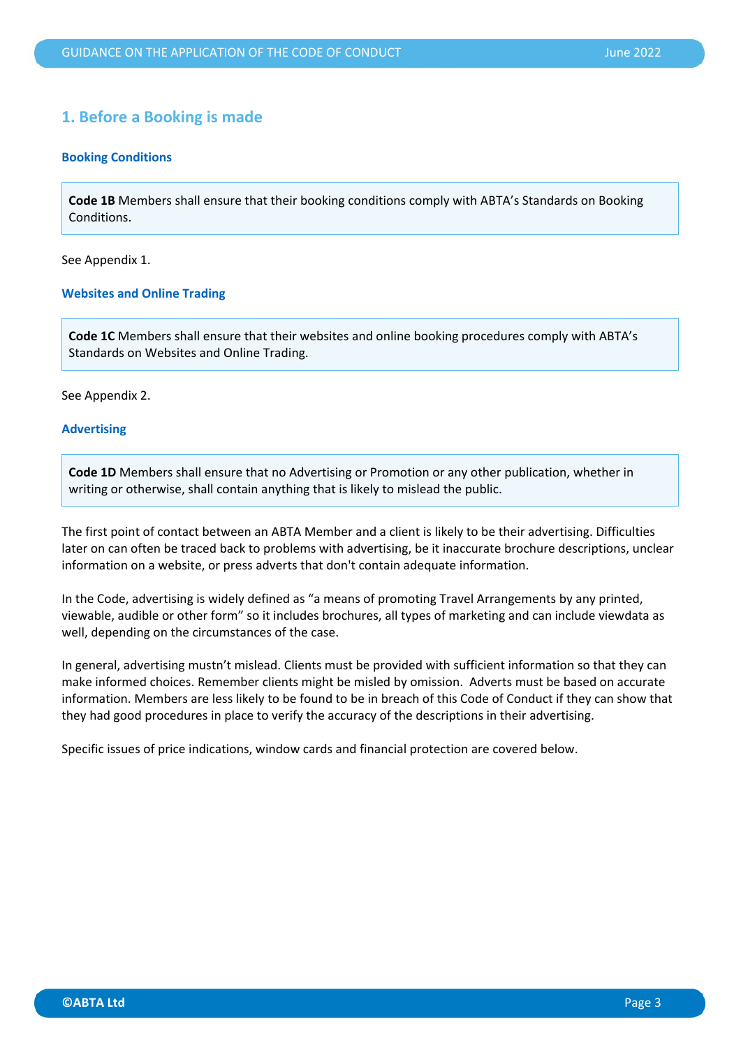## 1. Before a Booking is made

### Booking Conditions

> **Code 1B** Members shall ensure that their booking conditions comply with ABTA's Standards on Booking Conditions.

See Appendix 1.

### Websites and Online Trading

> **Code 1C** Members shall ensure that their websites and online booking procedures comply with ABTA's Standards on Websites and Online Trading.

See Appendix 2.

### Advertising

> **Code 1D** Members shall ensure that no Advertising or Promotion or any other publication, whether in writing or otherwise, shall contain anything that is likely to mislead the public.

The first point of contact between an ABTA Member and a client is likely to be their advertising. Difficulties later on can often be traced back to problems with advertising, be it inaccurate brochure descriptions, unclear information on a website, or press adverts that don't contain adequate information.

In the Code, advertising is widely defined as "a means of promoting Travel Arrangements by any printed, viewable, audible or other form" so it includes brochures, all types of marketing and can include viewdata as well, depending on the circumstances of the case.

In general, advertising mustn't mislead. Clients must be provided with sufficient information so that they can make informed choices. Remember clients might be misled by omission. Adverts must be based on accurate information. Members are less likely to be found to be in breach of this Code of Conduct if they can show that they had good procedures in place to verify the accuracy of the descriptions in their advertising.

Specific issues of price indications, window cards and financial protection are covered below.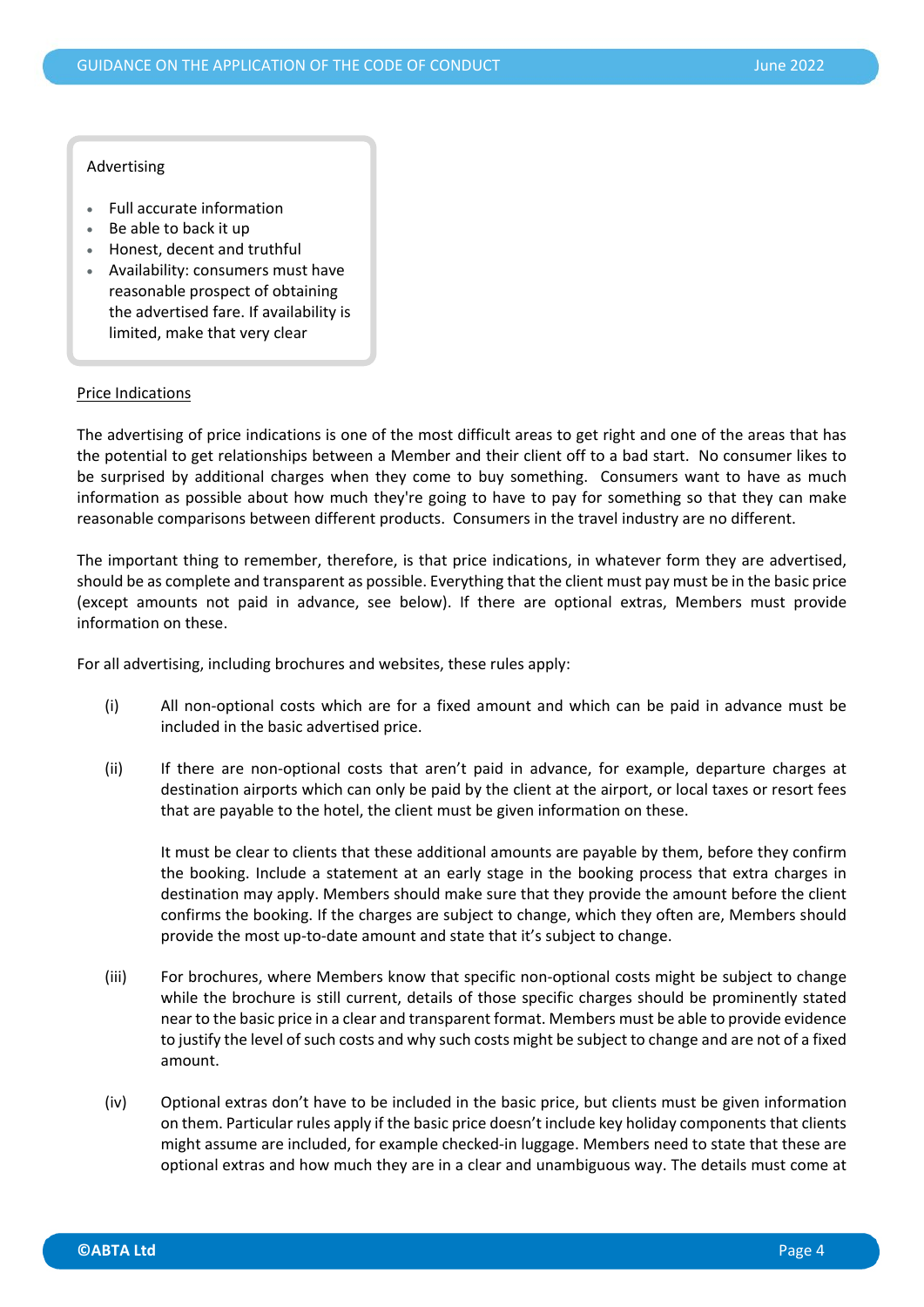> Advertising
>
> - Full accurate information
> - Be able to back it up
> - Honest, decent and truthful
> - Availability: consumers must have reasonable prospect of obtaining the advertised fare. If availability is limited, make that very clear

Price Indications

The advertising of price indications is one of the most difficult areas to get right and one of the areas that has the potential to get relationships between a Member and their client off to a bad start. No consumer likes to be surprised by additional charges when they come to buy something. Consumers want to have as much information as possible about how much they're going to have to pay for something so that they can make reasonable comparisons between different products. Consumers in the travel industry are no different.

The important thing to remember, therefore, is that price indications, in whatever form they are advertised, should be as complete and transparent as possible. Everything that the client must pay must be in the basic price (except amounts not paid in advance, see below). If there are optional extras, Members must provide information on these.

For all advertising, including brochures and websites, these rules apply:

(i) All non-optional costs which are for a fixed amount and which can be paid in advance must be included in the basic advertised price.

(ii) If there are non-optional costs that aren't paid in advance, for example, departure charges at destination airports which can only be paid by the client at the airport, or local taxes or resort fees that are payable to the hotel, the client must be given information on these.

It must be clear to clients that these additional amounts are payable by them, before they confirm the booking. Include a statement at an early stage in the booking process that extra charges in destination may apply. Members should make sure that they provide the amount before the client confirms the booking. If the charges are subject to change, which they often are, Members should provide the most up-to-date amount and state that it's subject to change.

(iii) For brochures, where Members know that specific non-optional costs might be subject to change while the brochure is still current, details of those specific charges should be prominently stated near to the basic price in a clear and transparent format. Members must be able to provide evidence to justify the level of such costs and why such costs might be subject to change and are not of a fixed amount.

(iv) Optional extras don't have to be included in the basic price, but clients must be given information on them. Particular rules apply if the basic price doesn't include key holiday components that clients might assume are included, for example checked-in luggage. Members need to state that these are optional extras and how much they are in a clear and unambiguous way. The details must come at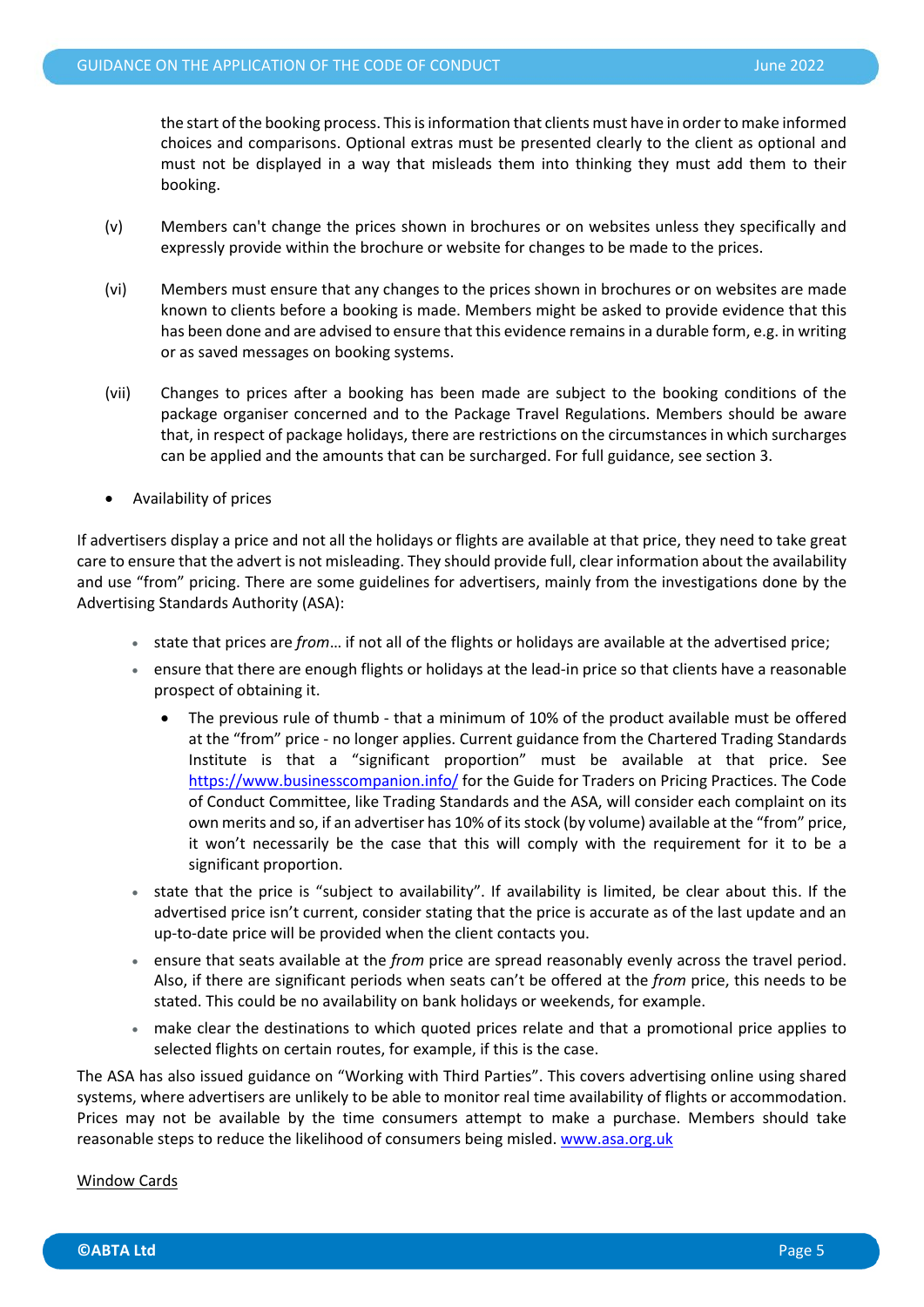the start of the booking process. This is information that clients must have in order to make informed choices and comparisons. Optional extras must be presented clearly to the client as optional and must not be displayed in a way that misleads them into thinking they must add them to their booking.

(v) Members can't change the prices shown in brochures or on websites unless they specifically and expressly provide within the brochure or website for changes to be made to the prices.

(vi) Members must ensure that any changes to the prices shown in brochures or on websites are made known to clients before a booking is made. Members might be asked to provide evidence that this has been done and are advised to ensure that this evidence remains in a durable form, e.g. in writing or as saved messages on booking systems.

(vii) Changes to prices after a booking has been made are subject to the booking conditions of the package organiser concerned and to the Package Travel Regulations. Members should be aware that, in respect of package holidays, there are restrictions on the circumstances in which surcharges can be applied and the amounts that can be surcharged. For full guidance, see section 3.

- Availability of prices

If advertisers display a price and not all the holidays or flights are available at that price, they need to take great care to ensure that the advert is not misleading. They should provide full, clear information about the availability and use "from" pricing. There are some guidelines for advertisers, mainly from the investigations done by the Advertising Standards Authority (ASA):

- state that prices are *from*… if not all of the flights or holidays are available at the advertised price;
- ensure that there are enough flights or holidays at the lead-in price so that clients have a reasonable prospect of obtaining it.
    - The previous rule of thumb - that a minimum of 10% of the product available must be offered at the "from" price - no longer applies. Current guidance from the Chartered Trading Standards Institute is that a "significant proportion" must be available at that price. See [https://www.businesscompanion.info/](https://www.businesscompanion.info/) for the Guide for Traders on Pricing Practices. The Code of Conduct Committee, like Trading Standards and the ASA, will consider each complaint on its own merits and so, if an advertiser has 10% of its stock (by volume) available at the "from" price, it won't necessarily be the case that this will comply with the requirement for it to be a significant proportion.
- state that the price is "subject to availability". If availability is limited, be clear about this. If the advertised price isn't current, consider stating that the price is accurate as of the last update and an up-to-date price will be provided when the client contacts you.
- ensure that seats available at the *from* price are spread reasonably evenly across the travel period. Also, if there are significant periods when seats can't be offered at the *from* price, this needs to be stated. This could be no availability on bank holidays or weekends, for example.
- make clear the destinations to which quoted prices relate and that a promotional price applies to selected flights on certain routes, for example, if this is the case.

The ASA has also issued guidance on "Working with Third Parties". This covers advertising online using shared systems, where advertisers are unlikely to be able to monitor real time availability of flights or accommodation. Prices may not be available by the time consumers attempt to make a purchase. Members should take reasonable steps to reduce the likelihood of consumers being misled. [www.asa.org.uk](http://www.asa.org.uk)

<u>Window Cards</u>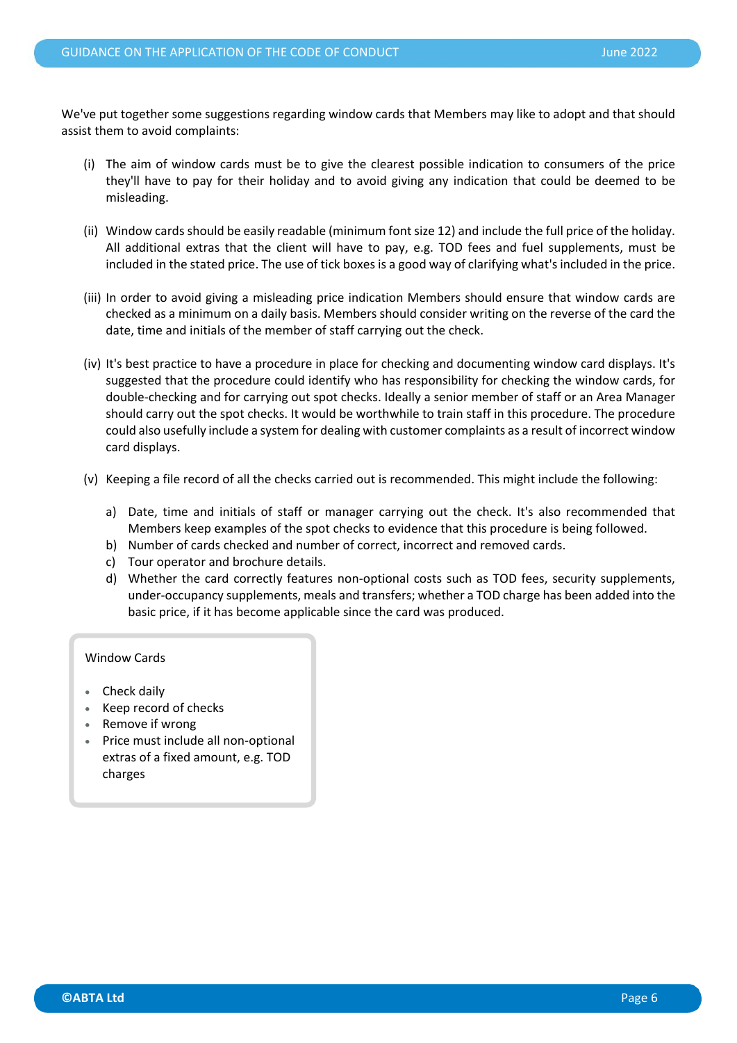We've put together some suggestions regarding window cards that Members may like to adopt and that should assist them to avoid complaints:

(i) The aim of window cards must be to give the clearest possible indication to consumers of the price they'll have to pay for their holiday and to avoid giving any indication that could be deemed to be misleading.

(ii) Window cards should be easily readable (minimum font size 12) and include the full price of the holiday. All additional extras that the client will have to pay, e.g. TOD fees and fuel supplements, must be included in the stated price. The use of tick boxes is a good way of clarifying what's included in the price.

(iii) In order to avoid giving a misleading price indication Members should ensure that window cards are checked as a minimum on a daily basis. Members should consider writing on the reverse of the card the date, time and initials of the member of staff carrying out the check.

(iv) It's best practice to have a procedure in place for checking and documenting window card displays. It's suggested that the procedure could identify who has responsibility for checking the window cards, for double-checking and for carrying out spot checks. Ideally a senior member of staff or an Area Manager should carry out the spot checks. It would be worthwhile to train staff in this procedure. The procedure could also usefully include a system for dealing with customer complaints as a result of incorrect window card displays.

(v) Keeping a file record of all the checks carried out is recommended. This might include the following:

   a) Date, time and initials of staff or manager carrying out the check. It's also recommended that Members keep examples of the spot checks to evidence that this procedure is being followed.
   b) Number of cards checked and number of correct, incorrect and removed cards.
   c) Tour operator and brochure details.
   d) Whether the card correctly features non-optional costs such as TOD fees, security supplements, under-occupancy supplements, meals and transfers; whether a TOD charge has been added into the basic price, if it has become applicable since the card was produced.

Window Cards

- Check daily
- Keep record of checks
- Remove if wrong
- Price must include all non-optional extras of a fixed amount, e.g. TOD charges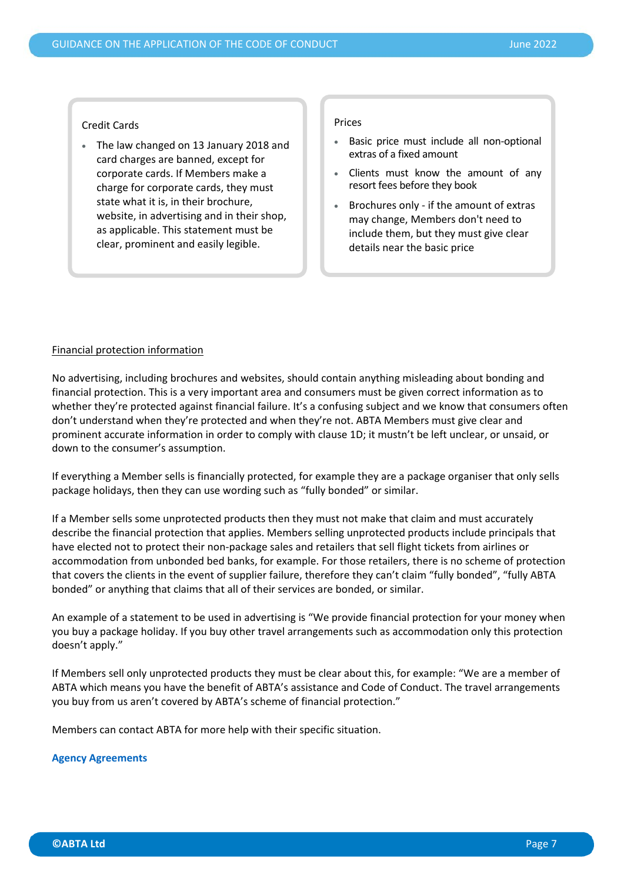Credit Cards

- The law changed on 13 January 2018 and card charges are banned, except for corporate cards. If Members make a charge for corporate cards, they must state what it is, in their brochure, website, in advertising and in their shop, as applicable. This statement must be clear, prominent and easily legible.

Prices

- Basic price must include all non-optional extras of a fixed amount
- Clients must know the amount of any resort fees before they book
- Brochures only - if the amount of extras may change, Members don't need to include them, but they must give clear details near the basic price

Financial protection information

No advertising, including brochures and websites, should contain anything misleading about bonding and financial protection. This is a very important area and consumers must be given correct information as to whether they're protected against financial failure. It's a confusing subject and we know that consumers often don't understand when they're protected and when they're not. ABTA Members must give clear and prominent accurate information in order to comply with clause 1D; it mustn't be left unclear, or unsaid, or down to the consumer's assumption.

If everything a Member sells is financially protected, for example they are a package organiser that only sells package holidays, then they can use wording such as "fully bonded" or similar.

If a Member sells some unprotected products then they must not make that claim and must accurately describe the financial protection that applies. Members selling unprotected products include principals that have elected not to protect their non-package sales and retailers that sell flight tickets from airlines or accommodation from unbonded bed banks, for example. For those retailers, there is no scheme of protection that covers the clients in the event of supplier failure, therefore they can't claim "fully bonded", "fully ABTA bonded" or anything that claims that all of their services are bonded, or similar.

An example of a statement to be used in advertising is "We provide financial protection for your money when you buy a package holiday. If you buy other travel arrangements such as accommodation only this protection doesn't apply."

If Members sell only unprotected products they must be clear about this, for example: "We are a member of ABTA which means you have the benefit of ABTA's assistance and Code of Conduct. The travel arrangements you buy from us aren't covered by ABTA's scheme of financial protection."

Members can contact ABTA for more help with their specific situation.

**Agency Agreements**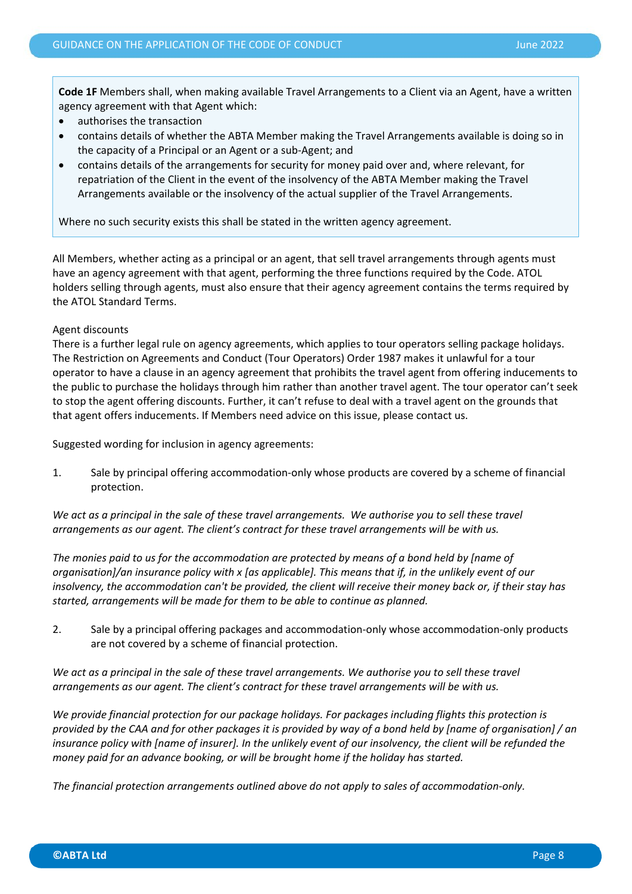**Code 1F** Members shall, when making available Travel Arrangements to a Client via an Agent, have a written agency agreement with that Agent which:

- authorises the transaction
- contains details of whether the ABTA Member making the Travel Arrangements available is doing so in the capacity of a Principal or an Agent or a sub-Agent; and
- contains details of the arrangements for security for money paid over and, where relevant, for repatriation of the Client in the event of the insolvency of the ABTA Member making the Travel Arrangements available or the insolvency of the actual supplier of the Travel Arrangements.

Where no such security exists this shall be stated in the written agency agreement.

All Members, whether acting as a principal or an agent, that sell travel arrangements through agents must have an agency agreement with that agent, performing the three functions required by the Code. ATOL holders selling through agents, must also ensure that their agency agreement contains the terms required by the ATOL Standard Terms.

Agent discounts

There is a further legal rule on agency agreements, which applies to tour operators selling package holidays. The Restriction on Agreements and Conduct (Tour Operators) Order 1987 makes it unlawful for a tour operator to have a clause in an agency agreement that prohibits the travel agent from offering inducements to the public to purchase the holidays through him rather than another travel agent. The tour operator can't seek to stop the agent offering discounts. Further, it can't refuse to deal with a travel agent on the grounds that that agent offers inducements. If Members need advice on this issue, please contact us.

Suggested wording for inclusion in agency agreements:

1. Sale by principal offering accommodation-only whose products are covered by a scheme of financial protection.

*We act as a principal in the sale of these travel arrangements. We authorise you to sell these travel arrangements as our agent. The client's contract for these travel arrangements will be with us.*

*The monies paid to us for the accommodation are protected by means of a bond held by [name of organisation]/an insurance policy with x [as applicable]. This means that if, in the unlikely event of our insolvency, the accommodation can't be provided, the client will receive their money back or, if their stay has started, arrangements will be made for them to be able to continue as planned.*

2. Sale by a principal offering packages and accommodation-only whose accommodation-only products are not covered by a scheme of financial protection.

*We act as a principal in the sale of these travel arrangements. We authorise you to sell these travel arrangements as our agent. The client's contract for these travel arrangements will be with us.*

*We provide financial protection for our package holidays. For packages including flights this protection is provided by the CAA and for other packages it is provided by way of a bond held by [name of organisation] / an insurance policy with [name of insurer]. In the unlikely event of our insolvency, the client will be refunded the money paid for an advance booking, or will be brought home if the holiday has started.*

*The financial protection arrangements outlined above do not apply to sales of accommodation-only.*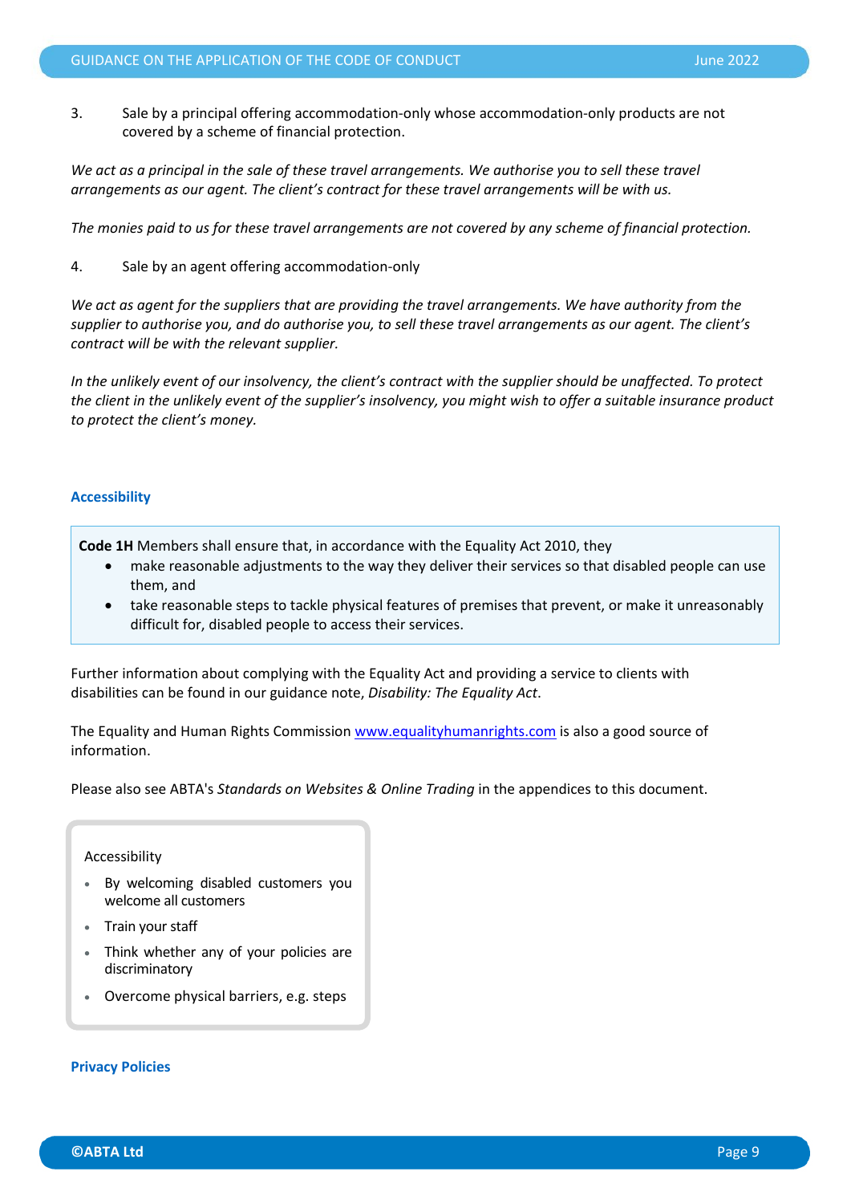3. Sale by a principal offering accommodation-only whose accommodation-only products are not covered by a scheme of financial protection.

*We act as a principal in the sale of these travel arrangements. We authorise you to sell these travel arrangements as our agent. The client's contract for these travel arrangements will be with us.*

*The monies paid to us for these travel arrangements are not covered by any scheme of financial protection.*

4. Sale by an agent offering accommodation-only

*We act as agent for the suppliers that are providing the travel arrangements. We have authority from the supplier to authorise you, and do authorise you, to sell these travel arrangements as our agent. The client's contract will be with the relevant supplier.*

*In the unlikely event of our insolvency, the client's contract with the supplier should be unaffected. To protect the client in the unlikely event of the supplier's insolvency, you might wish to offer a suitable insurance product to protect the client's money.*

### Accessibility

**Code 1H** Members shall ensure that, in accordance with the Equality Act 2010, they

- make reasonable adjustments to the way they deliver their services so that disabled people can use them, and
- take reasonable steps to tackle physical features of premises that prevent, or make it unreasonably difficult for, disabled people to access their services.

Further information about complying with the Equality Act and providing a service to clients with disabilities can be found in our guidance note, *Disability: The Equality Act*.

The Equality and Human Rights Commission www.equalityhumanrights.com is also a good source of information.

Please also see ABTA's *Standards on Websites & Online Trading* in the appendices to this document.

Accessibility

- By welcoming disabled customers you welcome all customers
- Train your staff
- Think whether any of your policies are discriminatory
- Overcome physical barriers, e.g. steps

### Privacy Policies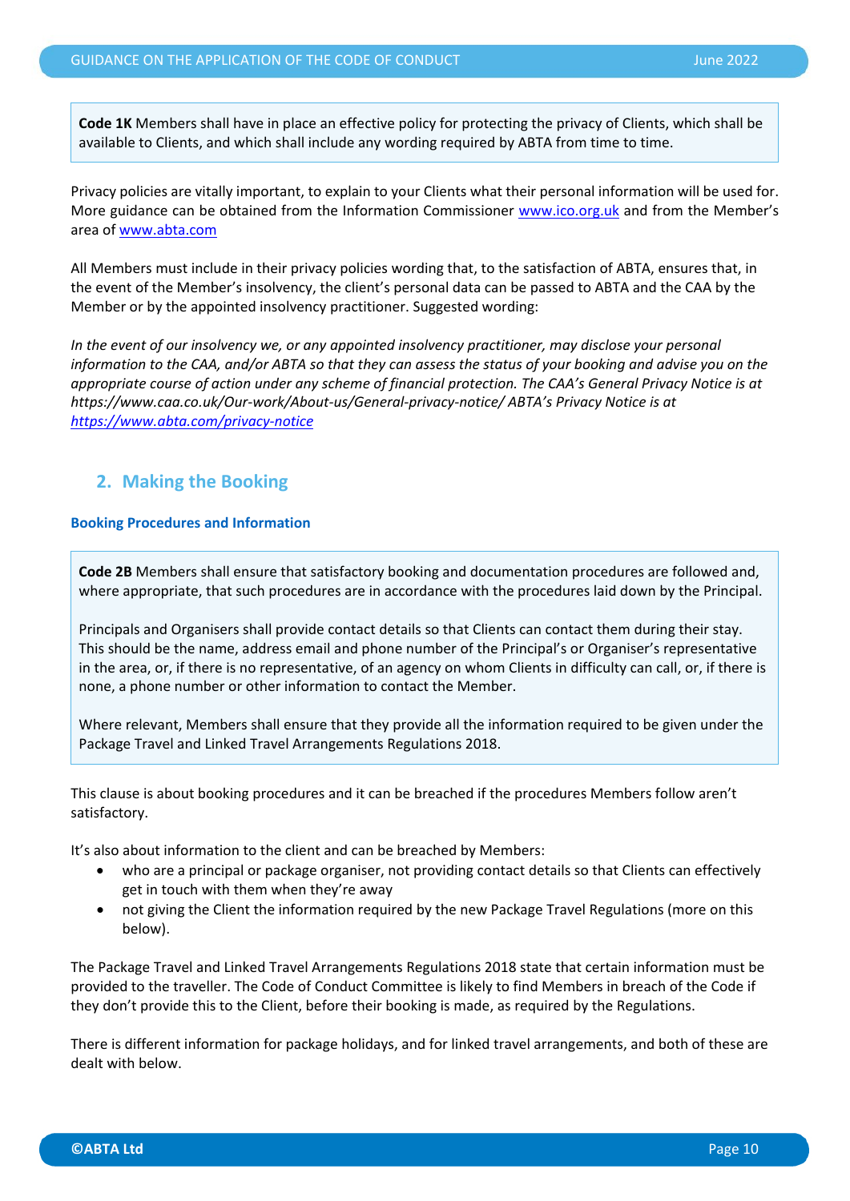> **Code 1K** Members shall have in place an effective policy for protecting the privacy of Clients, which shall be available to Clients, and which shall include any wording required by ABTA from time to time.

Privacy policies are vitally important, to explain to your Clients what their personal information will be used for. More guidance can be obtained from the Information Commissioner [www.ico.org.uk](http://www.ico.org.uk) and from the Member's area of [www.abta.com](http://www.abta.com)

All Members must include in their privacy policies wording that, to the satisfaction of ABTA, ensures that, in the event of the Member's insolvency, the client's personal data can be passed to ABTA and the CAA by the Member or by the appointed insolvency practitioner. Suggested wording:

*In the event of our insolvency we, or any appointed insolvency practitioner, may disclose your personal information to the CAA, and/or ABTA so that they can assess the status of your booking and advise you on the appropriate course of action under any scheme of financial protection. The CAA's General Privacy Notice is at https://www.caa.co.uk/Our-work/About-us/General-privacy-notice/ ABTA's Privacy Notice is at [https://www.abta.com/privacy-notice](https://www.abta.com/privacy-notice)*

## 2. Making the Booking

### Booking Procedures and Information

> **Code 2B** Members shall ensure that satisfactory booking and documentation procedures are followed and, where appropriate, that such procedures are in accordance with the procedures laid down by the Principal.
>
> Principals and Organisers shall provide contact details so that Clients can contact them during their stay. This should be the name, address email and phone number of the Principal's or Organiser's representative in the area, or, if there is no representative, of an agency on whom Clients in difficulty can call, or, if there is none, a phone number or other information to contact the Member.
>
> Where relevant, Members shall ensure that they provide all the information required to be given under the Package Travel and Linked Travel Arrangements Regulations 2018.

This clause is about booking procedures and it can be breached if the procedures Members follow aren't satisfactory.

It's also about information to the client and can be breached by Members:

- who are a principal or package organiser, not providing contact details so that Clients can effectively get in touch with them when they're away
- not giving the Client the information required by the new Package Travel Regulations (more on this below).

The Package Travel and Linked Travel Arrangements Regulations 2018 state that certain information must be provided to the traveller. The Code of Conduct Committee is likely to find Members in breach of the Code if they don't provide this to the Client, before their booking is made, as required by the Regulations.

There is different information for package holidays, and for linked travel arrangements, and both of these are dealt with below.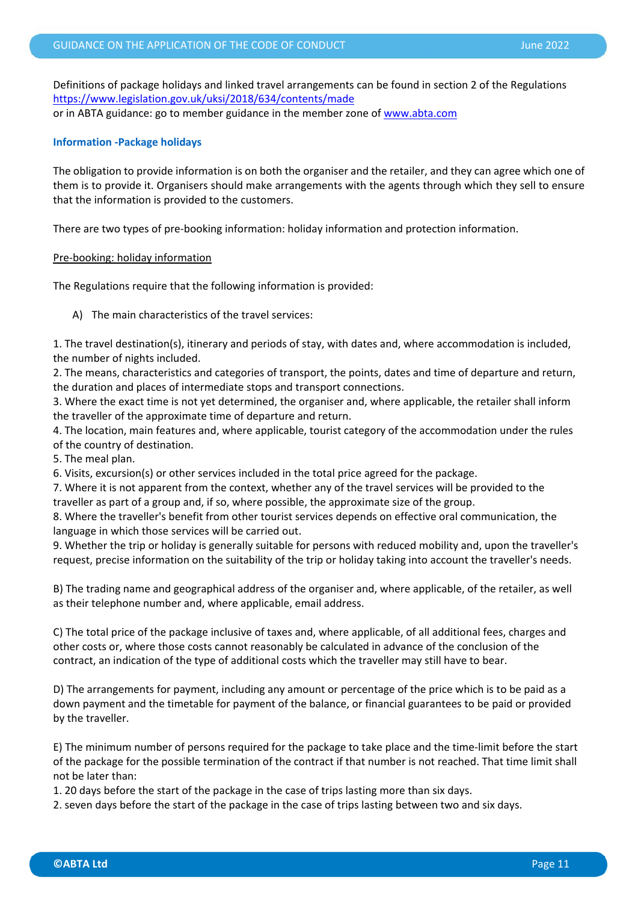Definitions of package holidays and linked travel arrangements can be found in section 2 of the Regulations https://www.legislation.gov.uk/uksi/2018/634/contents/made
or in ABTA guidance: go to member guidance in the member zone of www.abta.com

### Information -Package holidays

The obligation to provide information is on both the organiser and the retailer, and they can agree which one of them is to provide it. Organisers should make arrangements with the agents through which they sell to ensure that the information is provided to the customers.

There are two types of pre-booking information: holiday information and protection information.

Pre-booking: holiday information

The Regulations require that the following information is provided:

A) The main characteristics of the travel services:

1. The travel destination(s), itinerary and periods of stay, with dates and, where accommodation is included, the number of nights included.
2. The means, characteristics and categories of transport, the points, dates and time of departure and return, the duration and places of intermediate stops and transport connections.
3. Where the exact time is not yet determined, the organiser and, where applicable, the retailer shall inform the traveller of the approximate time of departure and return.
4. The location, main features and, where applicable, tourist category of the accommodation under the rules of the country of destination.
5. The meal plan.
6. Visits, excursion(s) or other services included in the total price agreed for the package.
7. Where it is not apparent from the context, whether any of the travel services will be provided to the traveller as part of a group and, if so, where possible, the approximate size of the group.
8. Where the traveller's benefit from other tourist services depends on effective oral communication, the language in which those services will be carried out.
9. Whether the trip or holiday is generally suitable for persons with reduced mobility and, upon the traveller's request, precise information on the suitability of the trip or holiday taking into account the traveller's needs.

B) The trading name and geographical address of the organiser and, where applicable, of the retailer, as well as their telephone number and, where applicable, email address.

C) The total price of the package inclusive of taxes and, where applicable, of all additional fees, charges and other costs or, where those costs cannot reasonably be calculated in advance of the conclusion of the contract, an indication of the type of additional costs which the traveller may still have to bear.

D) The arrangements for payment, including any amount or percentage of the price which is to be paid as a down payment and the timetable for payment of the balance, or financial guarantees to be paid or provided by the traveller.

E) The minimum number of persons required for the package to take place and the time-limit before the start of the package for the possible termination of the contract if that number is not reached. That time limit shall not be later than:
1. 20 days before the start of the package in the case of trips lasting more than six days.
2. seven days before the start of the package in the case of trips lasting between two and six days.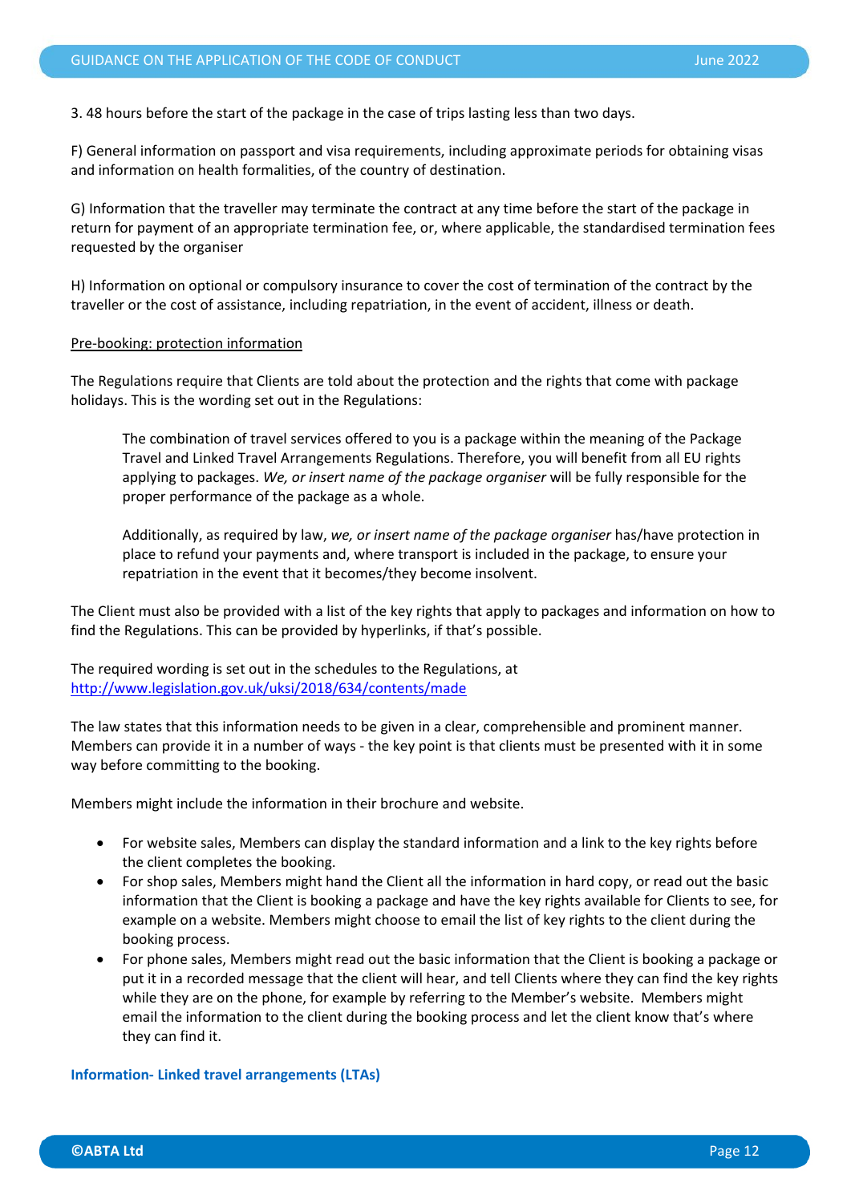3. 48 hours before the start of the package in the case of trips lasting less than two days.

F) General information on passport and visa requirements, including approximate periods for obtaining visas and information on health formalities, of the country of destination.

G) Information that the traveller may terminate the contract at any time before the start of the package in return for payment of an appropriate termination fee, or, where applicable, the standardised termination fees requested by the organiser

H) Information on optional or compulsory insurance to cover the cost of termination of the contract by the traveller or the cost of assistance, including repatriation, in the event of accident, illness or death.

<u>Pre-booking: protection information</u>

The Regulations require that Clients are told about the protection and the rights that come with package holidays. This is the wording set out in the Regulations:

> The combination of travel services offered to you is a package within the meaning of the Package Travel and Linked Travel Arrangements Regulations. Therefore, you will benefit from all EU rights applying to packages. *We, or insert name of the package organiser* will be fully responsible for the proper performance of the package as a whole.
>
> Additionally, as required by law, *we, or insert name of the package organiser* has/have protection in place to refund your payments and, where transport is included in the package, to ensure your repatriation in the event that it becomes/they become insolvent.

The Client must also be provided with a list of the key rights that apply to packages and information on how to find the Regulations. This can be provided by hyperlinks, if that's possible.

The required wording is set out in the schedules to the Regulations, at http://www.legislation.gov.uk/uksi/2018/634/contents/made

The law states that this information needs to be given in a clear, comprehensible and prominent manner. Members can provide it in a number of ways - the key point is that clients must be presented with it in some way before committing to the booking.

Members might include the information in their brochure and website.

- For website sales, Members can display the standard information and a link to the key rights before the client completes the booking.
- For shop sales, Members might hand the Client all the information in hard copy, or read out the basic information that the Client is booking a package and have the key rights available for Clients to see, for example on a website. Members might choose to email the list of key rights to the client during the booking process.
- For phone sales, Members might read out the basic information that the Client is booking a package or put it in a recorded message that the client will hear, and tell Clients where they can find the key rights while they are on the phone, for example by referring to the Member's website. Members might email the information to the client during the booking process and let the client know that's where they can find it.

### Information- Linked travel arrangements (LTAs)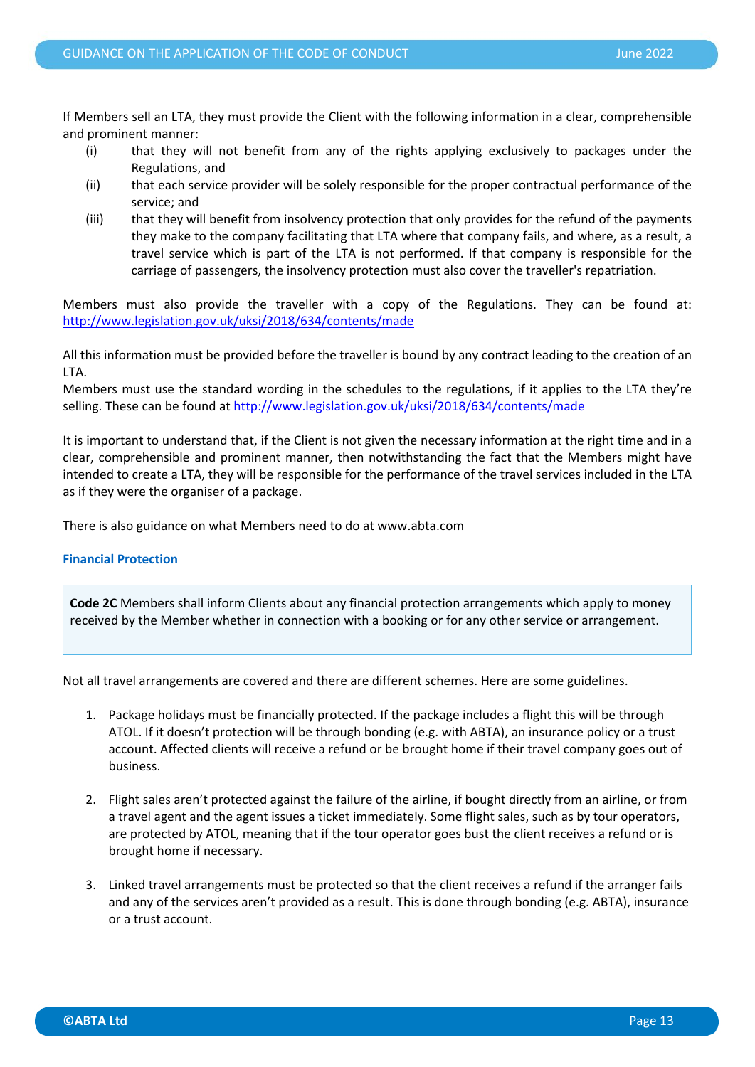If Members sell an LTA, they must provide the Client with the following information in a clear, comprehensible and prominent manner:

(i) that they will not benefit from any of the rights applying exclusively to packages under the Regulations, and

(ii) that each service provider will be solely responsible for the proper contractual performance of the service; and

(iii) that they will benefit from insolvency protection that only provides for the refund of the payments they make to the company facilitating that LTA where that company fails, and where, as a result, a travel service which is part of the LTA is not performed. If that company is responsible for the carriage of passengers, the insolvency protection must also cover the traveller's repatriation.

Members must also provide the traveller with a copy of the Regulations. They can be found at: http://www.legislation.gov.uk/uksi/2018/634/contents/made

All this information must be provided before the traveller is bound by any contract leading to the creation of an LTA.
Members must use the standard wording in the schedules to the regulations, if it applies to the LTA they're selling. These can be found at http://www.legislation.gov.uk/uksi/2018/634/contents/made

It is important to understand that, if the Client is not given the necessary information at the right time and in a clear, comprehensible and prominent manner, then notwithstanding the fact that the Members might have intended to create a LTA, they will be responsible for the performance of the travel services included in the LTA as if they were the organiser of a package.

There is also guidance on what Members need to do at www.abta.com

### Financial Protection

> **Code 2C** Members shall inform Clients about any financial protection arrangements which apply to money received by the Member whether in connection with a booking or for any other service or arrangement.

Not all travel arrangements are covered and there are different schemes. Here are some guidelines.

1. Package holidays must be financially protected. If the package includes a flight this will be through ATOL. If it doesn't protection will be through bonding (e.g. with ABTA), an insurance policy or a trust account. Affected clients will receive a refund or be brought home if their travel company goes out of business.

2. Flight sales aren't protected against the failure of the airline, if bought directly from an airline, or from a travel agent and the agent issues a ticket immediately. Some flight sales, such as by tour operators, are protected by ATOL, meaning that if the tour operator goes bust the client receives a refund or is brought home if necessary.

3. Linked travel arrangements must be protected so that the client receives a refund if the arranger fails and any of the services aren't provided as a result. This is done through bonding (e.g. ABTA), insurance or a trust account.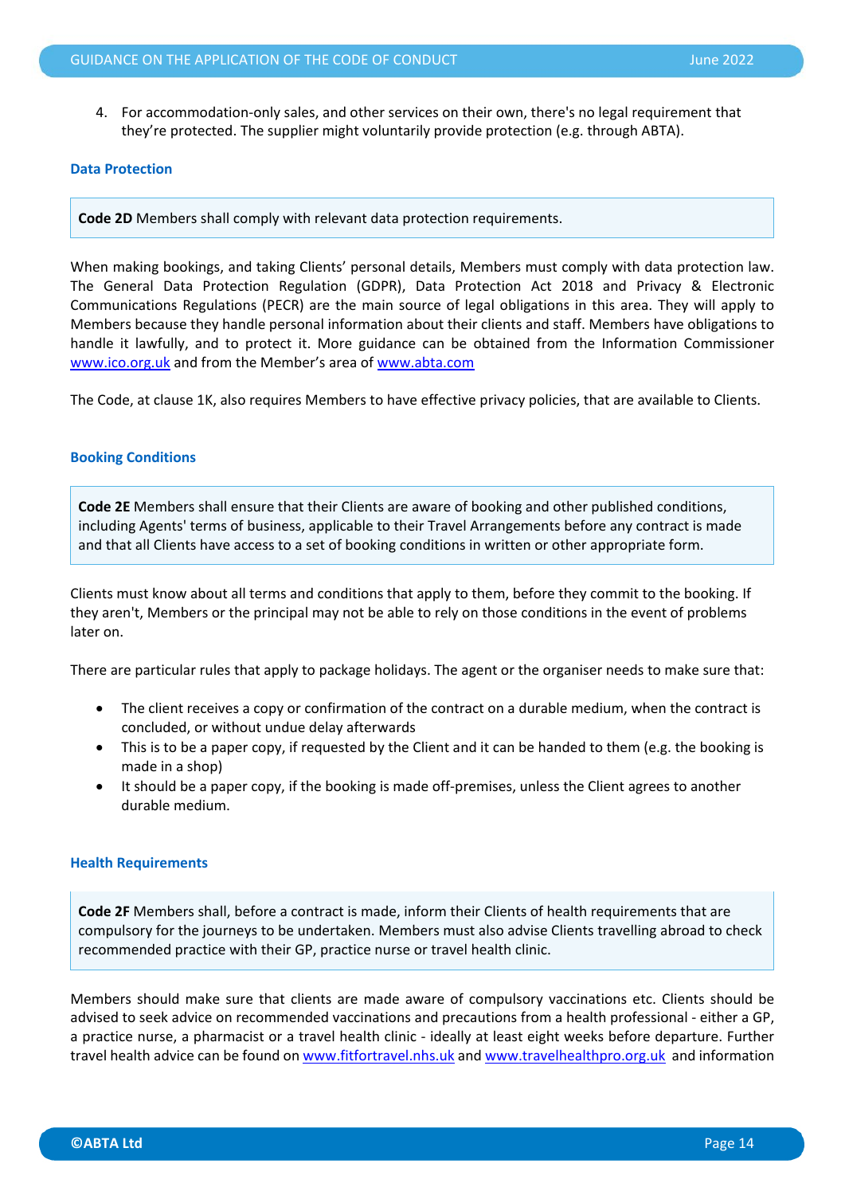4. For accommodation-only sales, and other services on their own, there's no legal requirement that they're protected. The supplier might voluntarily provide protection (e.g. through ABTA).

### Data Protection

**Code 2D** Members shall comply with relevant data protection requirements.

When making bookings, and taking Clients' personal details, Members must comply with data protection law. The General Data Protection Regulation (GDPR), Data Protection Act 2018 and Privacy & Electronic Communications Regulations (PECR) are the main source of legal obligations in this area. They will apply to Members because they handle personal information about their clients and staff. Members have obligations to handle it lawfully, and to protect it. More guidance can be obtained from the Information Commissioner www.ico.org.uk and from the Member's area of www.abta.com

The Code, at clause 1K, also requires Members to have effective privacy policies, that are available to Clients.

### Booking Conditions

**Code 2E** Members shall ensure that their Clients are aware of booking and other published conditions, including Agents' terms of business, applicable to their Travel Arrangements before any contract is made and that all Clients have access to a set of booking conditions in written or other appropriate form.

Clients must know about all terms and conditions that apply to them, before they commit to the booking. If they aren't, Members or the principal may not be able to rely on those conditions in the event of problems later on.

There are particular rules that apply to package holidays. The agent or the organiser needs to make sure that:

- The client receives a copy or confirmation of the contract on a durable medium, when the contract is concluded, or without undue delay afterwards
- This is to be a paper copy, if requested by the Client and it can be handed to them (e.g. the booking is made in a shop)
- It should be a paper copy, if the booking is made off-premises, unless the Client agrees to another durable medium.

### Health Requirements

**Code 2F** Members shall, before a contract is made, inform their Clients of health requirements that are compulsory for the journeys to be undertaken. Members must also advise Clients travelling abroad to check recommended practice with their GP, practice nurse or travel health clinic.

Members should make sure that clients are made aware of compulsory vaccinations etc. Clients should be advised to seek advice on recommended vaccinations and precautions from a health professional - either a GP, a practice nurse, a pharmacist or a travel health clinic - ideally at least eight weeks before departure. Further travel health advice can be found on www.fitfortravel.nhs.uk and www.travelhealthpro.org.uk and information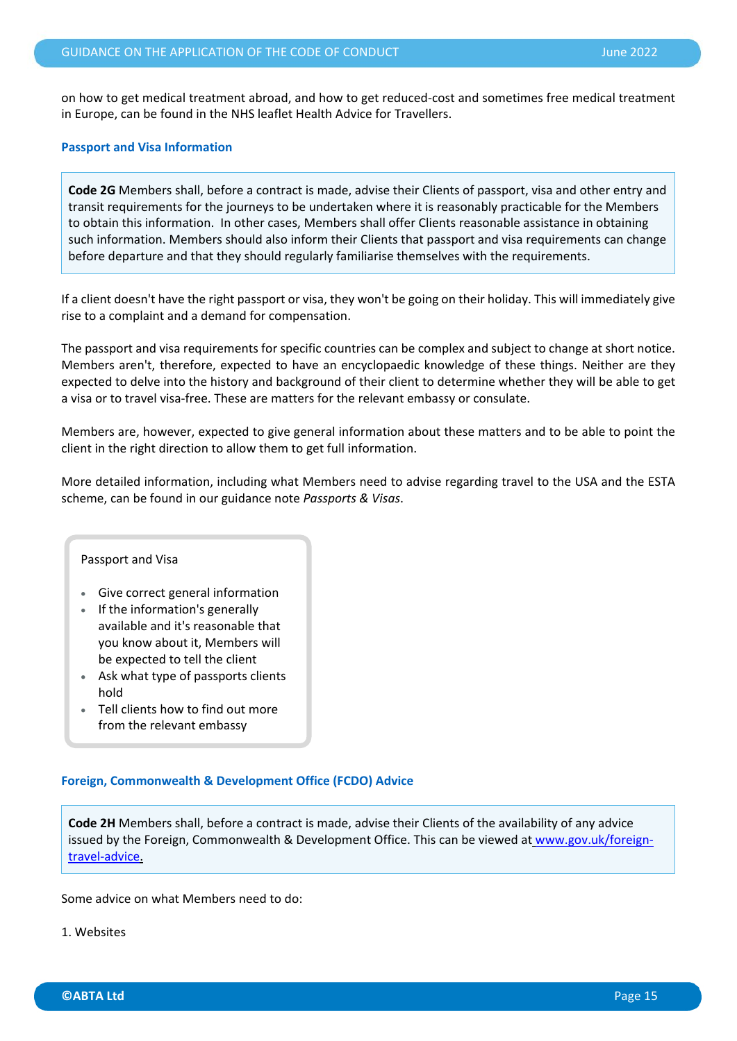on how to get medical treatment abroad, and how to get reduced-cost and sometimes free medical treatment in Europe, can be found in the NHS leaflet Health Advice for Travellers.

### Passport and Visa Information

> **Code 2G** Members shall, before a contract is made, advise their Clients of passport, visa and other entry and transit requirements for the journeys to be undertaken where it is reasonably practicable for the Members to obtain this information. In other cases, Members shall offer Clients reasonable assistance in obtaining such information. Members should also inform their Clients that passport and visa requirements can change before departure and that they should regularly familiarise themselves with the requirements.

If a client doesn't have the right passport or visa, they won't be going on their holiday. This will immediately give rise to a complaint and a demand for compensation.

The passport and visa requirements for specific countries can be complex and subject to change at short notice. Members aren't, therefore, expected to have an encyclopaedic knowledge of these things. Neither are they expected to delve into the history and background of their client to determine whether they will be able to get a visa or to travel visa-free. These are matters for the relevant embassy or consulate.

Members are, however, expected to give general information about these matters and to be able to point the client in the right direction to allow them to get full information.

More detailed information, including what Members need to advise regarding travel to the USA and the ESTA scheme, can be found in our guidance note *Passports & Visas*.

> Passport and Visa
>
> - Give correct general information
> - If the information's generally available and it's reasonable that you know about it, Members will be expected to tell the client
> - Ask what type of passports clients hold
> - Tell clients how to find out more from the relevant embassy

### Foreign, Commonwealth & Development Office (FCDO) Advice

> **Code 2H** Members shall, before a contract is made, advise their Clients of the availability of any advice issued by the Foreign, Commonwealth & Development Office. This can be viewed at www.gov.uk/foreign-travel-advice.

Some advice on what Members need to do:

1. Websites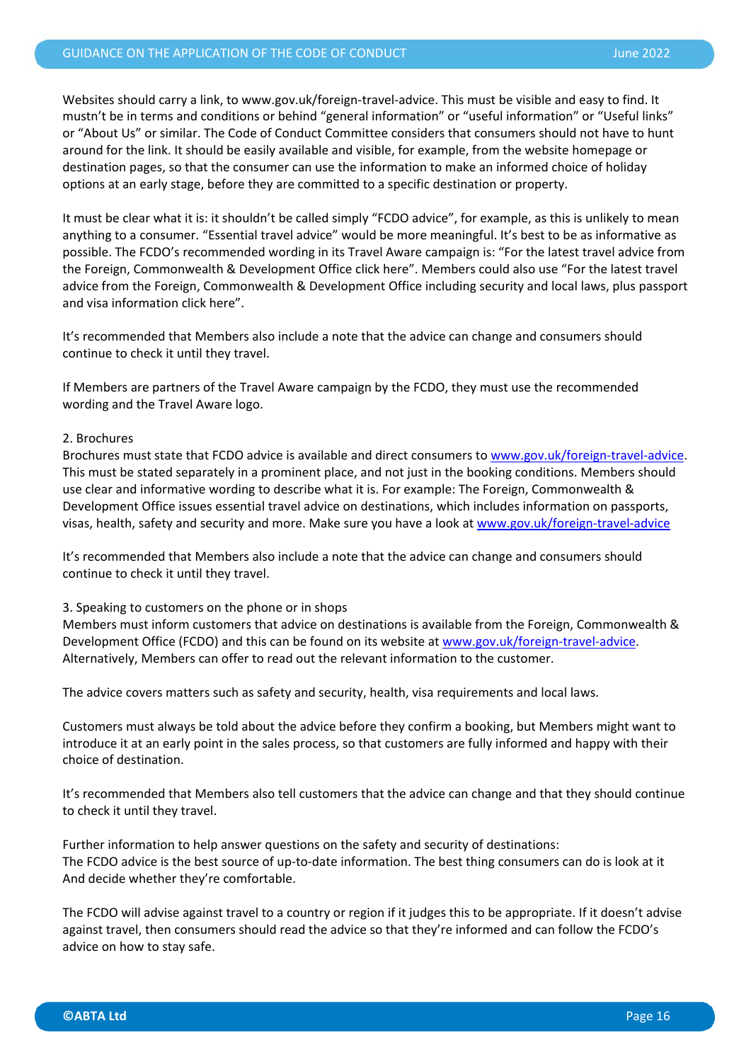Websites should carry a link, to www.gov.uk/foreign-travel-advice. This must be visible and easy to find. It mustn't be in terms and conditions or behind "general information" or "useful information" or "Useful links" or "About Us" or similar. The Code of Conduct Committee considers that consumers should not have to hunt around for the link. It should be easily available and visible, for example, from the website homepage or destination pages, so that the consumer can use the information to make an informed choice of holiday options at an early stage, before they are committed to a specific destination or property.

It must be clear what it is: it shouldn't be called simply "FCDO advice", for example, as this is unlikely to mean anything to a consumer. "Essential travel advice" would be more meaningful. It's best to be as informative as possible. The FCDO's recommended wording in its Travel Aware campaign is: "For the latest travel advice from the Foreign, Commonwealth & Development Office click here". Members could also use "For the latest travel advice from the Foreign, Commonwealth & Development Office including security and local laws, plus passport and visa information click here".

It's recommended that Members also include a note that the advice can change and consumers should continue to check it until they travel.

If Members are partners of the Travel Aware campaign by the FCDO, they must use the recommended wording and the Travel Aware logo.

2. Brochures

Brochures must state that FCDO advice is available and direct consumers to www.gov.uk/foreign-travel-advice. This must be stated separately in a prominent place, and not just in the booking conditions. Members should use clear and informative wording to describe what it is. For example: The Foreign, Commonwealth & Development Office issues essential travel advice on destinations, which includes information on passports, visas, health, safety and security and more. Make sure you have a look at www.gov.uk/foreign-travel-advice

It's recommended that Members also include a note that the advice can change and consumers should continue to check it until they travel.

3. Speaking to customers on the phone or in shops

Members must inform customers that advice on destinations is available from the Foreign, Commonwealth & Development Office (FCDO) and this can be found on its website at www.gov.uk/foreign-travel-advice. Alternatively, Members can offer to read out the relevant information to the customer.

The advice covers matters such as safety and security, health, visa requirements and local laws.

Customers must always be told about the advice before they confirm a booking, but Members might want to introduce it at an early point in the sales process, so that customers are fully informed and happy with their choice of destination.

It's recommended that Members also tell customers that the advice can change and that they should continue to check it until they travel.

Further information to help answer questions on the safety and security of destinations:
The FCDO advice is the best source of up-to-date information. The best thing consumers can do is look at it And decide whether they're comfortable.

The FCDO will advise against travel to a country or region if it judges this to be appropriate. If it doesn't advise against travel, then consumers should read the advice so that they're informed and can follow the FCDO's advice on how to stay safe.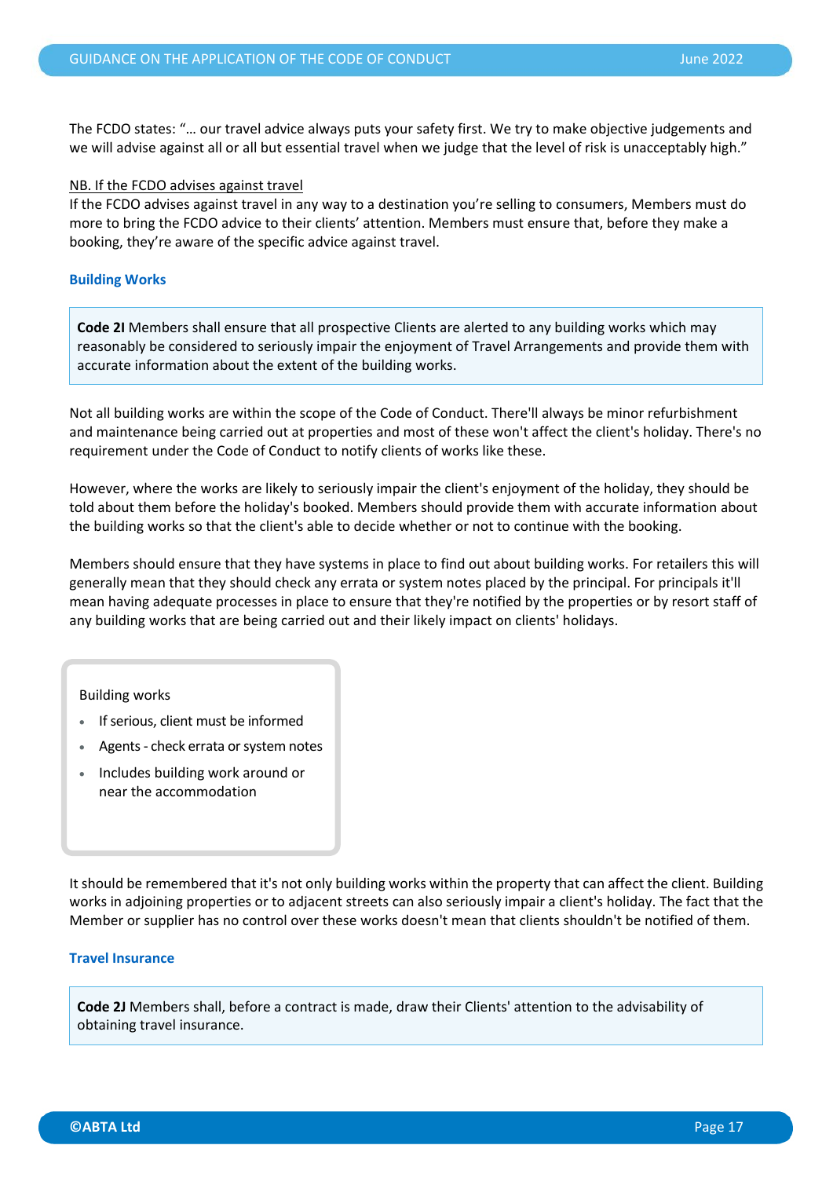The FCDO states: "… our travel advice always puts your safety first. We try to make objective judgements and we will advise against all or all but essential travel when we judge that the level of risk is unacceptably high."

NB. If the FCDO advises against travel

If the FCDO advises against travel in any way to a destination you're selling to consumers, Members must do more to bring the FCDO advice to their clients' attention. Members must ensure that, before they make a booking, they're aware of the specific advice against travel.

### Building Works

> **Code 2I** Members shall ensure that all prospective Clients are alerted to any building works which may reasonably be considered to seriously impair the enjoyment of Travel Arrangements and provide them with accurate information about the extent of the building works.

Not all building works are within the scope of the Code of Conduct. There'll always be minor refurbishment and maintenance being carried out at properties and most of these won't affect the client's holiday. There's no requirement under the Code of Conduct to notify clients of works like these.

However, where the works are likely to seriously impair the client's enjoyment of the holiday, they should be told about them before the holiday's booked. Members should provide them with accurate information about the building works so that the client's able to decide whether or not to continue with the booking.

Members should ensure that they have systems in place to find out about building works. For retailers this will generally mean that they should check any errata or system notes placed by the principal. For principals it'll mean having adequate processes in place to ensure that they're notified by the properties or by resort staff of any building works that are being carried out and their likely impact on clients' holidays.

> Building works
>
> - If serious, client must be informed
> - Agents - check errata or system notes
> - Includes building work around or near the accommodation

It should be remembered that it's not only building works within the property that can affect the client. Building works in adjoining properties or to adjacent streets can also seriously impair a client's holiday. The fact that the Member or supplier has no control over these works doesn't mean that clients shouldn't be notified of them.

### Travel Insurance

> **Code 2J** Members shall, before a contract is made, draw their Clients' attention to the advisability of obtaining travel insurance.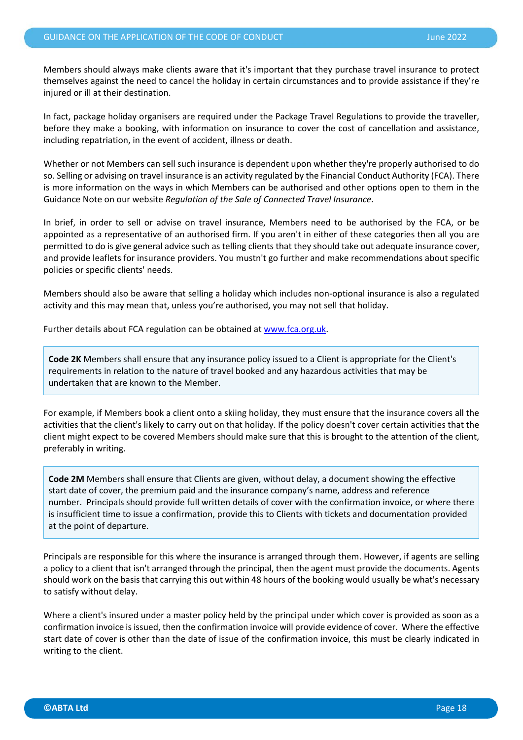Members should always make clients aware that it's important that they purchase travel insurance to protect themselves against the need to cancel the holiday in certain circumstances and to provide assistance if they're injured or ill at their destination.

In fact, package holiday organisers are required under the Package Travel Regulations to provide the traveller, before they make a booking, with information on insurance to cover the cost of cancellation and assistance, including repatriation, in the event of accident, illness or death.

Whether or not Members can sell such insurance is dependent upon whether they're properly authorised to do so. Selling or advising on travel insurance is an activity regulated by the Financial Conduct Authority (FCA). There is more information on the ways in which Members can be authorised and other options open to them in the Guidance Note on our website *Regulation of the Sale of Connected Travel Insurance*.

In brief, in order to sell or advise on travel insurance, Members need to be authorised by the FCA, or be appointed as a representative of an authorised firm. If you aren't in either of these categories then all you are permitted to do is give general advice such as telling clients that they should take out adequate insurance cover, and provide leaflets for insurance providers. You mustn't go further and make recommendations about specific policies or specific clients' needs.

Members should also be aware that selling a holiday which includes non-optional insurance is also a regulated activity and this may mean that, unless you're authorised, you may not sell that holiday.

Further details about FCA regulation can be obtained at www.fca.org.uk.

> **Code 2K** Members shall ensure that any insurance policy issued to a Client is appropriate for the Client's requirements in relation to the nature of travel booked and any hazardous activities that may be undertaken that are known to the Member.

For example, if Members book a client onto a skiing holiday, they must ensure that the insurance covers all the activities that the client's likely to carry out on that holiday. If the policy doesn't cover certain activities that the client might expect to be covered Members should make sure that this is brought to the attention of the client, preferably in writing.

> **Code 2M** Members shall ensure that Clients are given, without delay, a document showing the effective start date of cover, the premium paid and the insurance company's name, address and reference number. Principals should provide full written details of cover with the confirmation invoice, or where there is insufficient time to issue a confirmation, provide this to Clients with tickets and documentation provided at the point of departure.

Principals are responsible for this where the insurance is arranged through them. However, if agents are selling a policy to a client that isn't arranged through the principal, then the agent must provide the documents. Agents should work on the basis that carrying this out within 48 hours of the booking would usually be what's necessary to satisfy without delay.

Where a client's insured under a master policy held by the principal under which cover is provided as soon as a confirmation invoice is issued, then the confirmation invoice will provide evidence of cover. Where the effective start date of cover is other than the date of issue of the confirmation invoice, this must be clearly indicated in writing to the client.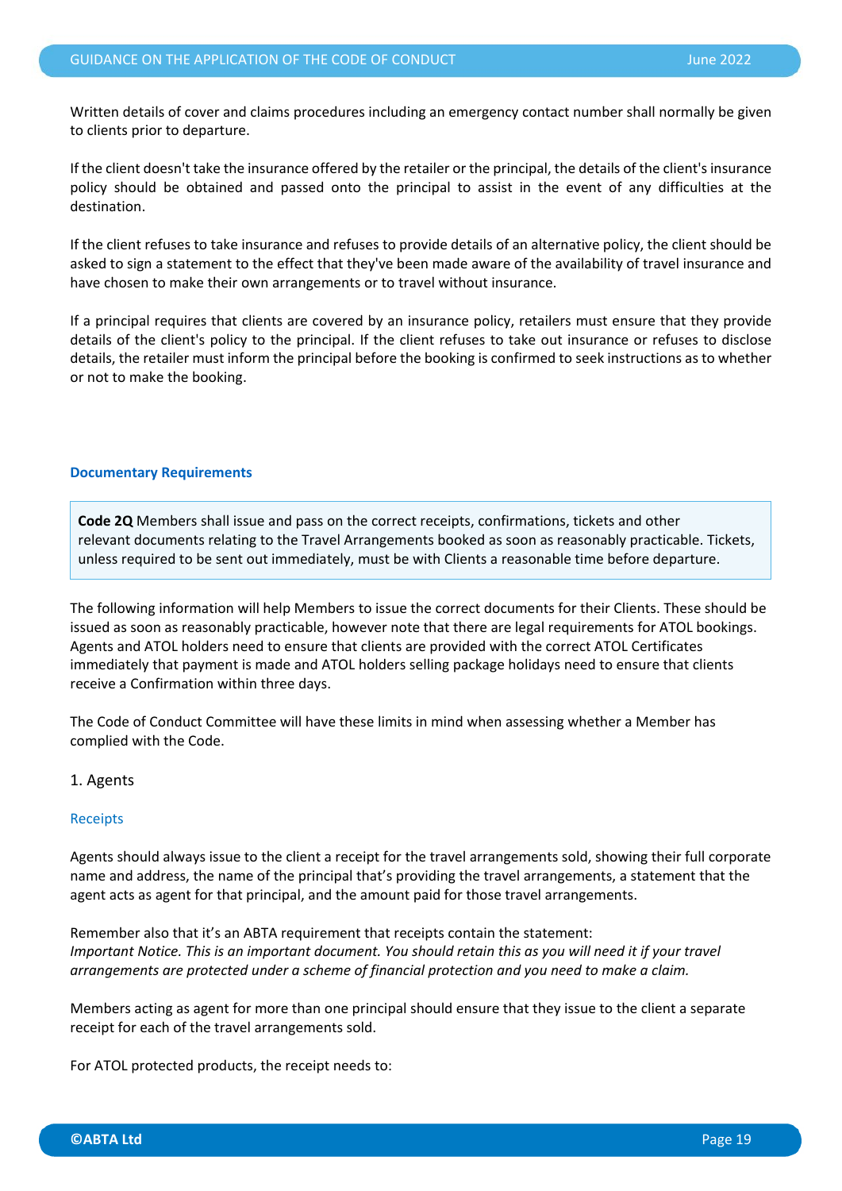Written details of cover and claims procedures including an emergency contact number shall normally be given to clients prior to departure.

If the client doesn't take the insurance offered by the retailer or the principal, the details of the client's insurance policy should be obtained and passed onto the principal to assist in the event of any difficulties at the destination.

If the client refuses to take insurance and refuses to provide details of an alternative policy, the client should be asked to sign a statement to the effect that they've been made aware of the availability of travel insurance and have chosen to make their own arrangements or to travel without insurance.

If a principal requires that clients are covered by an insurance policy, retailers must ensure that they provide details of the client's policy to the principal. If the client refuses to take out insurance or refuses to disclose details, the retailer must inform the principal before the booking is confirmed to seek instructions as to whether or not to make the booking.

### Documentary Requirements

> **Code 2Q** Members shall issue and pass on the correct receipts, confirmations, tickets and other relevant documents relating to the Travel Arrangements booked as soon as reasonably practicable. Tickets, unless required to be sent out immediately, must be with Clients a reasonable time before departure.

The following information will help Members to issue the correct documents for their Clients. These should be issued as soon as reasonably practicable, however note that there are legal requirements for ATOL bookings. Agents and ATOL holders need to ensure that clients are provided with the correct ATOL Certificates immediately that payment is made and ATOL holders selling package holidays need to ensure that clients receive a Confirmation within three days.

The Code of Conduct Committee will have these limits in mind when assessing whether a Member has complied with the Code.

1. Agents

#### Receipts

Agents should always issue to the client a receipt for the travel arrangements sold, showing their full corporate name and address, the name of the principal that's providing the travel arrangements, a statement that the agent acts as agent for that principal, and the amount paid for those travel arrangements.

Remember also that it's an ABTA requirement that receipts contain the statement:
*Important Notice. This is an important document. You should retain this as you will need it if your travel arrangements are protected under a scheme of financial protection and you need to make a claim.*

Members acting as agent for more than one principal should ensure that they issue to the client a separate receipt for each of the travel arrangements sold.

For ATOL protected products, the receipt needs to: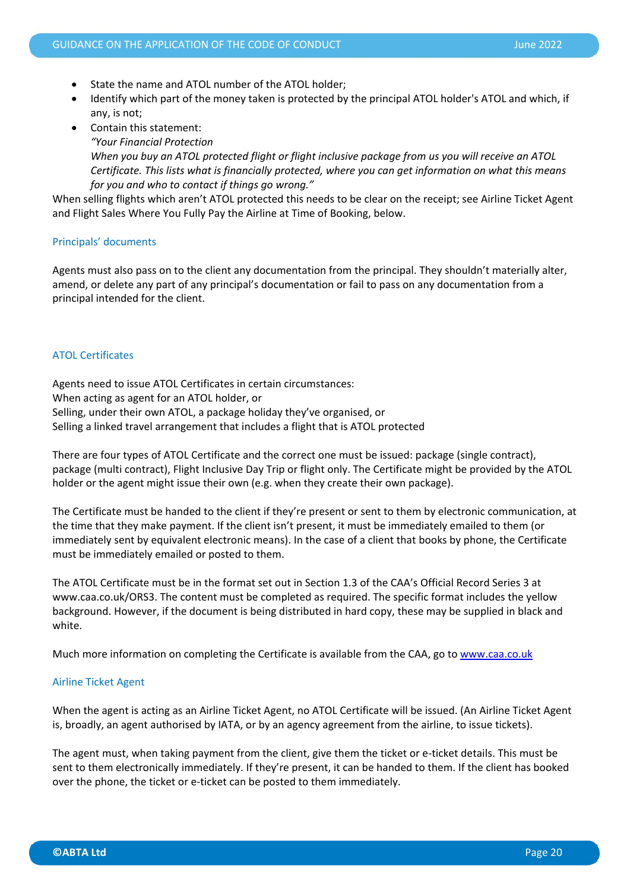- State the name and ATOL number of the ATOL holder;
- Identify which part of the money taken is protected by the principal ATOL holder's ATOL and which, if any, is not;
- Contain this statement:
  *"Your Financial Protection*
  *When you buy an ATOL protected flight or flight inclusive package from us you will receive an ATOL Certificate. This lists what is financially protected, where you can get information on what this means for you and who to contact if things go wrong."*

When selling flights which aren't ATOL protected this needs to be clear on the receipt; see Airline Ticket Agent and Flight Sales Where You Fully Pay the Airline at Time of Booking, below.

### Principals' documents

Agents must also pass on to the client any documentation from the principal. They shouldn't materially alter, amend, or delete any part of any principal's documentation or fail to pass on any documentation from a principal intended for the client.

### ATOL Certificates

Agents need to issue ATOL Certificates in certain circumstances:
When acting as agent for an ATOL holder, or
Selling, under their own ATOL, a package holiday they've organised, or
Selling a linked travel arrangement that includes a flight that is ATOL protected

There are four types of ATOL Certificate and the correct one must be issued: package (single contract), package (multi contract), Flight Inclusive Day Trip or flight only. The Certificate might be provided by the ATOL holder or the agent might issue their own (e.g. when they create their own package).

The Certificate must be handed to the client if they're present or sent to them by electronic communication, at the time that they make payment. If the client isn't present, it must be immediately emailed to them (or immediately sent by equivalent electronic means). In the case of a client that books by phone, the Certificate must be immediately emailed or posted to them.

The ATOL Certificate must be in the format set out in Section 1.3 of the CAA's Official Record Series 3 at www.caa.co.uk/ORS3. The content must be completed as required. The specific format includes the yellow background. However, if the document is being distributed in hard copy, these may be supplied in black and white.

Much more information on completing the Certificate is available from the CAA, go to [www.caa.co.uk](www.caa.co.uk)

### Airline Ticket Agent

When the agent is acting as an Airline Ticket Agent, no ATOL Certificate will be issued. (An Airline Ticket Agent is, broadly, an agent authorised by IATA, or by an agency agreement from the airline, to issue tickets).

The agent must, when taking payment from the client, give them the ticket or e-ticket details. This must be sent to them electronically immediately. If they're present, it can be handed to them. If the client has booked over the phone, the ticket or e-ticket can be posted to them immediately.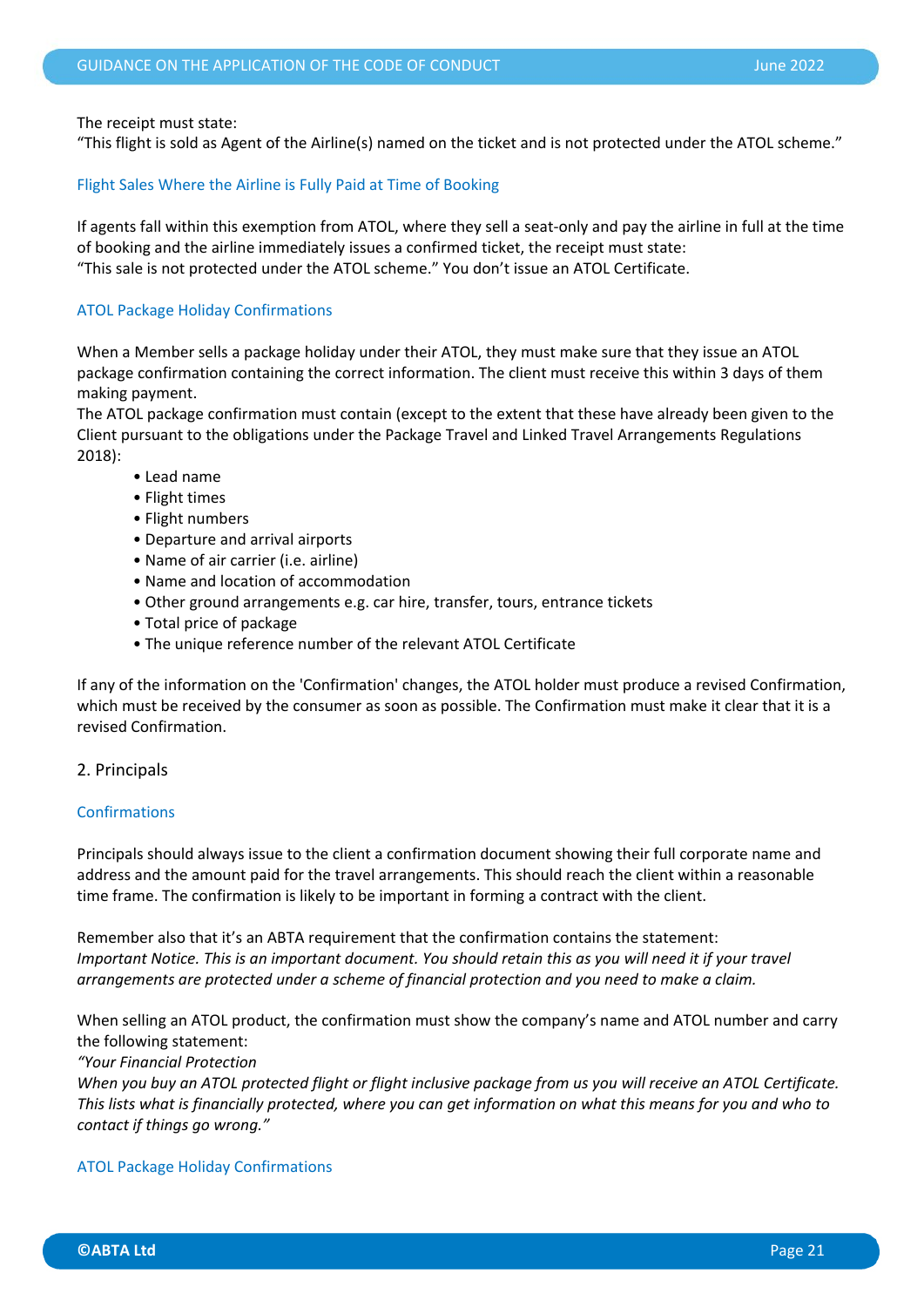The receipt must state:
“This flight is sold as Agent of the Airline(s) named on the ticket and is not protected under the ATOL scheme.”

### Flight Sales Where the Airline is Fully Paid at Time of Booking

If agents fall within this exemption from ATOL, where they sell a seat-only and pay the airline in full at the time of booking and the airline immediately issues a confirmed ticket, the receipt must state:
“This sale is not protected under the ATOL scheme.” You don’t issue an ATOL Certificate.

### ATOL Package Holiday Confirmations

When a Member sells a package holiday under their ATOL, they must make sure that they issue an ATOL package confirmation containing the correct information. The client must receive this within 3 days of them making payment.
The ATOL package confirmation must contain (except to the extent that these have already been given to the Client pursuant to the obligations under the Package Travel and Linked Travel Arrangements Regulations 2018):

- Lead name
- Flight times
- Flight numbers
- Departure and arrival airports
- Name of air carrier (i.e. airline)
- Name and location of accommodation
- Other ground arrangements e.g. car hire, transfer, tours, entrance tickets
- Total price of package
- The unique reference number of the relevant ATOL Certificate

If any of the information on the 'Confirmation' changes, the ATOL holder must produce a revised Confirmation, which must be received by the consumer as soon as possible. The Confirmation must make it clear that it is a revised Confirmation.

## 2. Principals

### Confirmations

Principals should always issue to the client a confirmation document showing their full corporate name and address and the amount paid for the travel arrangements. This should reach the client within a reasonable time frame. The confirmation is likely to be important in forming a contract with the client.

Remember also that it’s an ABTA requirement that the confirmation contains the statement:
*Important Notice. This is an important document. You should retain this as you will need it if your travel arrangements are protected under a scheme of financial protection and you need to make a claim.*

When selling an ATOL product, the confirmation must show the company’s name and ATOL number and carry the following statement:
*“Your Financial Protection*
*When you buy an ATOL protected flight or flight inclusive package from us you will receive an ATOL Certificate. This lists what is financially protected, where you can get information on what this means for you and who to contact if things go wrong.”*

### ATOL Package Holiday Confirmations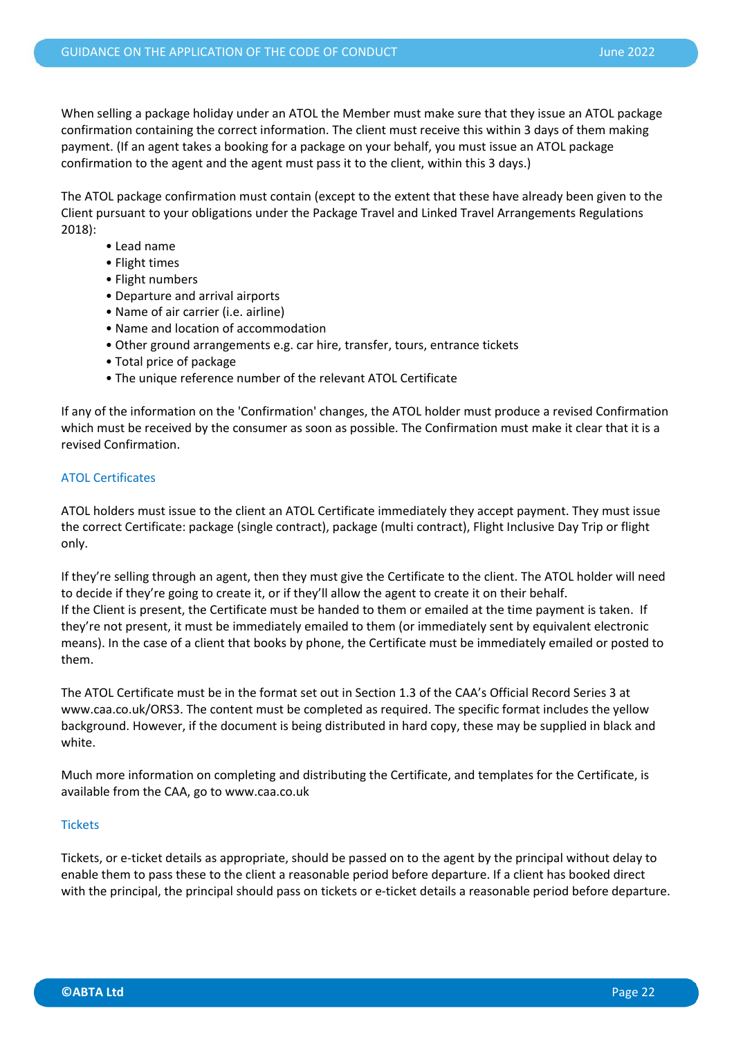When selling a package holiday under an ATOL the Member must make sure that they issue an ATOL package confirmation containing the correct information. The client must receive this within 3 days of them making payment. (If an agent takes a booking for a package on your behalf, you must issue an ATOL package confirmation to the agent and the agent must pass it to the client, within this 3 days.)

The ATOL package confirmation must contain (except to the extent that these have already been given to the Client pursuant to your obligations under the Package Travel and Linked Travel Arrangements Regulations 2018):

- Lead name
- Flight times
- Flight numbers
- Departure and arrival airports
- Name of air carrier (i.e. airline)
- Name and location of accommodation
- Other ground arrangements e.g. car hire, transfer, tours, entrance tickets
- Total price of package
- The unique reference number of the relevant ATOL Certificate

If any of the information on the 'Confirmation' changes, the ATOL holder must produce a revised Confirmation which must be received by the consumer as soon as possible. The Confirmation must make it clear that it is a revised Confirmation.

### ATOL Certificates

ATOL holders must issue to the client an ATOL Certificate immediately they accept payment. They must issue the correct Certificate: package (single contract), package (multi contract), Flight Inclusive Day Trip or flight only.

If they're selling through an agent, then they must give the Certificate to the client. The ATOL holder will need to decide if they're going to create it, or if they'll allow the agent to create it on their behalf.
If the Client is present, the Certificate must be handed to them or emailed at the time payment is taken. If they're not present, it must be immediately emailed to them (or immediately sent by equivalent electronic means). In the case of a client that books by phone, the Certificate must be immediately emailed or posted to them.

The ATOL Certificate must be in the format set out in Section 1.3 of the CAA's Official Record Series 3 at www.caa.co.uk/ORS3. The content must be completed as required. The specific format includes the yellow background. However, if the document is being distributed in hard copy, these may be supplied in black and white.

Much more information on completing and distributing the Certificate, and templates for the Certificate, is available from the CAA, go to www.caa.co.uk

### Tickets

Tickets, or e-ticket details as appropriate, should be passed on to the agent by the principal without delay to enable them to pass these to the client a reasonable period before departure. If a client has booked direct with the principal, the principal should pass on tickets or e-ticket details a reasonable period before departure.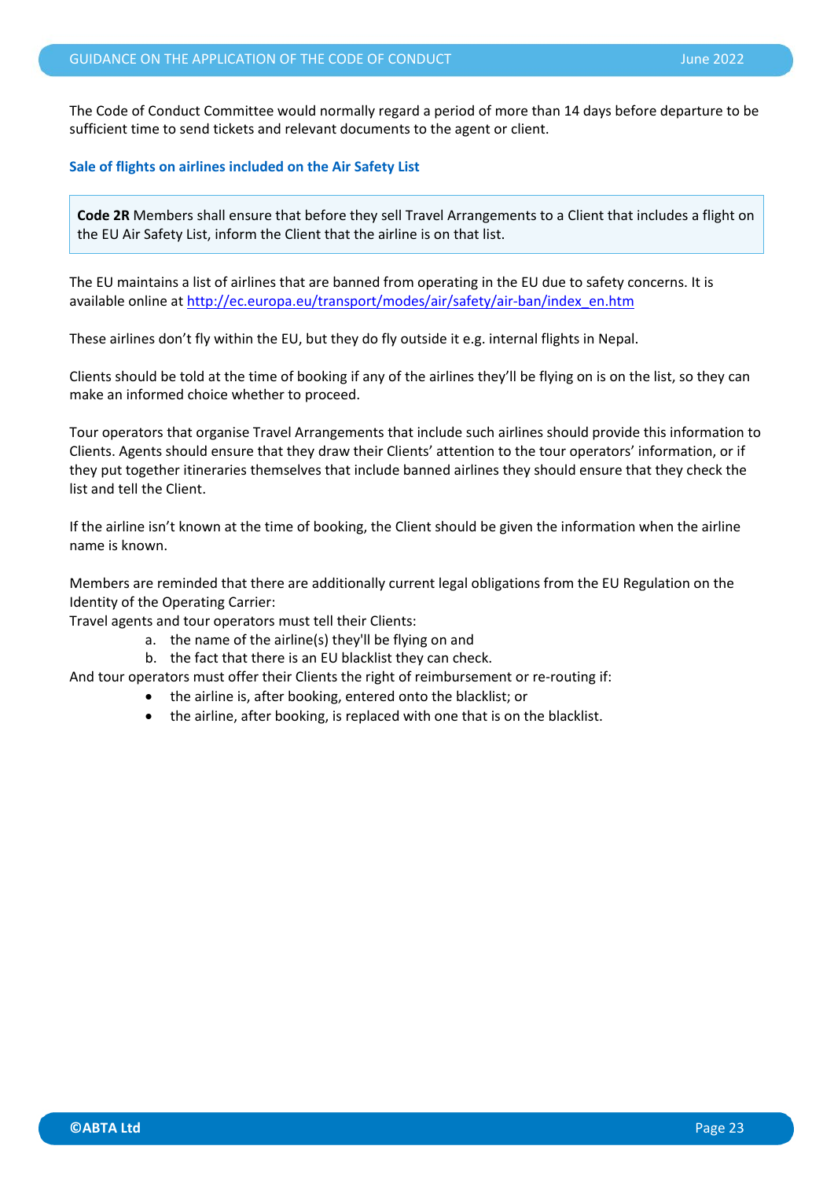The Code of Conduct Committee would normally regard a period of more than 14 days before departure to be sufficient time to send tickets and relevant documents to the agent or client.

### Sale of flights on airlines included on the Air Safety List

> **Code 2R** Members shall ensure that before they sell Travel Arrangements to a Client that includes a flight on the EU Air Safety List, inform the Client that the airline is on that list.

The EU maintains a list of airlines that are banned from operating in the EU due to safety concerns. It is available online at [http://ec.europa.eu/transport/modes/air/safety/air-ban/index_en.htm](http://ec.europa.eu/transport/modes/air/safety/air-ban/index_en.htm)

These airlines don't fly within the EU, but they do fly outside it e.g. internal flights in Nepal.

Clients should be told at the time of booking if any of the airlines they'll be flying on is on the list, so they can make an informed choice whether to proceed.

Tour operators that organise Travel Arrangements that include such airlines should provide this information to Clients. Agents should ensure that they draw their Clients' attention to the tour operators' information, or if they put together itineraries themselves that include banned airlines they should ensure that they check the list and tell the Client.

If the airline isn't known at the time of booking, the Client should be given the information when the airline name is known.

Members are reminded that there are additionally current legal obligations from the EU Regulation on the Identity of the Operating Carrier:

Travel agents and tour operators must tell their Clients:

a. the name of the airline(s) they'll be flying on and
b. the fact that there is an EU blacklist they can check.

And tour operators must offer their Clients the right of reimbursement or re-routing if:

- the airline is, after booking, entered onto the blacklist; or
- the airline, after booking, is replaced with one that is on the blacklist.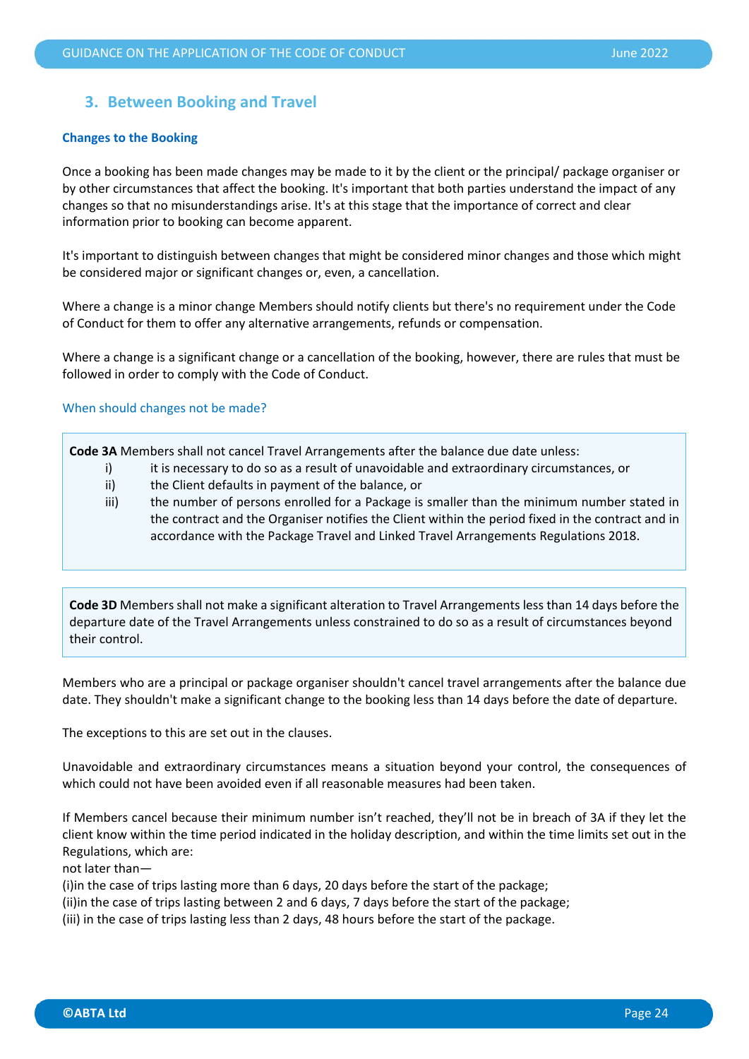## 3. Between Booking and Travel

### Changes to the Booking

Once a booking has been made changes may be made to it by the client or the principal/ package organiser or by other circumstances that affect the booking. It's important that both parties understand the impact of any changes so that no misunderstandings arise. It's at this stage that the importance of correct and clear information prior to booking can become apparent.

It's important to distinguish between changes that might be considered minor changes and those which might be considered major or significant changes or, even, a cancellation.

Where a change is a minor change Members should notify clients but there's no requirement under the Code of Conduct for them to offer any alternative arrangements, refunds or compensation.

Where a change is a significant change or a cancellation of the booking, however, there are rules that must be followed in order to comply with the Code of Conduct.

#### When should changes not be made?

> **Code 3A** Members shall not cancel Travel Arrangements after the balance due date unless:
> 
> i) it is necessary to do so as a result of unavoidable and extraordinary circumstances, or
> 
> ii) the Client defaults in payment of the balance, or
> 
> iii) the number of persons enrolled for a Package is smaller than the minimum number stated in the contract and the Organiser notifies the Client within the period fixed in the contract and in accordance with the Package Travel and Linked Travel Arrangements Regulations 2018.

> **Code 3D** Members shall not make a significant alteration to Travel Arrangements less than 14 days before the departure date of the Travel Arrangements unless constrained to do so as a result of circumstances beyond their control.

Members who are a principal or package organiser shouldn't cancel travel arrangements after the balance due date. They shouldn't make a significant change to the booking less than 14 days before the date of departure.

The exceptions to this are set out in the clauses.

Unavoidable and extraordinary circumstances means a situation beyond your control, the consequences of which could not have been avoided even if all reasonable measures had been taken.

If Members cancel because their minimum number isn't reached, they'll not be in breach of 3A if they let the client know within the time period indicated in the holiday description, and within the time limits set out in the Regulations, which are:

not later than—

(i)in the case of trips lasting more than 6 days, 20 days before the start of the package;

(ii)in the case of trips lasting between 2 and 6 days, 7 days before the start of the package;

(iii) in the case of trips lasting less than 2 days, 48 hours before the start of the package.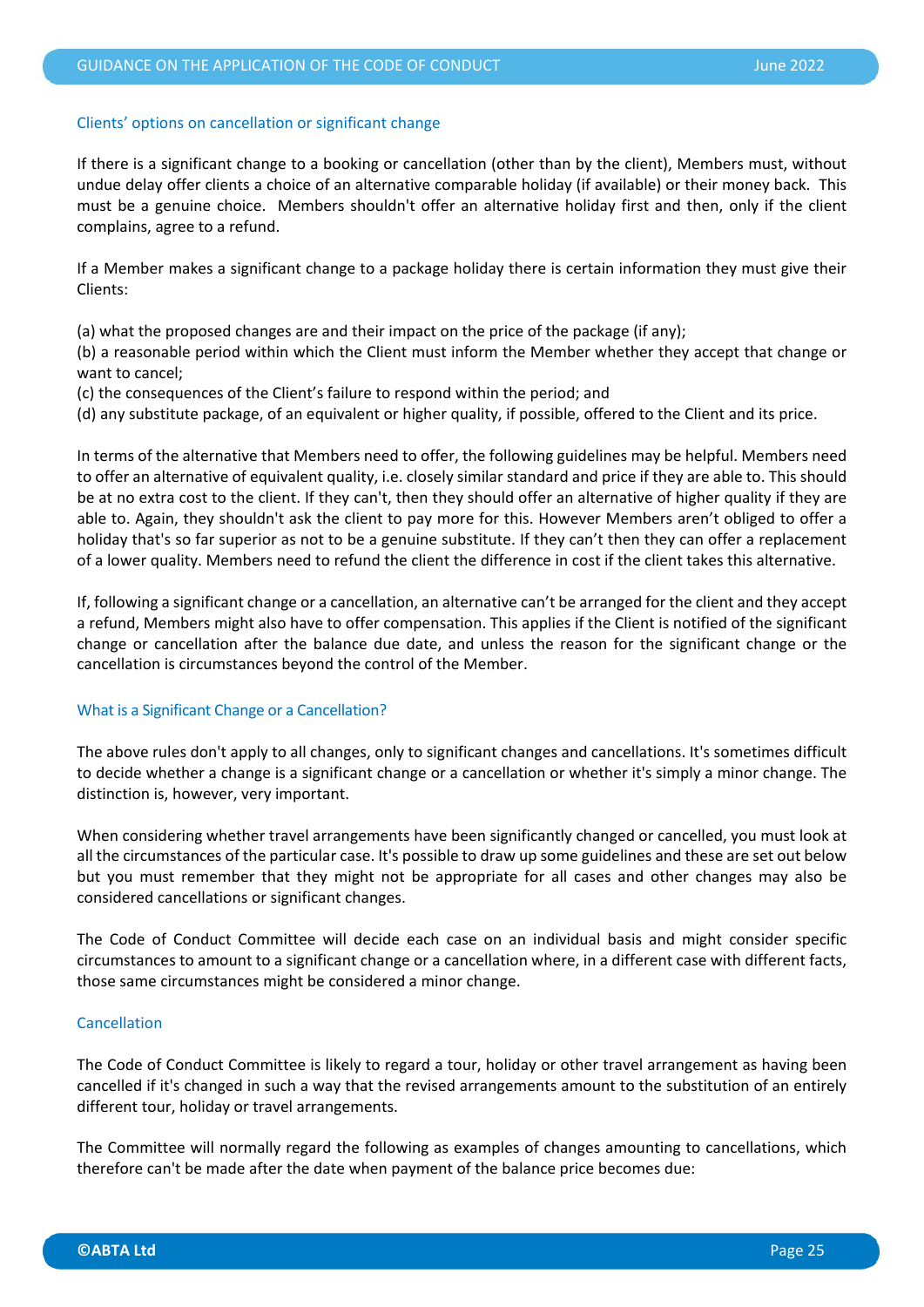### Clients' options on cancellation or significant change

If there is a significant change to a booking or cancellation (other than by the client), Members must, without undue delay offer clients a choice of an alternative comparable holiday (if available) or their money back. This must be a genuine choice. Members shouldn't offer an alternative holiday first and then, only if the client complains, agree to a refund.

If a Member makes a significant change to a package holiday there is certain information they must give their Clients:

(a) what the proposed changes are and their impact on the price of the package (if any);
(b) a reasonable period within which the Client must inform the Member whether they accept that change or want to cancel;
(c) the consequences of the Client's failure to respond within the period; and
(d) any substitute package, of an equivalent or higher quality, if possible, offered to the Client and its price.

In terms of the alternative that Members need to offer, the following guidelines may be helpful. Members need to offer an alternative of equivalent quality, i.e. closely similar standard and price if they are able to. This should be at no extra cost to the client. If they can't, then they should offer an alternative of higher quality if they are able to. Again, they shouldn't ask the client to pay more for this. However Members aren't obliged to offer a holiday that's so far superior as not to be a genuine substitute. If they can't then they can offer a replacement of a lower quality. Members need to refund the client the difference in cost if the client takes this alternative.

If, following a significant change or a cancellation, an alternative can't be arranged for the client and they accept a refund, Members might also have to offer compensation. This applies if the Client is notified of the significant change or cancellation after the balance due date, and unless the reason for the significant change or the cancellation is circumstances beyond the control of the Member.

### What is a Significant Change or a Cancellation?

The above rules don't apply to all changes, only to significant changes and cancellations. It's sometimes difficult to decide whether a change is a significant change or a cancellation or whether it's simply a minor change. The distinction is, however, very important.

When considering whether travel arrangements have been significantly changed or cancelled, you must look at all the circumstances of the particular case. It's possible to draw up some guidelines and these are set out below but you must remember that they might not be appropriate for all cases and other changes may also be considered cancellations or significant changes.

The Code of Conduct Committee will decide each case on an individual basis and might consider specific circumstances to amount to a significant change or a cancellation where, in a different case with different facts, those same circumstances might be considered a minor change.

### Cancellation

The Code of Conduct Committee is likely to regard a tour, holiday or other travel arrangement as having been cancelled if it's changed in such a way that the revised arrangements amount to the substitution of an entirely different tour, holiday or travel arrangements.

The Committee will normally regard the following as examples of changes amounting to cancellations, which therefore can't be made after the date when payment of the balance price becomes due: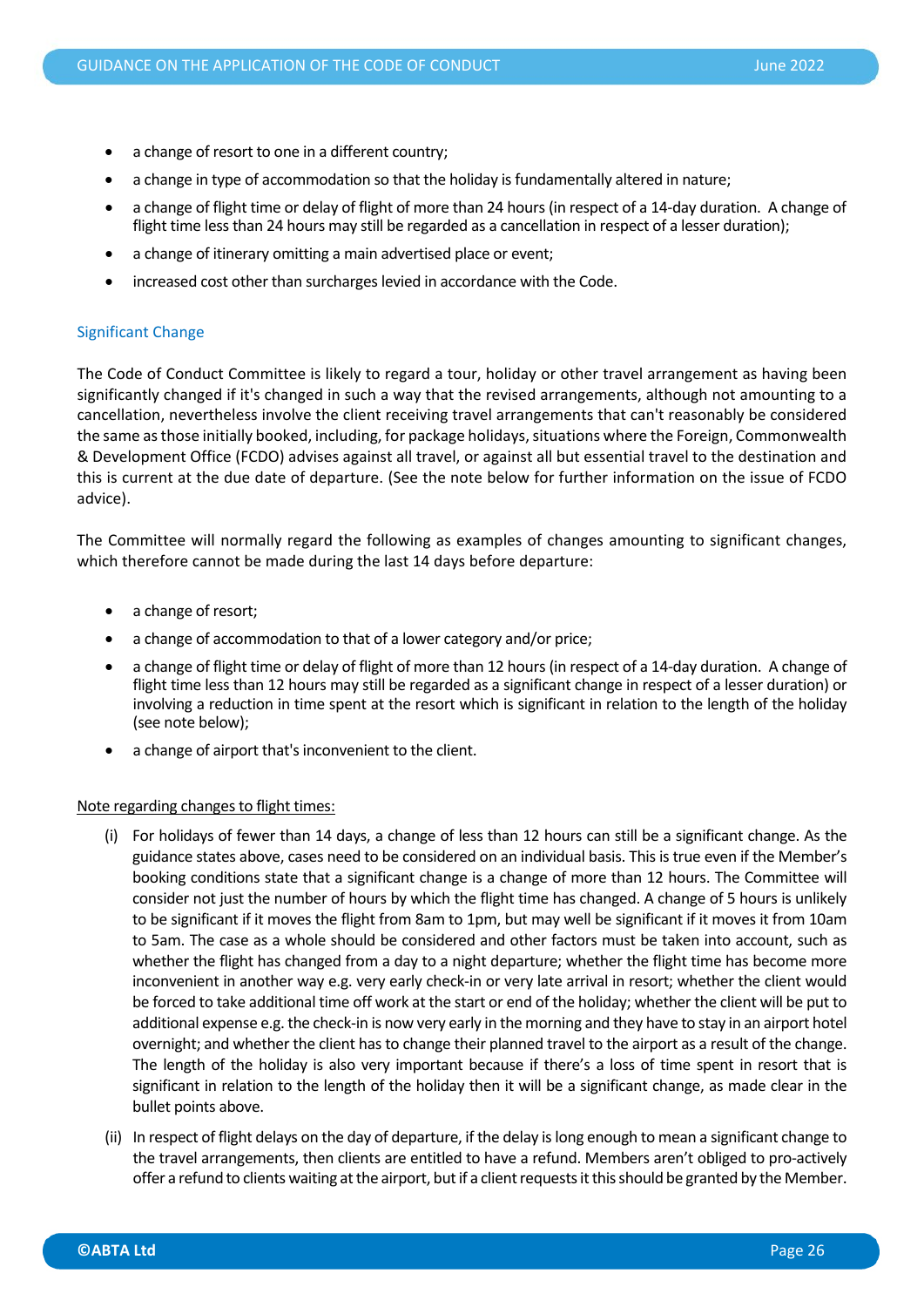- a change of resort to one in a different country;
- a change in type of accommodation so that the holiday is fundamentally altered in nature;
- a change of flight time or delay of flight of more than 24 hours (in respect of a 14-day duration. A change of flight time less than 24 hours may still be regarded as a cancellation in respect of a lesser duration);
- a change of itinerary omitting a main advertised place or event;
- increased cost other than surcharges levied in accordance with the Code.

### Significant Change

The Code of Conduct Committee is likely to regard a tour, holiday or other travel arrangement as having been significantly changed if it's changed in such a way that the revised arrangements, although not amounting to a cancellation, nevertheless involve the client receiving travel arrangements that can't reasonably be considered the same as those initially booked, including, for package holidays, situations where the Foreign, Commonwealth & Development Office (FCDO) advises against all travel, or against all but essential travel to the destination and this is current at the due date of departure. (See the note below for further information on the issue of FCDO advice).

The Committee will normally regard the following as examples of changes amounting to significant changes, which therefore cannot be made during the last 14 days before departure:

- a change of resort;
- a change of accommodation to that of a lower category and/or price;
- a change of flight time or delay of flight of more than 12 hours (in respect of a 14-day duration. A change of flight time less than 12 hours may still be regarded as a significant change in respect of a lesser duration) or involving a reduction in time spent at the resort which is significant in relation to the length of the holiday (see note below);
- a change of airport that's inconvenient to the client.

<u>Note regarding changes to flight times:</u>

(i) For holidays of fewer than 14 days, a change of less than 12 hours can still be a significant change. As the guidance states above, cases need to be considered on an individual basis. This is true even if the Member's booking conditions state that a significant change is a change of more than 12 hours. The Committee will consider not just the number of hours by which the flight time has changed. A change of 5 hours is unlikely to be significant if it moves the flight from 8am to 1pm, but may well be significant if it moves it from 10am to 5am. The case as a whole should be considered and other factors must be taken into account, such as whether the flight has changed from a day to a night departure; whether the flight time has become more inconvenient in another way e.g. very early check-in or very late arrival in resort; whether the client would be forced to take additional time off work at the start or end of the holiday; whether the client will be put to additional expense e.g. the check-in is now very early in the morning and they have to stay in an airport hotel overnight; and whether the client has to change their planned travel to the airport as a result of the change. The length of the holiday is also very important because if there's a loss of time spent in resort that is significant in relation to the length of the holiday then it will be a significant change, as made clear in the bullet points above.

(ii) In respect of flight delays on the day of departure, if the delay is long enough to mean a significant change to the travel arrangements, then clients are entitled to have a refund. Members aren't obliged to pro-actively offer a refund to clients waiting at the airport, but if a client requests it this should be granted by the Member.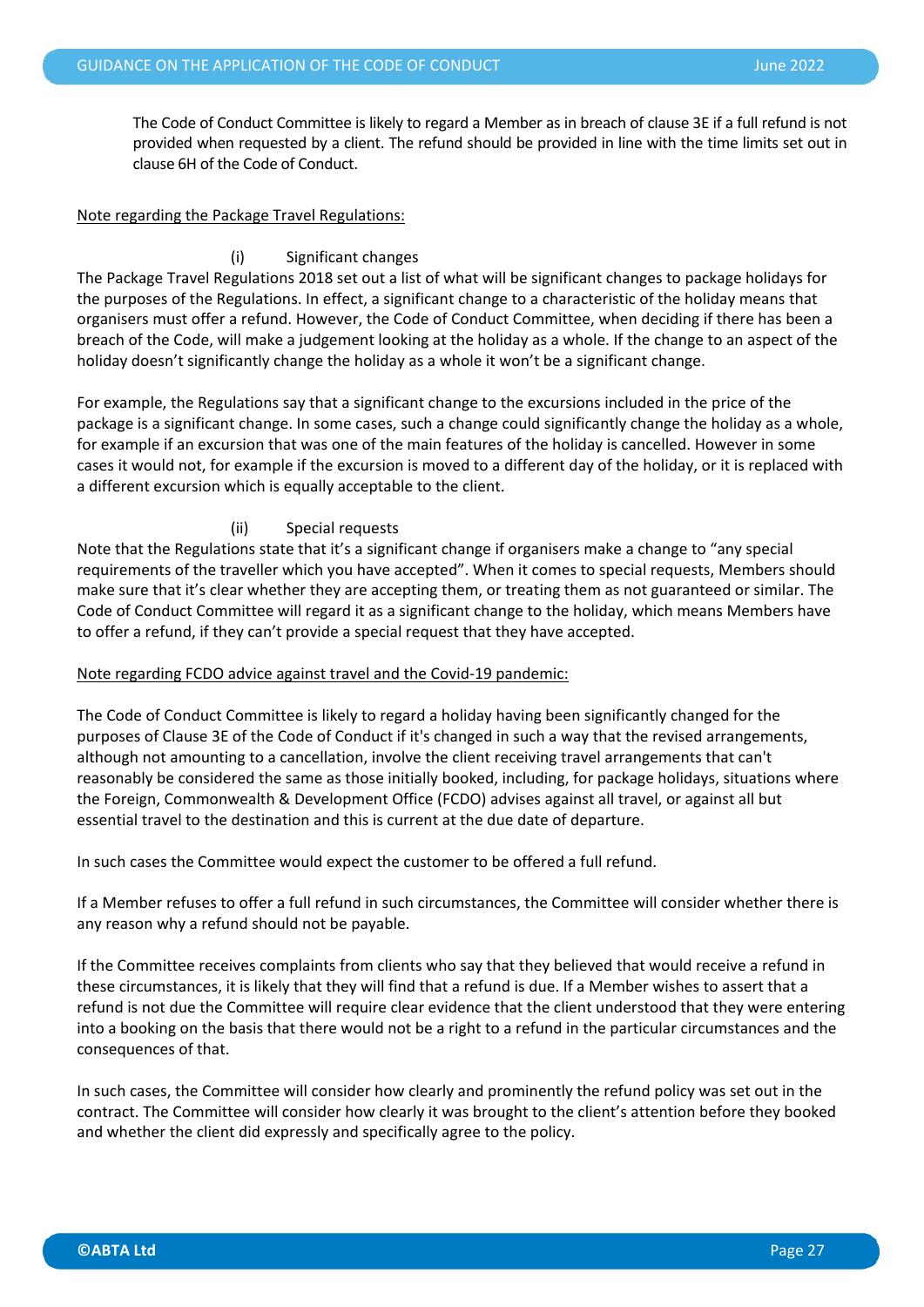The Code of Conduct Committee is likely to regard a Member as in breach of clause 3E if a full refund is not provided when requested by a client. The refund should be provided in line with the time limits set out in clause 6H of the Code of Conduct.

Note regarding the Package Travel Regulations:

(i) Significant changes

The Package Travel Regulations 2018 set out a list of what will be significant changes to package holidays for the purposes of the Regulations. In effect, a significant change to a characteristic of the holiday means that organisers must offer a refund. However, the Code of Conduct Committee, when deciding if there has been a breach of the Code, will make a judgement looking at the holiday as a whole. If the change to an aspect of the holiday doesn't significantly change the holiday as a whole it won't be a significant change.

For example, the Regulations say that a significant change to the excursions included in the price of the package is a significant change. In some cases, such a change could significantly change the holiday as a whole, for example if an excursion that was one of the main features of the holiday is cancelled. However in some cases it would not, for example if the excursion is moved to a different day of the holiday, or it is replaced with a different excursion which is equally acceptable to the client.

(ii) Special requests

Note that the Regulations state that it's a significant change if organisers make a change to "any special requirements of the traveller which you have accepted". When it comes to special requests, Members should make sure that it's clear whether they are accepting them, or treating them as not guaranteed or similar. The Code of Conduct Committee will regard it as a significant change to the holiday, which means Members have to offer a refund, if they can't provide a special request that they have accepted.

Note regarding FCDO advice against travel and the Covid-19 pandemic:

The Code of Conduct Committee is likely to regard a holiday having been significantly changed for the purposes of Clause 3E of the Code of Conduct if it's changed in such a way that the revised arrangements, although not amounting to a cancellation, involve the client receiving travel arrangements that can't reasonably be considered the same as those initially booked, including, for package holidays, situations where the Foreign, Commonwealth & Development Office (FCDO) advises against all travel, or against all but essential travel to the destination and this is current at the due date of departure.

In such cases the Committee would expect the customer to be offered a full refund.

If a Member refuses to offer a full refund in such circumstances, the Committee will consider whether there is any reason why a refund should not be payable.

If the Committee receives complaints from clients who say that they believed that would receive a refund in these circumstances, it is likely that they will find that a refund is due. If a Member wishes to assert that a refund is not due the Committee will require clear evidence that the client understood that they were entering into a booking on the basis that there would not be a right to a refund in the particular circumstances and the consequences of that.

In such cases, the Committee will consider how clearly and prominently the refund policy was set out in the contract. The Committee will consider how clearly it was brought to the client's attention before they booked and whether the client did expressly and specifically agree to the policy.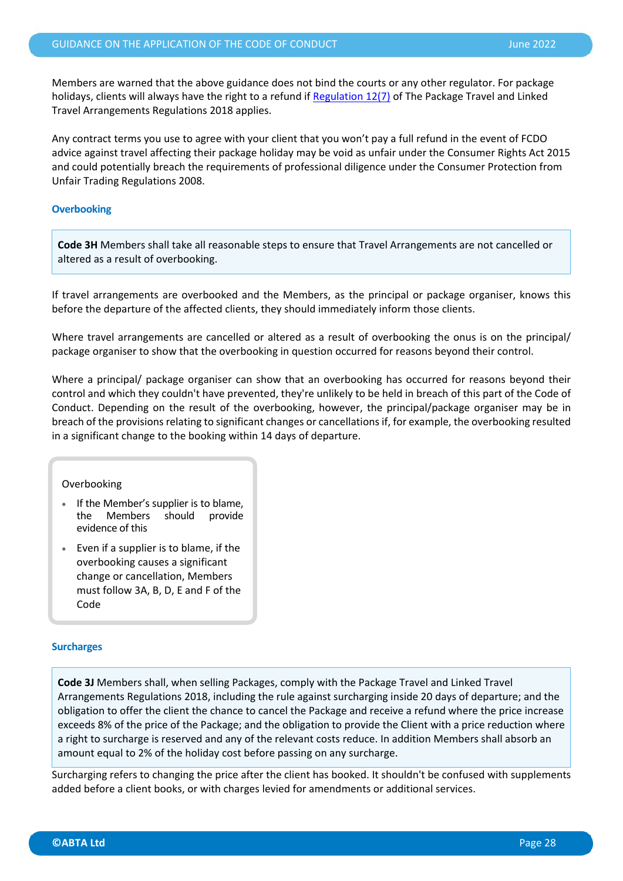Members are warned that the above guidance does not bind the courts or any other regulator. For package holidays, clients will always have the right to a refund if Regulation 12(7) of The Package Travel and Linked Travel Arrangements Regulations 2018 applies.

Any contract terms you use to agree with your client that you won't pay a full refund in the event of FCDO advice against travel affecting their package holiday may be void as unfair under the Consumer Rights Act 2015 and could potentially breach the requirements of professional diligence under the Consumer Protection from Unfair Trading Regulations 2008.

### Overbooking

> **Code 3H** Members shall take all reasonable steps to ensure that Travel Arrangements are not cancelled or altered as a result of overbooking.

If travel arrangements are overbooked and the Members, as the principal or package organiser, knows this before the departure of the affected clients, they should immediately inform those clients.

Where travel arrangements are cancelled or altered as a result of overbooking the onus is on the principal/ package organiser to show that the overbooking in question occurred for reasons beyond their control.

Where a principal/ package organiser can show that an overbooking has occurred for reasons beyond their control and which they couldn't have prevented, they're unlikely to be held in breach of this part of the Code of Conduct. Depending on the result of the overbooking, however, the principal/package organiser may be in breach of the provisions relating to significant changes or cancellations if, for example, the overbooking resulted in a significant change to the booking within 14 days of departure.

> Overbooking
>
> - If the Member's supplier is to blame, the Members should provide evidence of this
> - Even if a supplier is to blame, if the overbooking causes a significant change or cancellation, Members must follow 3A, B, D, E and F of the Code

### Surcharges

> **Code 3J** Members shall, when selling Packages, comply with the Package Travel and Linked Travel Arrangements Regulations 2018, including the rule against surcharging inside 20 days of departure; and the obligation to offer the client the chance to cancel the Package and receive a refund where the price increase exceeds 8% of the price of the Package; and the obligation to provide the Client with a price reduction where a right to surcharge is reserved and any of the relevant costs reduce. In addition Members shall absorb an amount equal to 2% of the holiday cost before passing on any surcharge.

Surcharging refers to changing the price after the client has booked. It shouldn't be confused with supplements added before a client books, or with charges levied for amendments or additional services.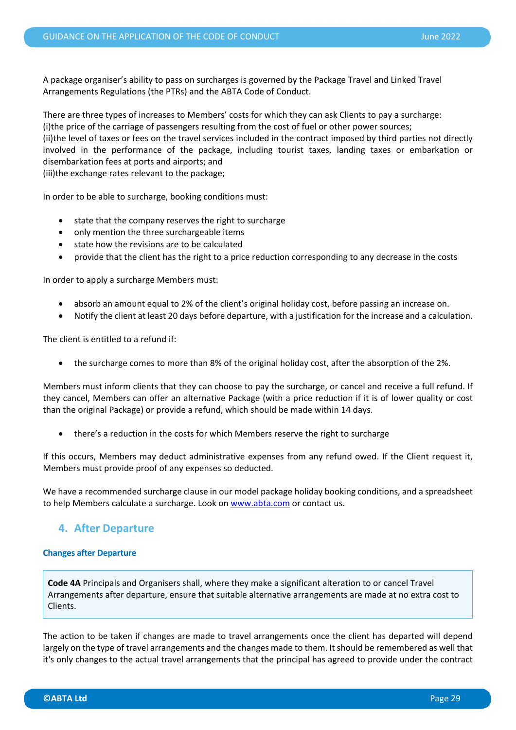A package organiser's ability to pass on surcharges is governed by the Package Travel and Linked Travel Arrangements Regulations (the PTRs) and the ABTA Code of Conduct.

There are three types of increases to Members' costs for which they can ask Clients to pay a surcharge:
(i)the price of the carriage of passengers resulting from the cost of fuel or other power sources;
(ii)the level of taxes or fees on the travel services included in the contract imposed by third parties not directly involved in the performance of the package, including tourist taxes, landing taxes or embarkation or disembarkation fees at ports and airports; and
(iii)the exchange rates relevant to the package;

In order to be able to surcharge, booking conditions must:

- state that the company reserves the right to surcharge
- only mention the three surchargeable items
- state how the revisions are to be calculated
- provide that the client has the right to a price reduction corresponding to any decrease in the costs

In order to apply a surcharge Members must:

- absorb an amount equal to 2% of the client's original holiday cost, before passing an increase on.
- Notify the client at least 20 days before departure, with a justification for the increase and a calculation.

The client is entitled to a refund if:

- the surcharge comes to more than 8% of the original holiday cost, after the absorption of the 2%.

Members must inform clients that they can choose to pay the surcharge, or cancel and receive a full refund. If they cancel, Members can offer an alternative Package (with a price reduction if it is of lower quality or cost than the original Package) or provide a refund, which should be made within 14 days.

- there's a reduction in the costs for which Members reserve the right to surcharge

If this occurs, Members may deduct administrative expenses from any refund owed. If the Client request it, Members must provide proof of any expenses so deducted.

We have a recommended surcharge clause in our model package holiday booking conditions, and a spreadsheet to help Members calculate a surcharge. Look on www.abta.com or contact us.

## 4. After Departure

### Changes after Departure

> **Code 4A** Principals and Organisers shall, where they make a significant alteration to or cancel Travel Arrangements after departure, ensure that suitable alternative arrangements are made at no extra cost to Clients.

The action to be taken if changes are made to travel arrangements once the client has departed will depend largely on the type of travel arrangements and the changes made to them. It should be remembered as well that it's only changes to the actual travel arrangements that the principal has agreed to provide under the contract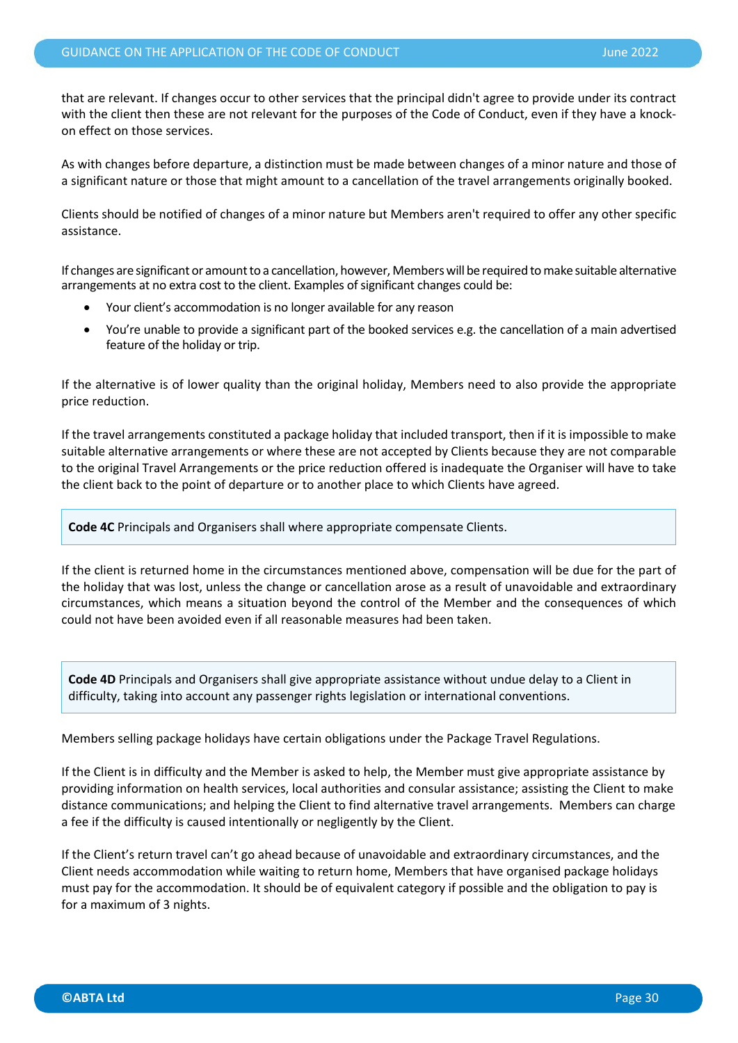that are relevant. If changes occur to other services that the principal didn't agree to provide under its contract with the client then these are not relevant for the purposes of the Code of Conduct, even if they have a knock-on effect on those services.

As with changes before departure, a distinction must be made between changes of a minor nature and those of a significant nature or those that might amount to a cancellation of the travel arrangements originally booked.

Clients should be notified of changes of a minor nature but Members aren't required to offer any other specific assistance.

If changes are significant or amount to a cancellation, however, Members will be required to make suitable alternative arrangements at no extra cost to the client. Examples of significant changes could be:

- Your client's accommodation is no longer available for any reason
- You're unable to provide a significant part of the booked services e.g. the cancellation of a main advertised feature of the holiday or trip.

If the alternative is of lower quality than the original holiday, Members need to also provide the appropriate price reduction.

If the travel arrangements constituted a package holiday that included transport, then if it is impossible to make suitable alternative arrangements or where these are not accepted by Clients because they are not comparable to the original Travel Arrangements or the price reduction offered is inadequate the Organiser will have to take the client back to the point of departure or to another place to which Clients have agreed.

**Code 4C** Principals and Organisers shall where appropriate compensate Clients.

If the client is returned home in the circumstances mentioned above, compensation will be due for the part of the holiday that was lost, unless the change or cancellation arose as a result of unavoidable and extraordinary circumstances, which means a situation beyond the control of the Member and the consequences of which could not have been avoided even if all reasonable measures had been taken.

**Code 4D** Principals and Organisers shall give appropriate assistance without undue delay to a Client in difficulty, taking into account any passenger rights legislation or international conventions.

Members selling package holidays have certain obligations under the Package Travel Regulations.

If the Client is in difficulty and the Member is asked to help, the Member must give appropriate assistance by providing information on health services, local authorities and consular assistance; assisting the Client to make distance communications; and helping the Client to find alternative travel arrangements. Members can charge a fee if the difficulty is caused intentionally or negligently by the Client.

If the Client's return travel can't go ahead because of unavoidable and extraordinary circumstances, and the Client needs accommodation while waiting to return home, Members that have organised package holidays must pay for the accommodation. It should be of equivalent category if possible and the obligation to pay is for a maximum of 3 nights.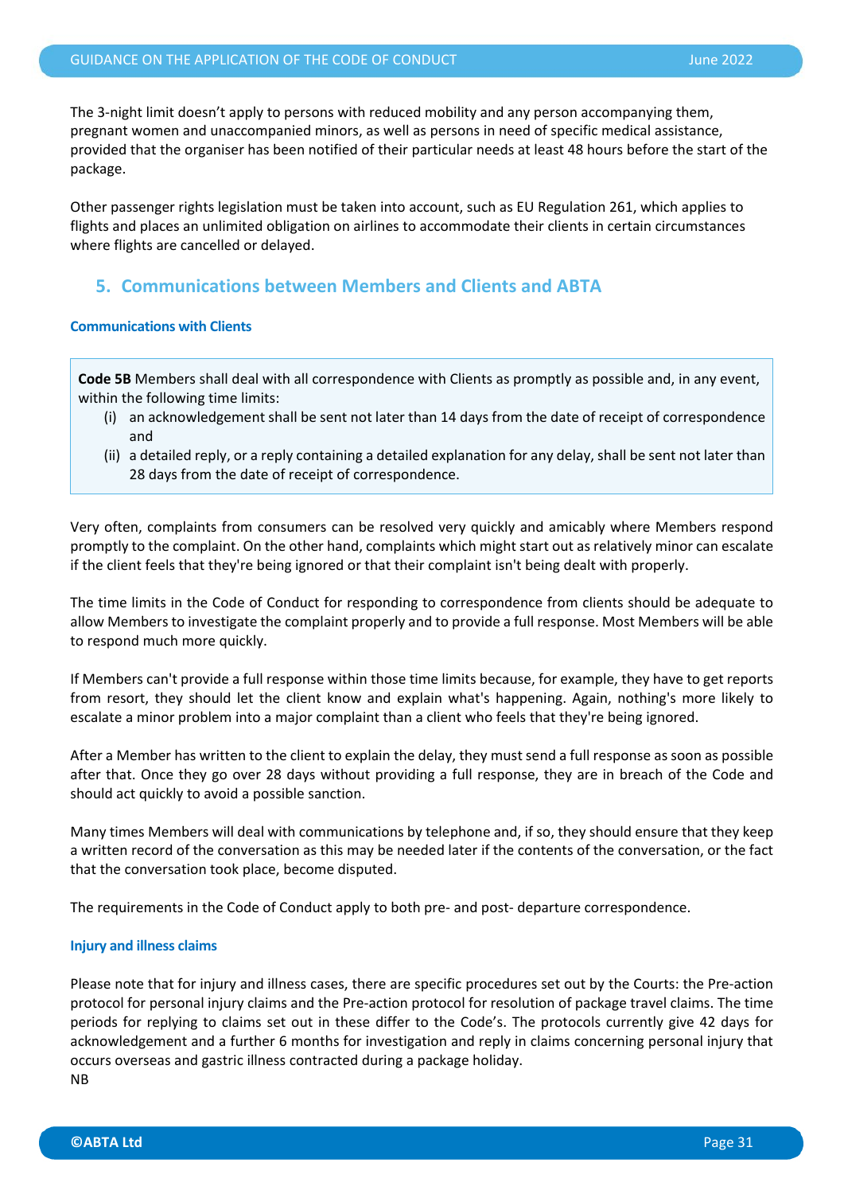The 3-night limit doesn't apply to persons with reduced mobility and any person accompanying them, pregnant women and unaccompanied minors, as well as persons in need of specific medical assistance, provided that the organiser has been notified of their particular needs at least 48 hours before the start of the package.

Other passenger rights legislation must be taken into account, such as EU Regulation 261, which applies to flights and places an unlimited obligation on airlines to accommodate their clients in certain circumstances where flights are cancelled or delayed.

## 5. Communications between Members and Clients and ABTA

#### Communications with Clients

> **Code 5B** Members shall deal with all correspondence with Clients as promptly as possible and, in any event, within the following time limits:
>
> (i) an acknowledgement shall be sent not later than 14 days from the date of receipt of correspondence and
>
> (ii) a detailed reply, or a reply containing a detailed explanation for any delay, shall be sent not later than 28 days from the date of receipt of correspondence.

Very often, complaints from consumers can be resolved very quickly and amicably where Members respond promptly to the complaint. On the other hand, complaints which might start out as relatively minor can escalate if the client feels that they're being ignored or that their complaint isn't being dealt with properly.

The time limits in the Code of Conduct for responding to correspondence from clients should be adequate to allow Members to investigate the complaint properly and to provide a full response. Most Members will be able to respond much more quickly.

If Members can't provide a full response within those time limits because, for example, they have to get reports from resort, they should let the client know and explain what's happening. Again, nothing's more likely to escalate a minor problem into a major complaint than a client who feels that they're being ignored.

After a Member has written to the client to explain the delay, they must send a full response as soon as possible after that. Once they go over 28 days without providing a full response, they are in breach of the Code and should act quickly to avoid a possible sanction.

Many times Members will deal with communications by telephone and, if so, they should ensure that they keep a written record of the conversation as this may be needed later if the contents of the conversation, or the fact that the conversation took place, become disputed.

The requirements in the Code of Conduct apply to both pre- and post- departure correspondence.

#### Injury and illness claims

Please note that for injury and illness cases, there are specific procedures set out by the Courts: the Pre-action protocol for personal injury claims and the Pre-action protocol for resolution of package travel claims. The time periods for replying to claims set out in these differ to the Code's. The protocols currently give 42 days for acknowledgement and a further 6 months for investigation and reply in claims concerning personal injury that occurs overseas and gastric illness contracted during a package holiday.
NB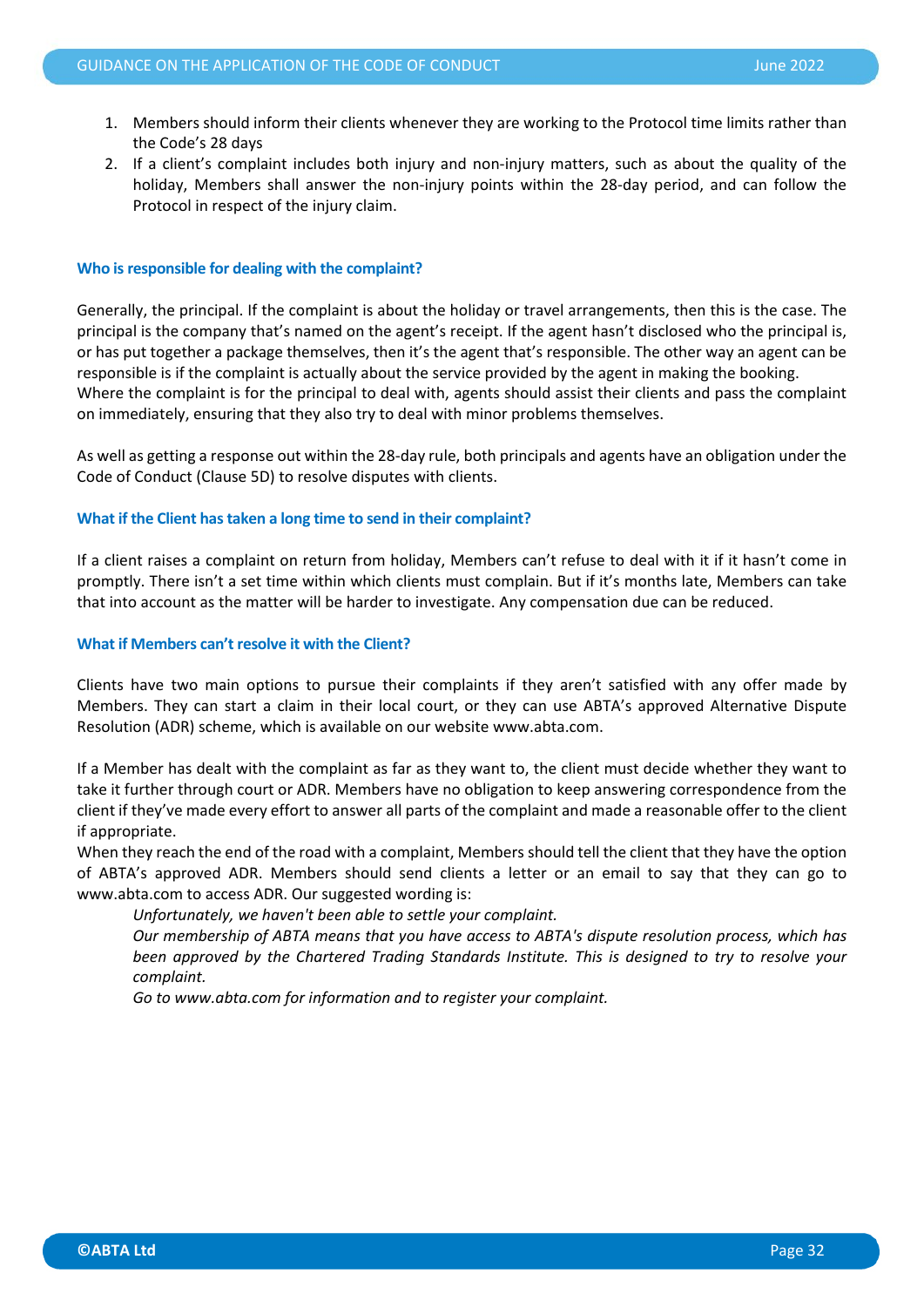1. Members should inform their clients whenever they are working to the Protocol time limits rather than the Code's 28 days
2. If a client's complaint includes both injury and non-injury matters, such as about the quality of the holiday, Members shall answer the non-injury points within the 28-day period, and can follow the Protocol in respect of the injury claim.

### Who is responsible for dealing with the complaint?

Generally, the principal. If the complaint is about the holiday or travel arrangements, then this is the case. The principal is the company that's named on the agent's receipt. If the agent hasn't disclosed who the principal is, or has put together a package themselves, then it's the agent that's responsible. The other way an agent can be responsible is if the complaint is actually about the service provided by the agent in making the booking.
Where the complaint is for the principal to deal with, agents should assist their clients and pass the complaint on immediately, ensuring that they also try to deal with minor problems themselves.

As well as getting a response out within the 28-day rule, both principals and agents have an obligation under the Code of Conduct (Clause 5D) to resolve disputes with clients.

### What if the Client has taken a long time to send in their complaint?

If a client raises a complaint on return from holiday, Members can't refuse to deal with it if it hasn't come in promptly. There isn't a set time within which clients must complain. But if it's months late, Members can take that into account as the matter will be harder to investigate. Any compensation due can be reduced.

### What if Members can't resolve it with the Client?

Clients have two main options to pursue their complaints if they aren't satisfied with any offer made by Members. They can start a claim in their local court, or they can use ABTA's approved Alternative Dispute Resolution (ADR) scheme, which is available on our website www.abta.com.

If a Member has dealt with the complaint as far as they want to, the client must decide whether they want to take it further through court or ADR. Members have no obligation to keep answering correspondence from the client if they've made every effort to answer all parts of the complaint and made a reasonable offer to the client if appropriate.
When they reach the end of the road with a complaint, Members should tell the client that they have the option of ABTA's approved ADR. Members should send clients a letter or an email to say that they can go to www.abta.com to access ADR. Our suggested wording is:

> *Unfortunately, we haven't been able to settle your complaint.*
> *Our membership of ABTA means that you have access to ABTA's dispute resolution process, which has been approved by the Chartered Trading Standards Institute. This is designed to try to resolve your complaint.*
> *Go to www.abta.com for information and to register your complaint.*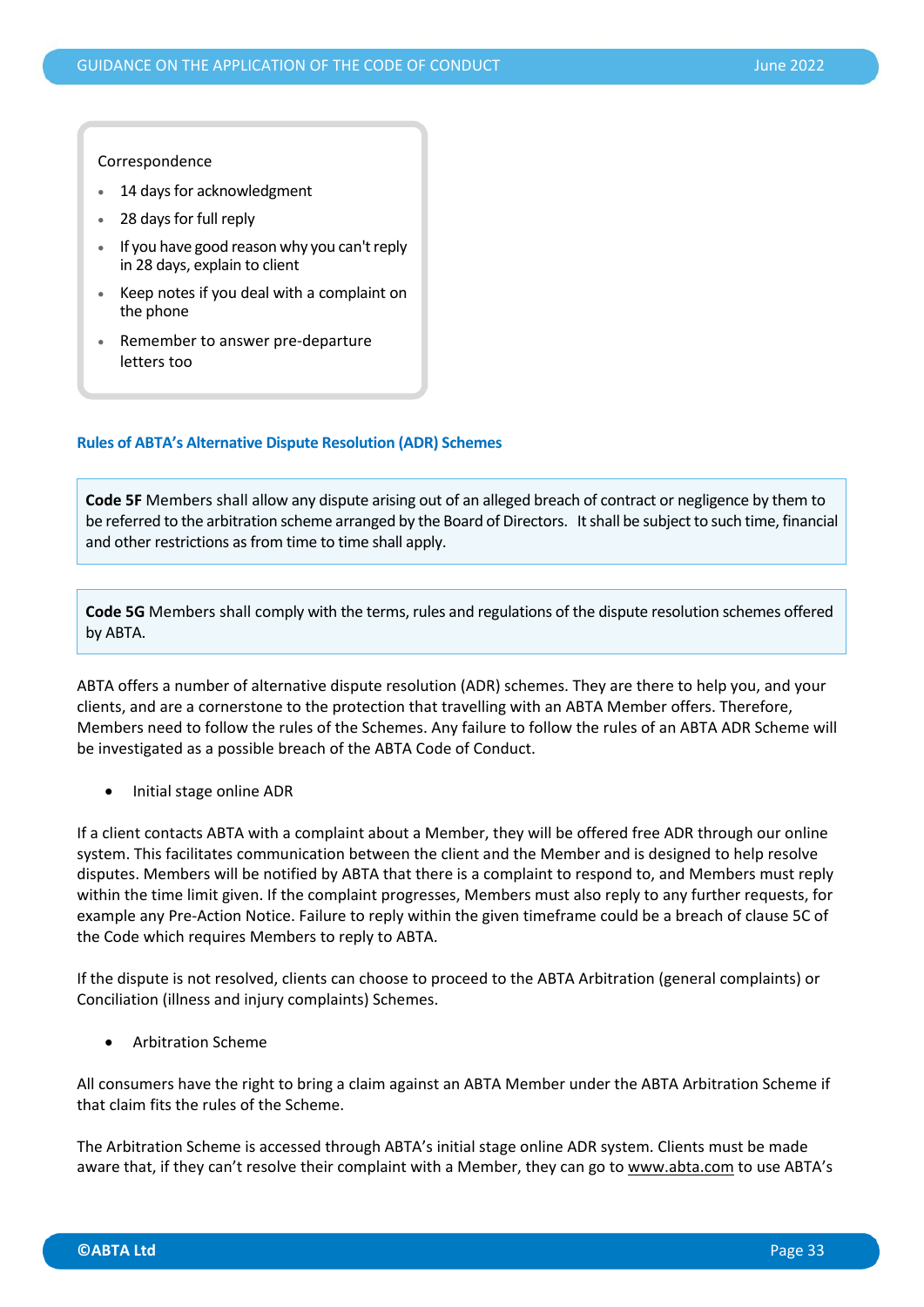Correspondence

- 14 days for acknowledgment
- 28 days for full reply
- If you have good reason why you can't reply in 28 days, explain to client
- Keep notes if you deal with a complaint on the phone
- Remember to answer pre-departure letters too

### Rules of ABTA's Alternative Dispute Resolution (ADR) Schemes

**Code 5F** Members shall allow any dispute arising out of an alleged breach of contract or negligence by them to be referred to the arbitration scheme arranged by the Board of Directors. It shall be subject to such time, financial and other restrictions as from time to time shall apply.

**Code 5G** Members shall comply with the terms, rules and regulations of the dispute resolution schemes offered by ABTA.

ABTA offers a number of alternative dispute resolution (ADR) schemes. They are there to help you, and your clients, and are a cornerstone to the protection that travelling with an ABTA Member offers. Therefore, Members need to follow the rules of the Schemes. Any failure to follow the rules of an ABTA ADR Scheme will be investigated as a possible breach of the ABTA Code of Conduct.

- Initial stage online ADR

If a client contacts ABTA with a complaint about a Member, they will be offered free ADR through our online system. This facilitates communication between the client and the Member and is designed to help resolve disputes. Members will be notified by ABTA that there is a complaint to respond to, and Members must reply within the time limit given. If the complaint progresses, Members must also reply to any further requests, for example any Pre-Action Notice. Failure to reply within the given timeframe could be a breach of clause 5C of the Code which requires Members to reply to ABTA.

If the dispute is not resolved, clients can choose to proceed to the ABTA Arbitration (general complaints) or Conciliation (illness and injury complaints) Schemes.

- Arbitration Scheme

All consumers have the right to bring a claim against an ABTA Member under the ABTA Arbitration Scheme if that claim fits the rules of the Scheme.

The Arbitration Scheme is accessed through ABTA's initial stage online ADR system. Clients must be made aware that, if they can't resolve their complaint with a Member, they can go to www.abta.com to use ABTA's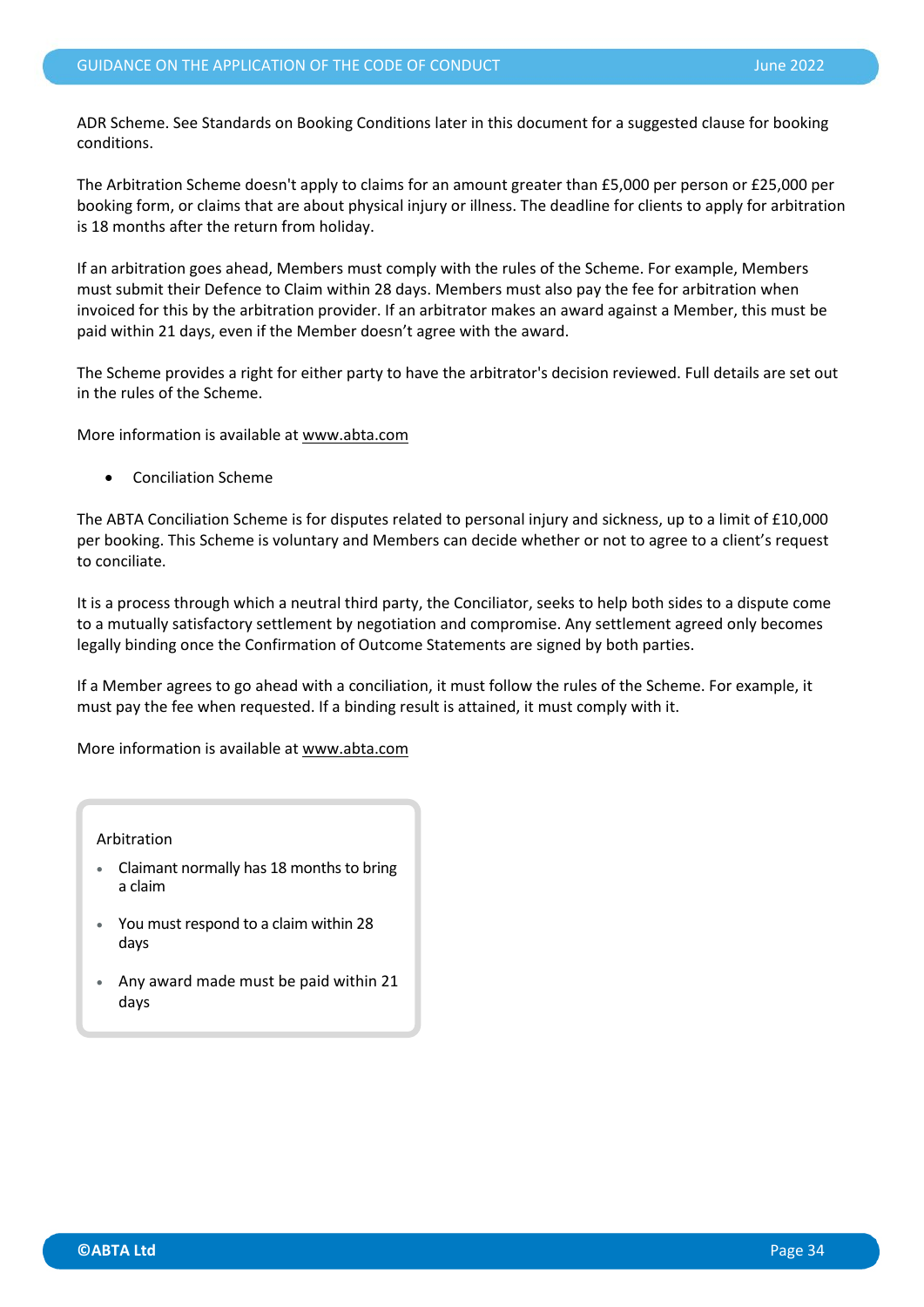ADR Scheme. See Standards on Booking Conditions later in this document for a suggested clause for booking conditions.

The Arbitration Scheme doesn't apply to claims for an amount greater than £5,000 per person or £25,000 per booking form, or claims that are about physical injury or illness. The deadline for clients to apply for arbitration is 18 months after the return from holiday.

If an arbitration goes ahead, Members must comply with the rules of the Scheme. For example, Members must submit their Defence to Claim within 28 days. Members must also pay the fee for arbitration when invoiced for this by the arbitration provider. If an arbitrator makes an award against a Member, this must be paid within 21 days, even if the Member doesn't agree with the award.

The Scheme provides a right for either party to have the arbitrator's decision reviewed. Full details are set out in the rules of the Scheme.

More information is available at www.abta.com

- Conciliation Scheme

The ABTA Conciliation Scheme is for disputes related to personal injury and sickness, up to a limit of £10,000 per booking. This Scheme is voluntary and Members can decide whether or not to agree to a client's request to conciliate.

It is a process through which a neutral third party, the Conciliator, seeks to help both sides to a dispute come to a mutually satisfactory settlement by negotiation and compromise. Any settlement agreed only becomes legally binding once the Confirmation of Outcome Statements are signed by both parties.

If a Member agrees to go ahead with a conciliation, it must follow the rules of the Scheme. For example, it must pay the fee when requested. If a binding result is attained, it must comply with it.

More information is available at www.abta.com

> Arbitration
>
> - Claimant normally has 18 months to bring a claim
> - You must respond to a claim within 28 days
> - Any award made must be paid within 21 days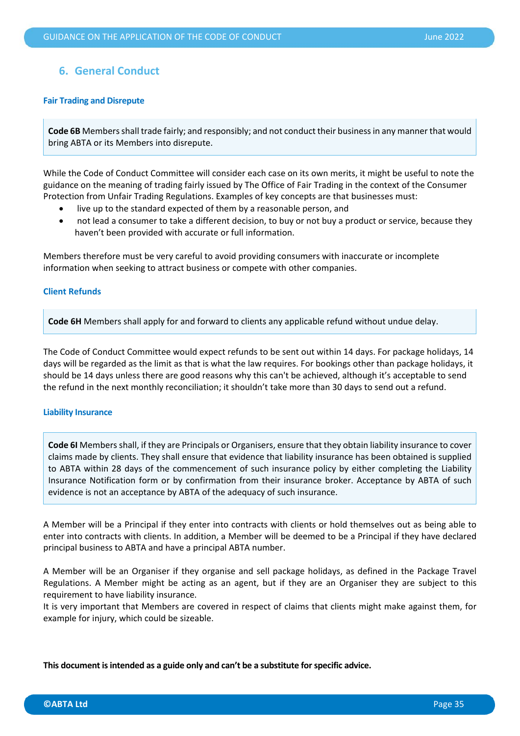## 6. General Conduct

### Fair Trading and Disrepute

> **Code 6B** Members shall trade fairly; and responsibly; and not conduct their business in any manner that would bring ABTA or its Members into disrepute.

While the Code of Conduct Committee will consider each case on its own merits, it might be useful to note the guidance on the meaning of trading fairly issued by The Office of Fair Trading in the context of the Consumer Protection from Unfair Trading Regulations. Examples of key concepts are that businesses must:

- live up to the standard expected of them by a reasonable person, and
- not lead a consumer to take a different decision, to buy or not buy a product or service, because they haven't been provided with accurate or full information.

Members therefore must be very careful to avoid providing consumers with inaccurate or incomplete information when seeking to attract business or compete with other companies.

### Client Refunds

> **Code 6H** Members shall apply for and forward to clients any applicable refund without undue delay.

The Code of Conduct Committee would expect refunds to be sent out within 14 days. For package holidays, 14 days will be regarded as the limit as that is what the law requires. For bookings other than package holidays, it should be 14 days unless there are good reasons why this can't be achieved, although it's acceptable to send the refund in the next monthly reconciliation; it shouldn't take more than 30 days to send out a refund.

### Liability Insurance

> **Code 6I** Members shall, if they are Principals or Organisers, ensure that they obtain liability insurance to cover claims made by clients. They shall ensure that evidence that liability insurance has been obtained is supplied to ABTA within 28 days of the commencement of such insurance policy by either completing the Liability Insurance Notification form or by confirmation from their insurance broker. Acceptance by ABTA of such evidence is not an acceptance by ABTA of the adequacy of such insurance.

A Member will be a Principal if they enter into contracts with clients or hold themselves out as being able to enter into contracts with clients. In addition, a Member will be deemed to be a Principal if they have declared principal business to ABTA and have a principal ABTA number.

A Member will be an Organiser if they organise and sell package holidays, as defined in the Package Travel Regulations. A Member might be acting as an agent, but if they are an Organiser they are subject to this requirement to have liability insurance.
It is very important that Members are covered in respect of claims that clients might make against them, for example for injury, which could be sizeable.

**This document is intended as a guide only and can't be a substitute for specific advice.**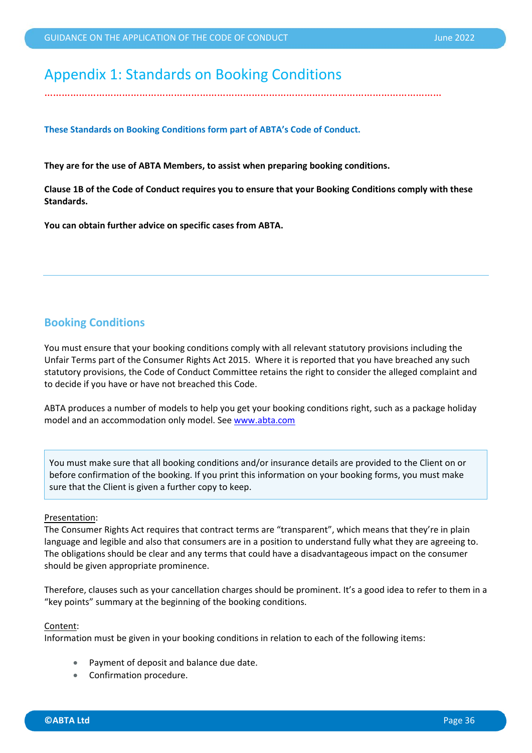# Appendix 1: Standards on Booking Conditions

**These Standards on Booking Conditions form part of ABTA's Code of Conduct.**

**They are for the use of ABTA Members, to assist when preparing booking conditions.**

**Clause 1B of the Code of Conduct requires you to ensure that your Booking Conditions comply with these Standards.**

**You can obtain further advice on specific cases from ABTA.**

---

## Booking Conditions

You must ensure that your booking conditions comply with all relevant statutory provisions including the Unfair Terms part of the Consumer Rights Act 2015. Where it is reported that you have breached any such statutory provisions, the Code of Conduct Committee retains the right to consider the alleged complaint and to decide if you have or have not breached this Code.

ABTA produces a number of models to help you get your booking conditions right, such as a package holiday model and an accommodation only model. See [www.abta.com](www.abta.com)

> You must make sure that all booking conditions and/or insurance details are provided to the Client on or before confirmation of the booking. If you print this information on your booking forms, you must make sure that the Client is given a further copy to keep.

Presentation:
The Consumer Rights Act requires that contract terms are "transparent", which means that they're in plain language and legible and also that consumers are in a position to understand fully what they are agreeing to. The obligations should be clear and any terms that could have a disadvantageous impact on the consumer should be given appropriate prominence.

Therefore, clauses such as your cancellation charges should be prominent. It's a good idea to refer to them in a "key points" summary at the beginning of the booking conditions.

Content:
Information must be given in your booking conditions in relation to each of the following items:

- Payment of deposit and balance due date.
- Confirmation procedure.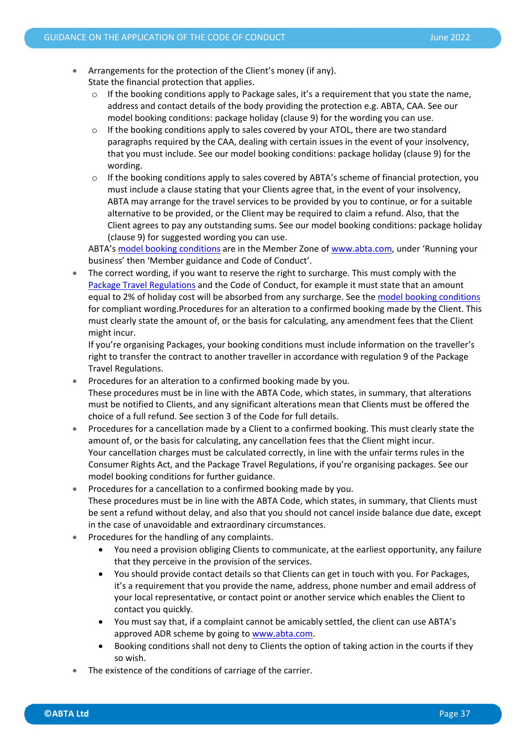- Arrangements for the protection of the Client's money (if any).
  State the financial protection that applies.
  - If the booking conditions apply to Package sales, it's a requirement that you state the name, address and contact details of the body providing the protection e.g. ABTA, CAA. See our model booking conditions: package holiday (clause 9) for the wording you can use.
  - If the booking conditions apply to sales covered by your ATOL, there are two standard paragraphs required by the CAA, dealing with certain issues in the event of your insolvency, that you must include. See our model booking conditions: package holiday (clause 9) for the wording.
  - If the booking conditions apply to sales covered by ABTA's scheme of financial protection, you must include a clause stating that your Clients agree that, in the event of your insolvency, ABTA may arrange for the travel services to be provided by you to continue, or for a suitable alternative to be provided, or the Client may be required to claim a refund. Also, that the Client agrees to pay any outstanding sums. See our model booking conditions: package holiday (clause 9) for suggested wording you can use.

  ABTA's model booking conditions are in the Member Zone of www.abta.com, under 'Running your business' then 'Member guidance and Code of Conduct'.
- The correct wording, if you want to reserve the right to surcharge. This must comply with the Package Travel Regulations and the Code of Conduct, for example it must state that an amount equal to 2% of holiday cost will be absorbed from any surcharge. See the model booking conditions for compliant wording.Procedures for an alteration to a confirmed booking made by the Client. This must clearly state the amount of, or the basis for calculating, any amendment fees that the Client might incur.
  If you're organising Packages, your booking conditions must include information on the traveller's right to transfer the contract to another traveller in accordance with regulation 9 of the Package Travel Regulations.
- Procedures for an alteration to a confirmed booking made by you.
  These procedures must be in line with the ABTA Code, which states, in summary, that alterations must be notified to Clients, and any significant alterations mean that Clients must be offered the choice of a full refund. See section 3 of the Code for full details.
- Procedures for a cancellation made by a Client to a confirmed booking. This must clearly state the amount of, or the basis for calculating, any cancellation fees that the Client might incur.
  Your cancellation charges must be calculated correctly, in line with the unfair terms rules in the Consumer Rights Act, and the Package Travel Regulations, if you're organising packages. See our model booking conditions for further guidance.
- Procedures for a cancellation to a confirmed booking made by you.
  These procedures must be in line with the ABTA Code, which states, in summary, that Clients must be sent a refund without delay, and also that you should not cancel inside balance due date, except in the case of unavoidable and extraordinary circumstances.
- Procedures for the handling of any complaints.
  - You need a provision obliging Clients to communicate, at the earliest opportunity, any failure that they perceive in the provision of the services.
  - You should provide contact details so that Clients can get in touch with you. For Packages, it's a requirement that you provide the name, address, phone number and email address of your local representative, or contact point or another service which enables the Client to contact you quickly.
  - You must say that, if a complaint cannot be amicably settled, the client can use ABTA's approved ADR scheme by going to www.abta.com.
  - Booking conditions shall not deny to Clients the option of taking action in the courts if they so wish.
- The existence of the conditions of carriage of the carrier.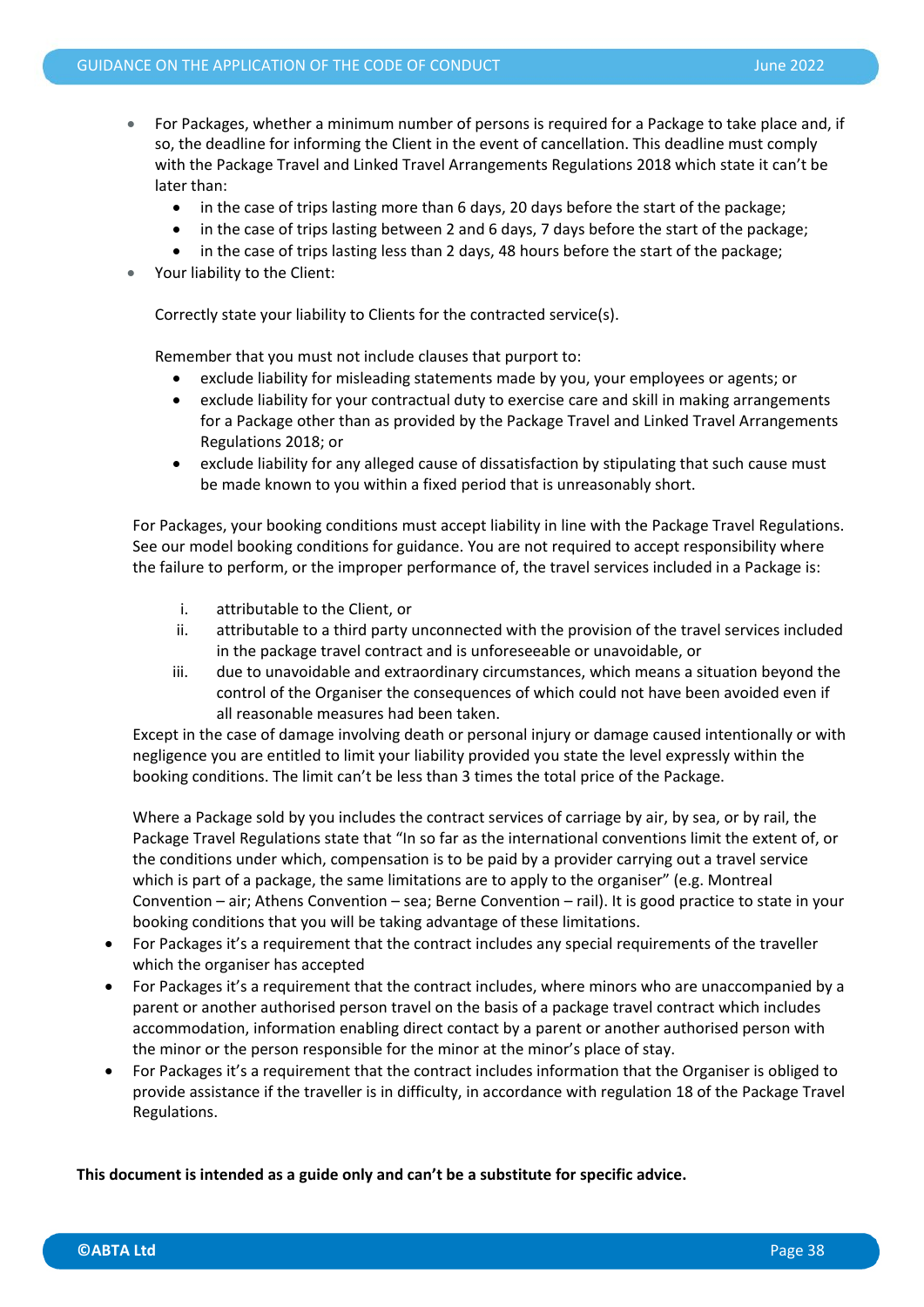- For Packages, whether a minimum number of persons is required for a Package to take place and, if so, the deadline for informing the Client in the event of cancellation. This deadline must comply with the Package Travel and Linked Travel Arrangements Regulations 2018 which state it can't be later than:
  - in the case of trips lasting more than 6 days, 20 days before the start of the package;
  - in the case of trips lasting between 2 and 6 days, 7 days before the start of the package;
  - in the case of trips lasting less than 2 days, 48 hours before the start of the package;
- Your liability to the Client:

  Correctly state your liability to Clients for the contracted service(s).

  Remember that you must not include clauses that purport to:
  - exclude liability for misleading statements made by you, your employees or agents; or
  - exclude liability for your contractual duty to exercise care and skill in making arrangements for a Package other than as provided by the Package Travel and Linked Travel Arrangements Regulations 2018; or
  - exclude liability for any alleged cause of dissatisfaction by stipulating that such cause must be made known to you within a fixed period that is unreasonably short.

  For Packages, your booking conditions must accept liability in line with the Package Travel Regulations. See our model booking conditions for guidance. You are not required to accept responsibility where the failure to perform, or the improper performance of, the travel services included in a Package is:

  i. attributable to the Client, or
  ii. attributable to a third party unconnected with the provision of the travel services included in the package travel contract and is unforeseeable or unavoidable, or
  iii. due to unavoidable and extraordinary circumstances, which means a situation beyond the control of the Organiser the consequences of which could not have been avoided even if all reasonable measures had been taken.

  Except in the case of damage involving death or personal injury or damage caused intentionally or with negligence you are entitled to limit your liability provided you state the level expressly within the booking conditions. The limit can't be less than 3 times the total price of the Package.

  Where a Package sold by you includes the contract services of carriage by air, by sea, or by rail, the Package Travel Regulations state that "In so far as the international conventions limit the extent of, or the conditions under which, compensation is to be paid by a provider carrying out a travel service which is part of a package, the same limitations are to apply to the organiser" (e.g. Montreal Convention – air; Athens Convention – sea; Berne Convention – rail). It is good practice to state in your booking conditions that you will be taking advantage of these limitations.
- For Packages it's a requirement that the contract includes any special requirements of the traveller which the organiser has accepted
- For Packages it's a requirement that the contract includes, where minors who are unaccompanied by a parent or another authorised person travel on the basis of a package travel contract which includes accommodation, information enabling direct contact by a parent or another authorised person with the minor or the person responsible for the minor at the minor's place of stay.
- For Packages it's a requirement that the contract includes information that the Organiser is obliged to provide assistance if the traveller is in difficulty, in accordance with regulation 18 of the Package Travel Regulations.

**This document is intended as a guide only and can't be a substitute for specific advice.**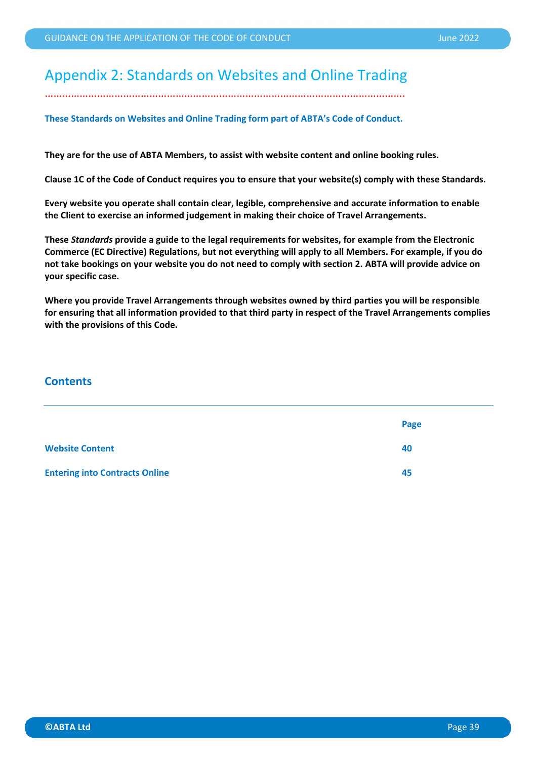# Appendix 2: Standards on Websites and Online Trading

**These Standards on Websites and Online Trading form part of ABTA's Code of Conduct.**

**They are for the use of ABTA Members, to assist with website content and online booking rules.**

**Clause 1C of the Code of Conduct requires you to ensure that your website(s) comply with these Standards.**

**Every website you operate shall contain clear, legible, comprehensive and accurate information to enable the Client to exercise an informed judgement in making their choice of Travel Arrangements.**

**These *Standards* provide a guide to the legal requirements for websites, for example from the Electronic Commerce (EC Directive) Regulations, but not everything will apply to all Members. For example, if you do not take bookings on your website you do not need to comply with section 2. ABTA will provide advice on your specific case.**

**Where you provide Travel Arrangements through websites owned by third parties you will be responsible for ensuring that all information provided to that third party in respect of the Travel Arrangements complies with the provisions of this Code.**

## Contents

| | Page |
|---|---|
| **Website Content** | **40** |
| **Entering into Contracts Online** | **45** |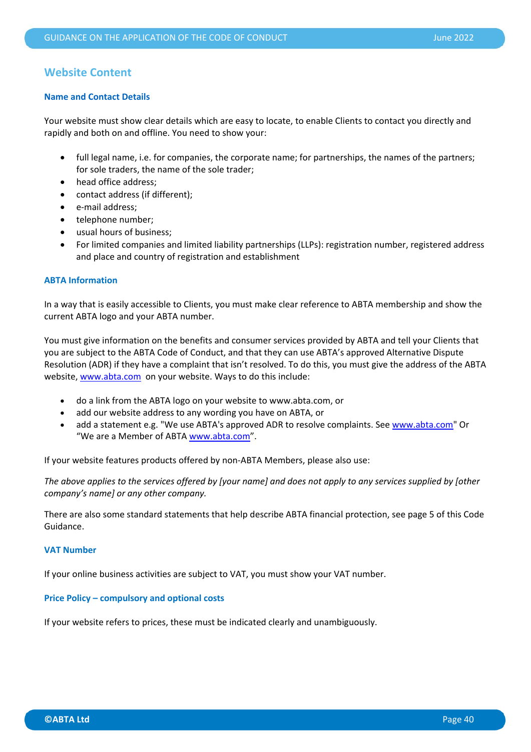## Website Content

### Name and Contact Details

Your website must show clear details which are easy to locate, to enable Clients to contact you directly and rapidly and both on and offline. You need to show your:

- full legal name, i.e. for companies, the corporate name; for partnerships, the names of the partners; for sole traders, the name of the sole trader;
- head office address;
- contact address (if different);
- e-mail address;
- telephone number;
- usual hours of business;
- For limited companies and limited liability partnerships (LLPs): registration number, registered address and place and country of registration and establishment

### ABTA Information

In a way that is easily accessible to Clients, you must make clear reference to ABTA membership and show the current ABTA logo and your ABTA number.

You must give information on the benefits and consumer services provided by ABTA and tell your Clients that you are subject to the ABTA Code of Conduct, and that they can use ABTA's approved Alternative Dispute Resolution (ADR) if they have a complaint that isn't resolved. To do this, you must give the address of the ABTA website, www.abta.com on your website. Ways to do this include:

- do a link from the ABTA logo on your website to www.abta.com, or
- add our website address to any wording you have on ABTA, or
- add a statement e.g. "We use ABTA's approved ADR to resolve complaints. See www.abta.com" Or "We are a Member of ABTA www.abta.com".

If your website features products offered by non-ABTA Members, please also use:

*The above applies to the services offered by [your name] and does not apply to any services supplied by [other company's name] or any other company.*

There are also some standard statements that help describe ABTA financial protection, see page 5 of this Code Guidance.

### VAT Number

If your online business activities are subject to VAT, you must show your VAT number.

### Price Policy – compulsory and optional costs

If your website refers to prices, these must be indicated clearly and unambiguously.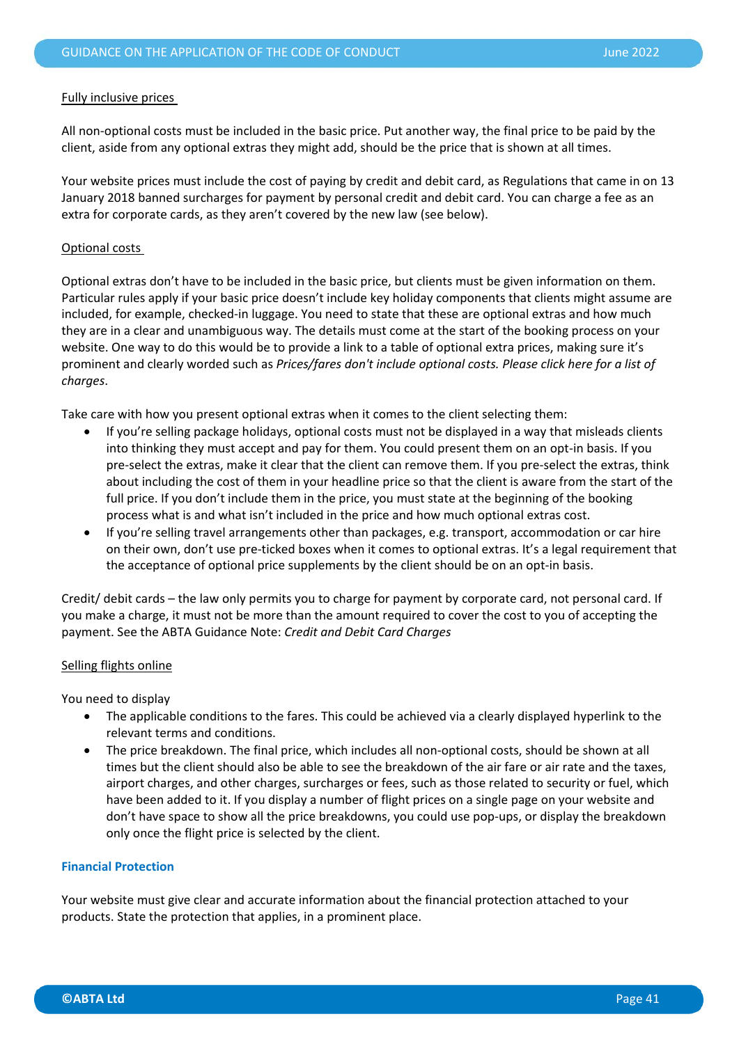Fully inclusive prices

All non-optional costs must be included in the basic price. Put another way, the final price to be paid by the client, aside from any optional extras they might add, should be the price that is shown at all times.

Your website prices must include the cost of paying by credit and debit card, as Regulations that came in on 13 January 2018 banned surcharges for payment by personal credit and debit card. You can charge a fee as an extra for corporate cards, as they aren't covered by the new law (see below).

Optional costs

Optional extras don't have to be included in the basic price, but clients must be given information on them. Particular rules apply if your basic price doesn't include key holiday components that clients might assume are included, for example, checked-in luggage. You need to state that these are optional extras and how much they are in a clear and unambiguous way. The details must come at the start of the booking process on your website. One way to do this would be to provide a link to a table of optional extra prices, making sure it's prominent and clearly worded such as *Prices/fares don't include optional costs. Please click here for a list of charges*.

Take care with how you present optional extras when it comes to the client selecting them:

- If you're selling package holidays, optional costs must not be displayed in a way that misleads clients into thinking they must accept and pay for them. You could present them on an opt-in basis. If you pre-select the extras, make it clear that the client can remove them. If you pre-select the extras, think about including the cost of them in your headline price so that the client is aware from the start of the full price. If you don't include them in the price, you must state at the beginning of the booking process what is and what isn't included in the price and how much optional extras cost.
- If you're selling travel arrangements other than packages, e.g. transport, accommodation or car hire on their own, don't use pre-ticked boxes when it comes to optional extras. It's a legal requirement that the acceptance of optional price supplements by the client should be on an opt-in basis.

Credit/ debit cards – the law only permits you to charge for payment by corporate card, not personal card. If you make a charge, it must not be more than the amount required to cover the cost to you of accepting the payment. See the ABTA Guidance Note: *Credit and Debit Card Charges*

Selling flights online

You need to display

- The applicable conditions to the fares. This could be achieved via a clearly displayed hyperlink to the relevant terms and conditions.
- The price breakdown. The final price, which includes all non-optional costs, should be shown at all times but the client should also be able to see the breakdown of the air fare or air rate and the taxes, airport charges, and other charges, surcharges or fees, such as those related to security or fuel, which have been added to it. If you display a number of flight prices on a single page on your website and don't have space to show all the price breakdowns, you could use pop-ups, or display the breakdown only once the flight price is selected by the client.

## Financial Protection

Your website must give clear and accurate information about the financial protection attached to your products. State the protection that applies, in a prominent place.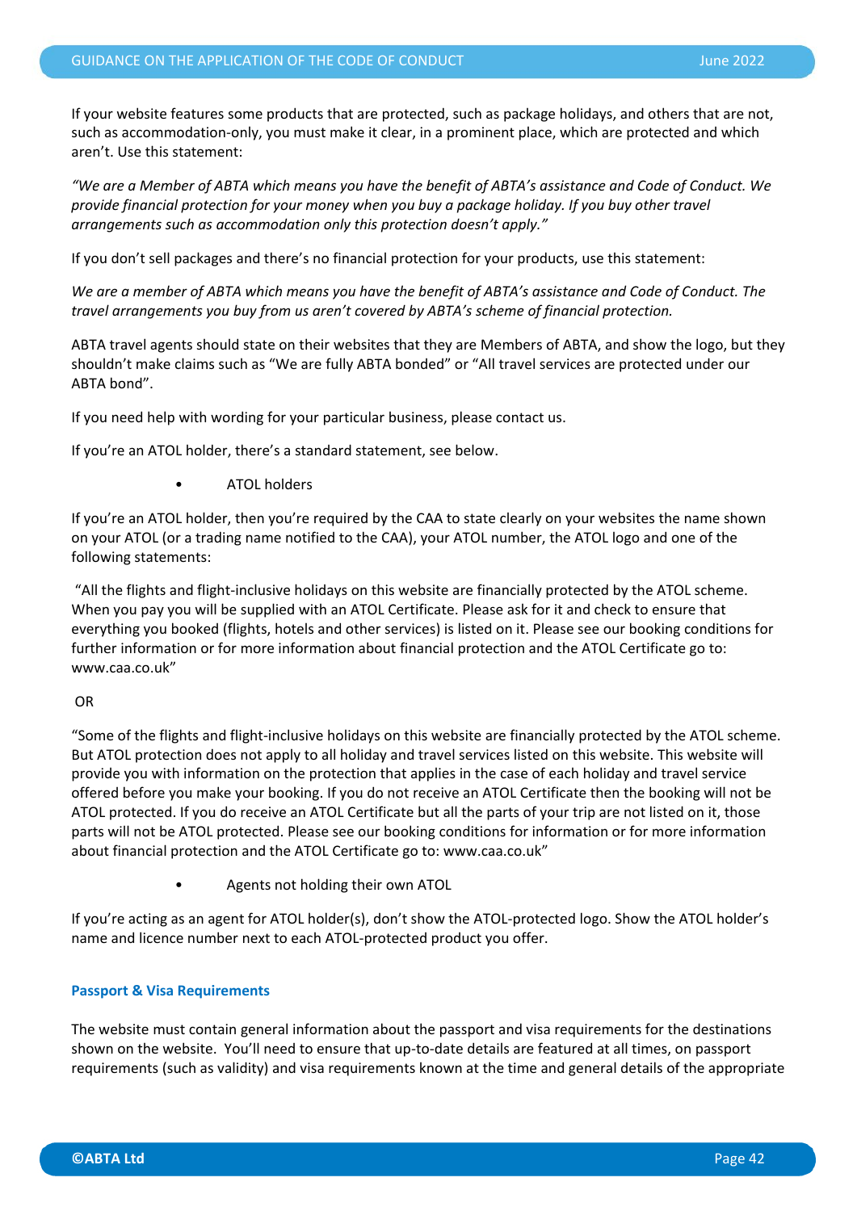If your website features some products that are protected, such as package holidays, and others that are not, such as accommodation-only, you must make it clear, in a prominent place, which are protected and which aren't. Use this statement:

*"We are a Member of ABTA which means you have the benefit of ABTA's assistance and Code of Conduct. We provide financial protection for your money when you buy a package holiday. If you buy other travel arrangements such as accommodation only this protection doesn't apply."*

If you don't sell packages and there's no financial protection for your products, use this statement:

*We are a member of ABTA which means you have the benefit of ABTA's assistance and Code of Conduct. The travel arrangements you buy from us aren't covered by ABTA's scheme of financial protection.*

ABTA travel agents should state on their websites that they are Members of ABTA, and show the logo, but they shouldn't make claims such as "We are fully ABTA bonded" or "All travel services are protected under our ABTA bond".

If you need help with wording for your particular business, please contact us.

If you're an ATOL holder, there's a standard statement, see below.

- ATOL holders

If you're an ATOL holder, then you're required by the CAA to state clearly on your websites the name shown on your ATOL (or a trading name notified to the CAA), your ATOL number, the ATOL logo and one of the following statements:

"All the flights and flight-inclusive holidays on this website are financially protected by the ATOL scheme. When you pay you will be supplied with an ATOL Certificate. Please ask for it and check to ensure that everything you booked (flights, hotels and other services) is listed on it. Please see our booking conditions for further information or for more information about financial protection and the ATOL Certificate go to: www.caa.co.uk"

OR

"Some of the flights and flight-inclusive holidays on this website are financially protected by the ATOL scheme. But ATOL protection does not apply to all holiday and travel services listed on this website. This website will provide you with information on the protection that applies in the case of each holiday and travel service offered before you make your booking. If you do not receive an ATOL Certificate then the booking will not be ATOL protected. If you do receive an ATOL Certificate but all the parts of your trip are not listed on it, those parts will not be ATOL protected. Please see our booking conditions for information or for more information about financial protection and the ATOL Certificate go to: www.caa.co.uk"

- Agents not holding their own ATOL

If you're acting as an agent for ATOL holder(s), don't show the ATOL-protected logo. Show the ATOL holder's name and licence number next to each ATOL-protected product you offer.

**Passport & Visa Requirements**

The website must contain general information about the passport and visa requirements for the destinations shown on the website. You'll need to ensure that up-to-date details are featured at all times, on passport requirements (such as validity) and visa requirements known at the time and general details of the appropriate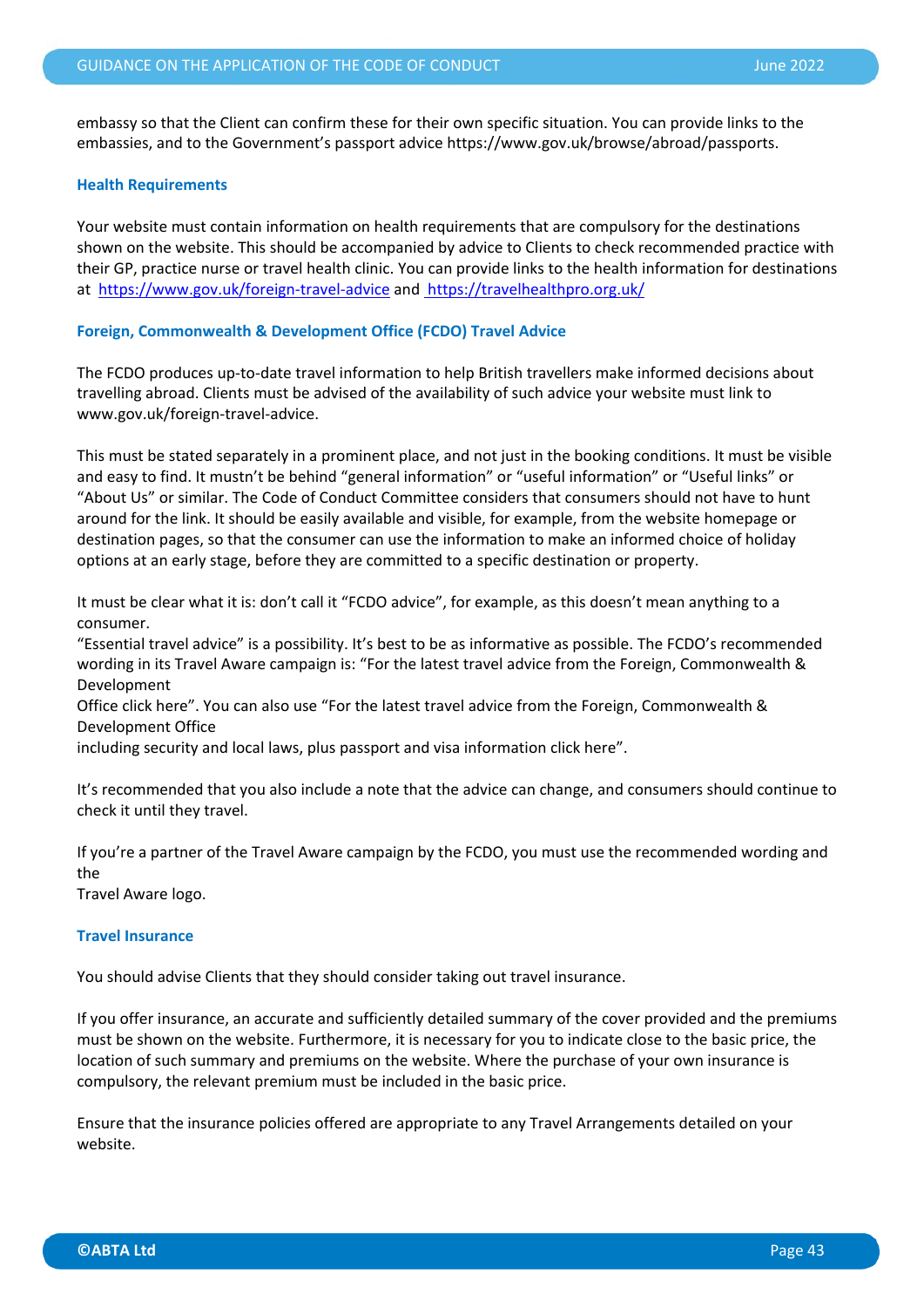embassy so that the Client can confirm these for their own specific situation. You can provide links to the embassies, and to the Government's passport advice https://www.gov.uk/browse/abroad/passports.

### Health Requirements

Your website must contain information on health requirements that are compulsory for the destinations shown on the website. This should be accompanied by advice to Clients to check recommended practice with their GP, practice nurse or travel health clinic. You can provide links to the health information for destinations at https://www.gov.uk/foreign-travel-advice and https://travelhealthpro.org.uk/

### Foreign, Commonwealth & Development Office (FCDO) Travel Advice

The FCDO produces up-to-date travel information to help British travellers make informed decisions about travelling abroad. Clients must be advised of the availability of such advice your website must link to www.gov.uk/foreign-travel-advice.

This must be stated separately in a prominent place, and not just in the booking conditions. It must be visible and easy to find. It mustn't be behind "general information" or "useful information" or "Useful links" or "About Us" or similar. The Code of Conduct Committee considers that consumers should not have to hunt around for the link. It should be easily available and visible, for example, from the website homepage or destination pages, so that the consumer can use the information to make an informed choice of holiday options at an early stage, before they are committed to a specific destination or property.

It must be clear what it is: don't call it "FCDO advice", for example, as this doesn't mean anything to a consumer.
"Essential travel advice" is a possibility. It's best to be as informative as possible. The FCDO's recommended wording in its Travel Aware campaign is: "For the latest travel advice from the Foreign, Commonwealth & Development Office click here". You can also use "For the latest travel advice from the Foreign, Commonwealth & Development Office including security and local laws, plus passport and visa information click here".

It's recommended that you also include a note that the advice can change, and consumers should continue to check it until they travel.

If you're a partner of the Travel Aware campaign by the FCDO, you must use the recommended wording and the Travel Aware logo.

### Travel Insurance

You should advise Clients that they should consider taking out travel insurance.

If you offer insurance, an accurate and sufficiently detailed summary of the cover provided and the premiums must be shown on the website. Furthermore, it is necessary for you to indicate close to the basic price, the location of such summary and premiums on the website. Where the purchase of your own insurance is compulsory, the relevant premium must be included in the basic price.

Ensure that the insurance policies offered are appropriate to any Travel Arrangements detailed on your website.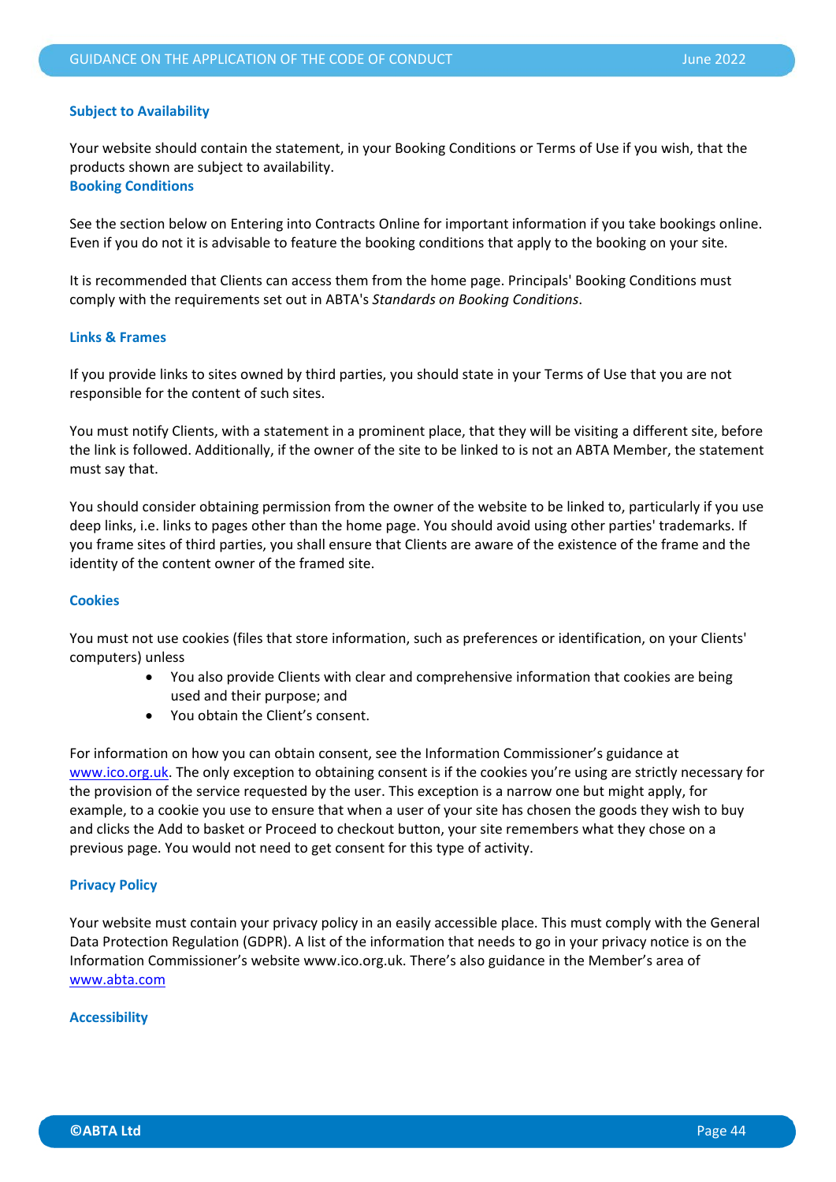### Subject to Availability

Your website should contain the statement, in your Booking Conditions or Terms of Use if you wish, that the products shown are subject to availability.

### Booking Conditions

See the section below on Entering into Contracts Online for important information if you take bookings online. Even if you do not it is advisable to feature the booking conditions that apply to the booking on your site.

It is recommended that Clients can access them from the home page. Principals' Booking Conditions must comply with the requirements set out in ABTA's *Standards on Booking Conditions*.

### Links & Frames

If you provide links to sites owned by third parties, you should state in your Terms of Use that you are not responsible for the content of such sites.

You must notify Clients, with a statement in a prominent place, that they will be visiting a different site, before the link is followed. Additionally, if the owner of the site to be linked to is not an ABTA Member, the statement must say that.

You should consider obtaining permission from the owner of the website to be linked to, particularly if you use deep links, i.e. links to pages other than the home page. You should avoid using other parties' trademarks. If you frame sites of third parties, you shall ensure that Clients are aware of the existence of the frame and the identity of the content owner of the framed site.

### Cookies

You must not use cookies (files that store information, such as preferences or identification, on your Clients' computers) unless

- You also provide Clients with clear and comprehensive information that cookies are being used and their purpose; and
- You obtain the Client's consent.

For information on how you can obtain consent, see the Information Commissioner's guidance at www.ico.org.uk. The only exception to obtaining consent is if the cookies you're using are strictly necessary for the provision of the service requested by the user. This exception is a narrow one but might apply, for example, to a cookie you use to ensure that when a user of your site has chosen the goods they wish to buy and clicks the Add to basket or Proceed to checkout button, your site remembers what they chose on a previous page. You would not need to get consent for this type of activity.

### Privacy Policy

Your website must contain your privacy policy in an easily accessible place. This must comply with the General Data Protection Regulation (GDPR). A list of the information that needs to go in your privacy notice is on the Information Commissioner's website www.ico.org.uk. There's also guidance in the Member's area of www.abta.com

### Accessibility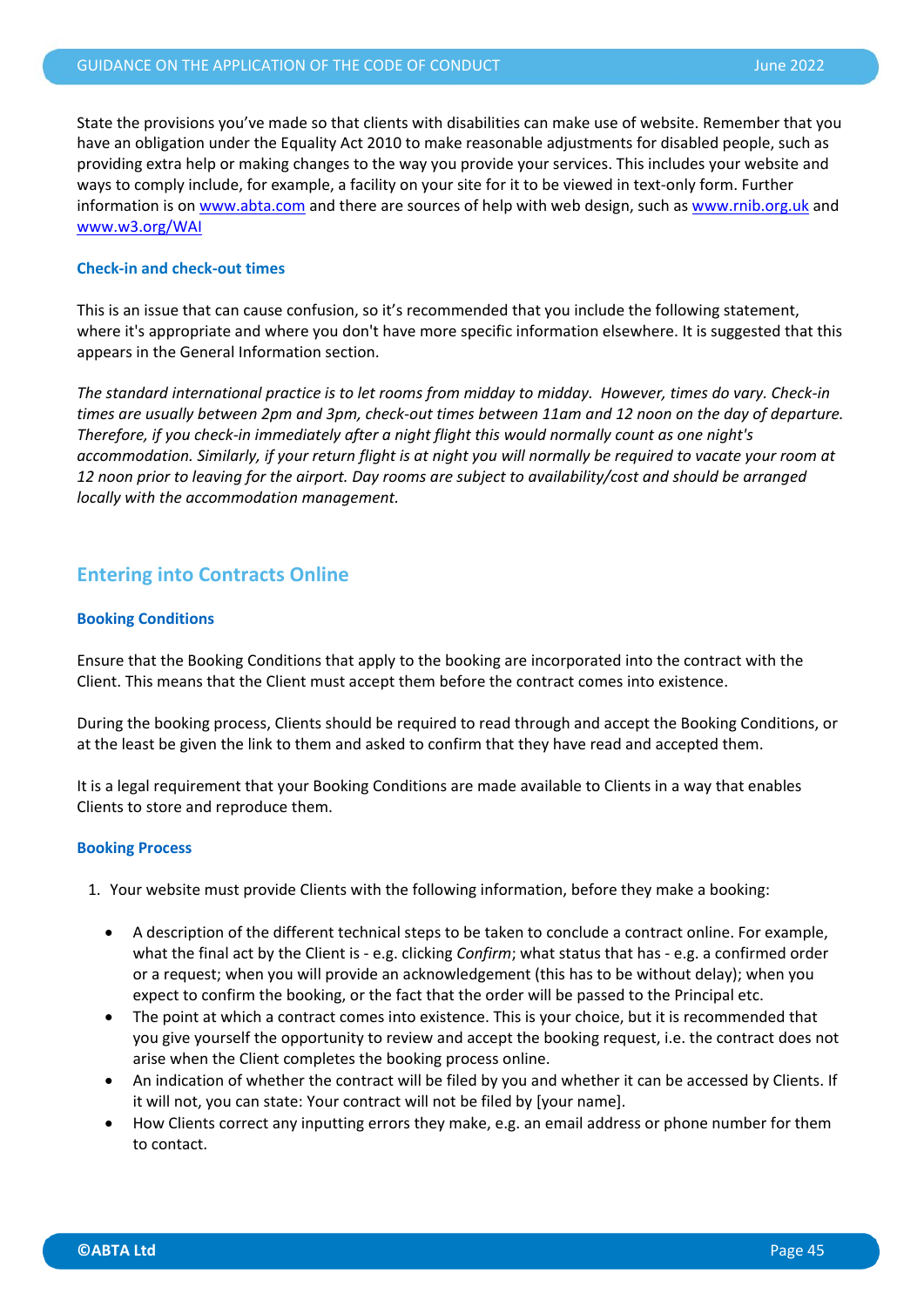State the provisions you've made so that clients with disabilities can make use of website. Remember that you have an obligation under the Equality Act 2010 to make reasonable adjustments for disabled people, such as providing extra help or making changes to the way you provide your services. This includes your website and ways to comply include, for example, a facility on your site for it to be viewed in text-only form. Further information is on www.abta.com and there are sources of help with web design, such as www.rnib.org.uk and www.w3.org/WAI

### Check-in and check-out times

This is an issue that can cause confusion, so it's recommended that you include the following statement, where it's appropriate and where you don't have more specific information elsewhere. It is suggested that this appears in the General Information section.

*The standard international practice is to let rooms from midday to midday. However, times do vary. Check-in times are usually between 2pm and 3pm, check-out times between 11am and 12 noon on the day of departure. Therefore, if you check-in immediately after a night flight this would normally count as one night's accommodation. Similarly, if your return flight is at night you will normally be required to vacate your room at 12 noon prior to leaving for the airport. Day rooms are subject to availability/cost and should be arranged locally with the accommodation management.*

## Entering into Contracts Online

### Booking Conditions

Ensure that the Booking Conditions that apply to the booking are incorporated into the contract with the Client. This means that the Client must accept them before the contract comes into existence.

During the booking process, Clients should be required to read through and accept the Booking Conditions, or at the least be given the link to them and asked to confirm that they have read and accepted them.

It is a legal requirement that your Booking Conditions are made available to Clients in a way that enables Clients to store and reproduce them.

### Booking Process

1. Your website must provide Clients with the following information, before they make a booking:

   - A description of the different technical steps to be taken to conclude a contract online. For example, what the final act by the Client is - e.g. clicking *Confirm*; what status that has - e.g. a confirmed order or a request; when you will provide an acknowledgement (this has to be without delay); when you expect to confirm the booking, or the fact that the order will be passed to the Principal etc.
   - The point at which a contract comes into existence. This is your choice, but it is recommended that you give yourself the opportunity to review and accept the booking request, i.e. the contract does not arise when the Client completes the booking process online.
   - An indication of whether the contract will be filed by you and whether it can be accessed by Clients. If it will not, you can state: Your contract will not be filed by [your name].
   - How Clients correct any inputting errors they make, e.g. an email address or phone number for them to contact.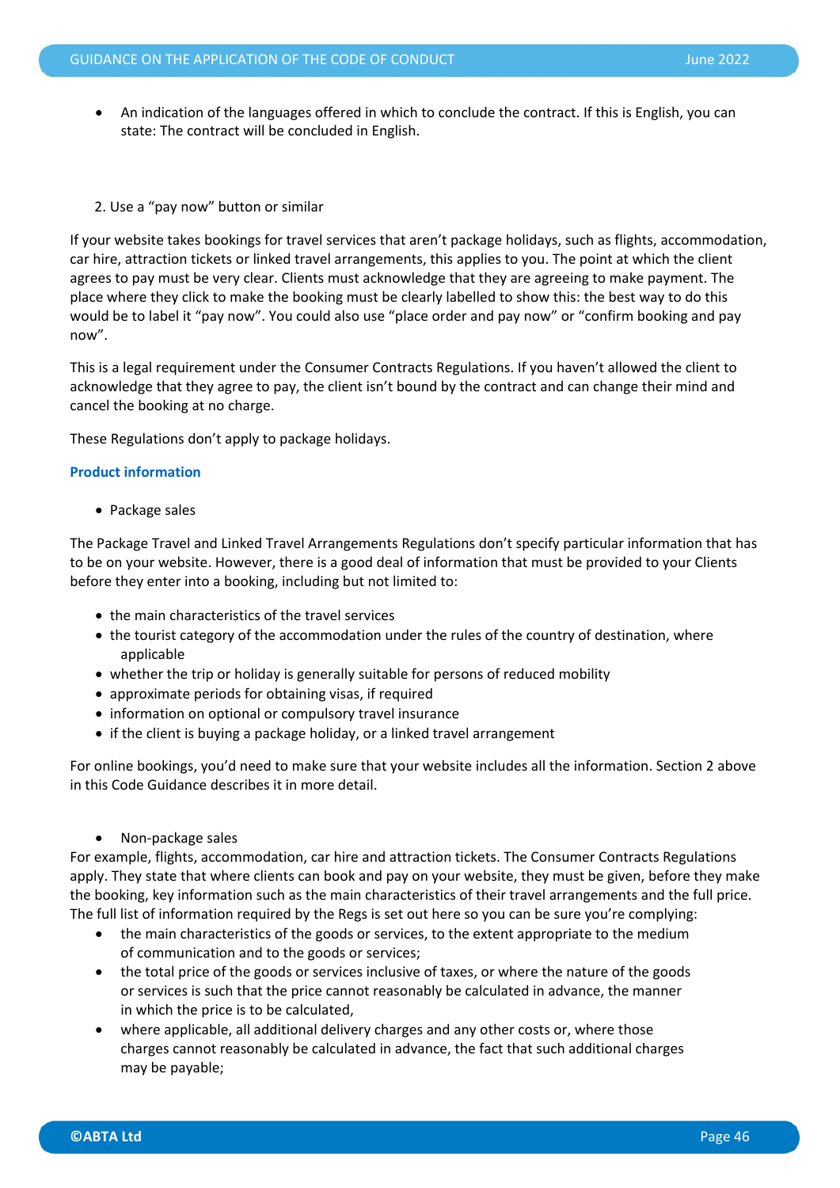- An indication of the languages offered in which to conclude the contract. If this is English, you can state: The contract will be concluded in English.

2. Use a "pay now" button or similar

If your website takes bookings for travel services that aren't package holidays, such as flights, accommodation, car hire, attraction tickets or linked travel arrangements, this applies to you. The point at which the client agrees to pay must be very clear. Clients must acknowledge that they are agreeing to make payment. The place where they click to make the booking must be clearly labelled to show this: the best way to do this would be to label it "pay now". You could also use "place order and pay now" or "confirm booking and pay now".

This is a legal requirement under the Consumer Contracts Regulations. If you haven't allowed the client to acknowledge that they agree to pay, the client isn't bound by the contract and can change their mind and cancel the booking at no charge.

These Regulations don't apply to package holidays.

### Product information

- Package sales

The Package Travel and Linked Travel Arrangements Regulations don't specify particular information that has to be on your website. However, there is a good deal of information that must be provided to your Clients before they enter into a booking, including but not limited to:

- the main characteristics of the travel services
- the tourist category of the accommodation under the rules of the country of destination, where applicable
- whether the trip or holiday is generally suitable for persons of reduced mobility
- approximate periods for obtaining visas, if required
- information on optional or compulsory travel insurance
- if the client is buying a package holiday, or a linked travel arrangement

For online bookings, you'd need to make sure that your website includes all the information. Section 2 above in this Code Guidance describes it in more detail.

- Non-package sales

For example, flights, accommodation, car hire and attraction tickets. The Consumer Contracts Regulations apply. They state that where clients can book and pay on your website, they must be given, before they make the booking, key information such as the main characteristics of their travel arrangements and the full price. The full list of information required by the Regs is set out here so you can be sure you're complying:

- the main characteristics of the goods or services, to the extent appropriate to the medium of communication and to the goods or services;
- the total price of the goods or services inclusive of taxes, or where the nature of the goods or services is such that the price cannot reasonably be calculated in advance, the manner in which the price is to be calculated,
- where applicable, all additional delivery charges and any other costs or, where those charges cannot reasonably be calculated in advance, the fact that such additional charges may be payable;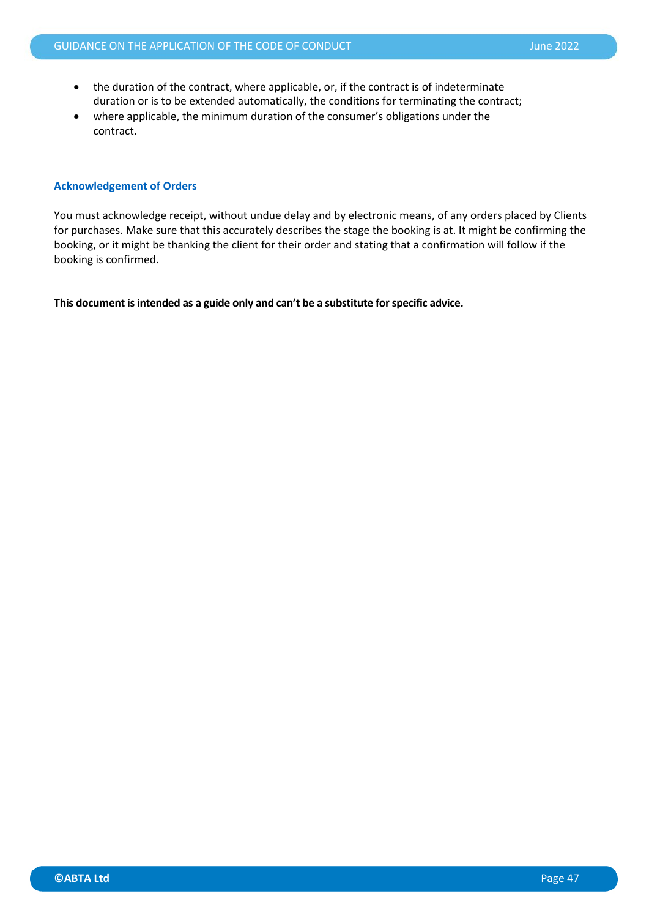- the duration of the contract, where applicable, or, if the contract is of indeterminate duration or is to be extended automatically, the conditions for terminating the contract;
- where applicable, the minimum duration of the consumer's obligations under the contract.

### Acknowledgement of Orders

You must acknowledge receipt, without undue delay and by electronic means, of any orders placed by Clients for purchases. Make sure that this accurately describes the stage the booking is at. It might be confirming the booking, or it might be thanking the client for their order and stating that a confirmation will follow if the booking is confirmed.

**This document is intended as a guide only and can't be a substitute for specific advice.**